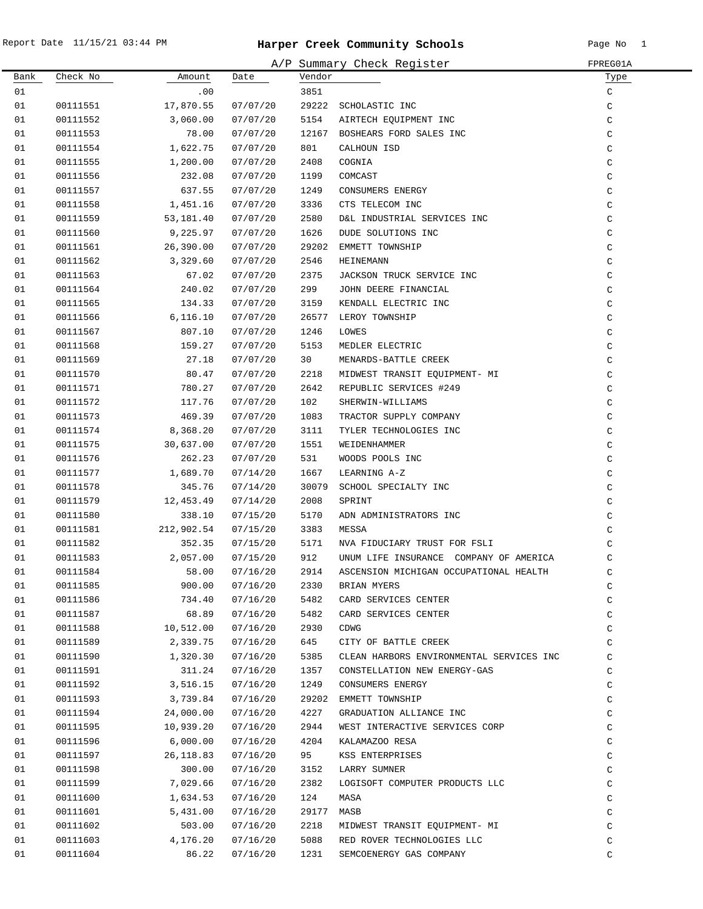# Harper Creek Community Schools

Report Date 11/15/21 03:44 PM

A/P Summary Check Register — FPREG01A

| Bank | Check No | Amount | Date | Vendor | | Type |
|---|---|---|---|---|---|---|
| 01 | | .00 | | 3851 | | C |
| 01 | 00111551 | 17,870.55 | 07/07/20 | 29222 | SCHOLASTIC INC | C |
| 01 | 00111552 | 3,060.00 | 07/07/20 | 5154 | AIRTECH EQUIPMENT INC | C |
| 01 | 00111553 | 78.00 | 07/07/20 | 12167 | BOSHEARS FORD SALES INC | C |
| 01 | 00111554 | 1,622.75 | 07/07/20 | 801 | CALHOUN ISD | C |
| 01 | 00111555 | 1,200.00 | 07/07/20 | 2408 | COGNIA | C |
| 01 | 00111556 | 232.08 | 07/07/20 | 1199 | COMCAST | C |
| 01 | 00111557 | 637.55 | 07/07/20 | 1249 | CONSUMERS ENERGY | C |
| 01 | 00111558 | 1,451.16 | 07/07/20 | 3336 | CTS TELECOM INC | C |
| 01 | 00111559 | 53,181.40 | 07/07/20 | 2580 | D&L INDUSTRIAL SERVICES INC | C |
| 01 | 00111560 | 9,225.97 | 07/07/20 | 1626 | DUDE SOLUTIONS INC | C |
| 01 | 00111561 | 26,390.00 | 07/07/20 | 29202 | EMMETT TOWNSHIP | C |
| 01 | 00111562 | 3,329.60 | 07/07/20 | 2546 | HEINEMANN | C |
| 01 | 00111563 | 67.02 | 07/07/20 | 2375 | JACKSON TRUCK SERVICE INC | C |
| 01 | 00111564 | 240.02 | 07/07/20 | 299 | JOHN DEERE FINANCIAL | C |
| 01 | 00111565 | 134.33 | 07/07/20 | 3159 | KENDALL ELECTRIC INC | C |
| 01 | 00111566 | 6,116.10 | 07/07/20 | 26577 | LEROY TOWNSHIP | C |
| 01 | 00111567 | 807.10 | 07/07/20 | 1246 | LOWES | C |
| 01 | 00111568 | 159.27 | 07/07/20 | 5153 | MEDLER ELECTRIC | C |
| 01 | 00111569 | 27.18 | 07/07/20 | 30 | MENARDS-BATTLE CREEK | C |
| 01 | 00111570 | 80.47 | 07/07/20 | 2218 | MIDWEST TRANSIT EQUIPMENT- MI | C |
| 01 | 00111571 | 780.27 | 07/07/20 | 2642 | REPUBLIC SERVICES #249 | C |
| 01 | 00111572 | 117.76 | 07/07/20 | 102 | SHERWIN-WILLIAMS | C |
| 01 | 00111573 | 469.39 | 07/07/20 | 1083 | TRACTOR SUPPLY COMPANY | C |
| 01 | 00111574 | 8,368.20 | 07/07/20 | 3111 | TYLER TECHNOLOGIES INC | C |
| 01 | 00111575 | 30,637.00 | 07/07/20 | 1551 | WEIDENHAMMER | C |
| 01 | 00111576 | 262.23 | 07/07/20 | 531 | WOODS POOLS INC | C |
| 01 | 00111577 | 1,689.70 | 07/14/20 | 1667 | LEARNING A-Z | C |
| 01 | 00111578 | 345.76 | 07/14/20 | 30079 | SCHOOL SPECIALTY INC | C |
| 01 | 00111579 | 12,453.49 | 07/14/20 | 2008 | SPRINT | C |
| 01 | 00111580 | 338.10 | 07/15/20 | 5170 | ADN ADMINISTRATORS INC | C |
| 01 | 00111581 | 212,902.54 | 07/15/20 | 3383 | MESSA | C |
| 01 | 00111582 | 352.35 | 07/15/20 | 5171 | NVA FIDUCIARY TRUST FOR FSLI | C |
| 01 | 00111583 | 2,057.00 | 07/15/20 | 912 | UNUM LIFE INSURANCE COMPANY OF AMERICA | C |
| 01 | 00111584 | 58.00 | 07/16/20 | 2914 | ASCENSION MICHIGAN OCCUPATIONAL HEALTH | C |
| 01 | 00111585 | 900.00 | 07/16/20 | 2330 | BRIAN MYERS | C |
| 01 | 00111586 | 734.40 | 07/16/20 | 5482 | CARD SERVICES CENTER | C |
| 01 | 00111587 | 68.89 | 07/16/20 | 5482 | CARD SERVICES CENTER | C |
| 01 | 00111588 | 10,512.00 | 07/16/20 | 2930 | CDWG | C |
| 01 | 00111589 | 2,339.75 | 07/16/20 | 645 | CITY OF BATTLE CREEK | C |
| 01 | 00111590 | 1,320.30 | 07/16/20 | 5385 | CLEAN HARBORS ENVIRONMENTAL SERVICES INC | C |
| 01 | 00111591 | 311.24 | 07/16/20 | 1357 | CONSTELLATION NEW ENERGY-GAS | C |
| 01 | 00111592 | 3,516.15 | 07/16/20 | 1249 | CONSUMERS ENERGY | C |
| 01 | 00111593 | 3,739.84 | 07/16/20 | 29202 | EMMETT TOWNSHIP | C |
| 01 | 00111594 | 24,000.00 | 07/16/20 | 4227 | GRADUATION ALLIANCE INC | C |
| 01 | 00111595 | 10,939.20 | 07/16/20 | 2944 | WEST INTERACTIVE SERVICES CORP | C |
| 01 | 00111596 | 6,000.00 | 07/16/20 | 4204 | KALAMAZOO RESA | C |
| 01 | 00111597 | 26,118.83 | 07/16/20 | 95 | KSS ENTERPRISES | C |
| 01 | 00111598 | 300.00 | 07/16/20 | 3152 | LARRY SUMNER | C |
| 01 | 00111599 | 7,029.66 | 07/16/20 | 2382 | LOGISOFT COMPUTER PRODUCTS LLC | C |
| 01 | 00111600 | 1,634.53 | 07/16/20 | 124 | MASA | C |
| 01 | 00111601 | 5,431.00 | 07/16/20 | 29177 | MASB | C |
| 01 | 00111602 | 503.00 | 07/16/20 | 2218 | MIDWEST TRANSIT EQUIPMENT- MI | C |
| 01 | 00111603 | 4,176.20 | 07/16/20 | 5088 | RED ROVER TECHNOLOGIES LLC | C |
| 01 | 00111604 | 86.22 | 07/16/20 | 1231 | SEMCOENERGY GAS COMPANY | C |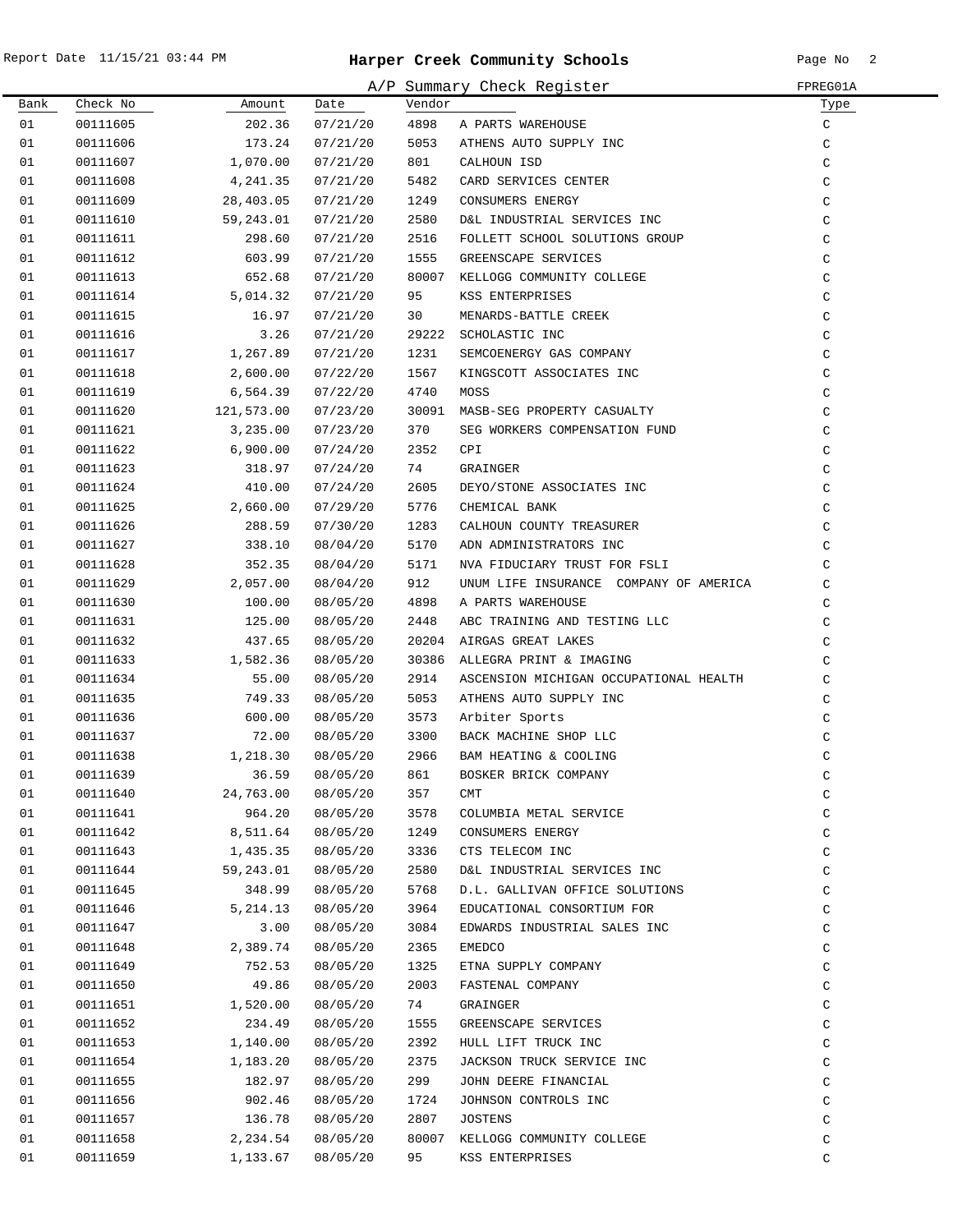# Harper Creek Community Schools

A/P Summary Check Register

FPREG01A

| Bank | Check No | Amount | Date | Vendor | | Type |
|---|---|---|---|---|---|---|
| 01 | 00111605 | 202.36 | 07/21/20 | 4898 | A PARTS WAREHOUSE | C |
| 01 | 00111606 | 173.24 | 07/21/20 | 5053 | ATHENS AUTO SUPPLY INC | C |
| 01 | 00111607 | 1,070.00 | 07/21/20 | 801 | CALHOUN ISD | C |
| 01 | 00111608 | 4,241.35 | 07/21/20 | 5482 | CARD SERVICES CENTER | C |
| 01 | 00111609 | 28,403.05 | 07/21/20 | 1249 | CONSUMERS ENERGY | C |
| 01 | 00111610 | 59,243.01 | 07/21/20 | 2580 | D&L INDUSTRIAL SERVICES INC | C |
| 01 | 00111611 | 298.60 | 07/21/20 | 2516 | FOLLETT SCHOOL SOLUTIONS GROUP | C |
| 01 | 00111612 | 603.99 | 07/21/20 | 1555 | GREENSCAPE SERVICES | C |
| 01 | 00111613 | 652.68 | 07/21/20 | 80007 | KELLOGG COMMUNITY COLLEGE | C |
| 01 | 00111614 | 5,014.32 | 07/21/20 | 95 | KSS ENTERPRISES | C |
| 01 | 00111615 | 16.97 | 07/21/20 | 30 | MENARDS-BATTLE CREEK | C |
| 01 | 00111616 | 3.26 | 07/21/20 | 29222 | SCHOLASTIC INC | C |
| 01 | 00111617 | 1,267.89 | 07/21/20 | 1231 | SEMCOENERGY GAS COMPANY | C |
| 01 | 00111618 | 2,600.00 | 07/22/20 | 1567 | KINGSCOTT ASSOCIATES INC | C |
| 01 | 00111619 | 6,564.39 | 07/22/20 | 4740 | MOSS | C |
| 01 | 00111620 | 121,573.00 | 07/23/20 | 30091 | MASB-SEG PROPERTY CASUALTY | C |
| 01 | 00111621 | 3,235.00 | 07/23/20 | 370 | SEG WORKERS COMPENSATION FUND | C |
| 01 | 00111622 | 6,900.00 | 07/24/20 | 2352 | CPI | C |
| 01 | 00111623 | 318.97 | 07/24/20 | 74 | GRAINGER | C |
| 01 | 00111624 | 410.00 | 07/24/20 | 2605 | DEYO/STONE ASSOCIATES INC | C |
| 01 | 00111625 | 2,660.00 | 07/29/20 | 5776 | CHEMICAL BANK | C |
| 01 | 00111626 | 288.59 | 07/30/20 | 1283 | CALHOUN COUNTY TREASURER | C |
| 01 | 00111627 | 338.10 | 08/04/20 | 5170 | ADN ADMINISTRATORS INC | C |
| 01 | 00111628 | 352.35 | 08/04/20 | 5171 | NVA FIDUCIARY TRUST FOR FSLI | C |
| 01 | 00111629 | 2,057.00 | 08/04/20 | 912 | UNUM LIFE INSURANCE COMPANY OF AMERICA | C |
| 01 | 00111630 | 100.00 | 08/05/20 | 4898 | A PARTS WAREHOUSE | C |
| 01 | 00111631 | 125.00 | 08/05/20 | 2448 | ABC TRAINING AND TESTING LLC | C |
| 01 | 00111632 | 437.65 | 08/05/20 | 20204 | AIRGAS GREAT LAKES | C |
| 01 | 00111633 | 1,582.36 | 08/05/20 | 30386 | ALLEGRA PRINT & IMAGING | C |
| 01 | 00111634 | 55.00 | 08/05/20 | 2914 | ASCENSION MICHIGAN OCCUPATIONAL HEALTH | C |
| 01 | 00111635 | 749.33 | 08/05/20 | 5053 | ATHENS AUTO SUPPLY INC | C |
| 01 | 00111636 | 600.00 | 08/05/20 | 3573 | Arbiter Sports | C |
| 01 | 00111637 | 72.00 | 08/05/20 | 3300 | BACK MACHINE SHOP LLC | C |
| 01 | 00111638 | 1,218.30 | 08/05/20 | 2966 | BAM HEATING & COOLING | C |
| 01 | 00111639 | 36.59 | 08/05/20 | 861 | BOSKER BRICK COMPANY | C |
| 01 | 00111640 | 24,763.00 | 08/05/20 | 357 | CMT | C |
| 01 | 00111641 | 964.20 | 08/05/20 | 3578 | COLUMBIA METAL SERVICE | C |
| 01 | 00111642 | 8,511.64 | 08/05/20 | 1249 | CONSUMERS ENERGY | C |
| 01 | 00111643 | 1,435.35 | 08/05/20 | 3336 | CTS TELECOM INC | C |
| 01 | 00111644 | 59,243.01 | 08/05/20 | 2580 | D&L INDUSTRIAL SERVICES INC | C |
| 01 | 00111645 | 348.99 | 08/05/20 | 5768 | D.L. GALLIVAN OFFICE SOLUTIONS | C |
| 01 | 00111646 | 5,214.13 | 08/05/20 | 3964 | EDUCATIONAL CONSORTIUM FOR | C |
| 01 | 00111647 | 3.00 | 08/05/20 | 3084 | EDWARDS INDUSTRIAL SALES INC | C |
| 01 | 00111648 | 2,389.74 | 08/05/20 | 2365 | EMEDCO | C |
| 01 | 00111649 | 752.53 | 08/05/20 | 1325 | ETNA SUPPLY COMPANY | C |
| 01 | 00111650 | 49.86 | 08/05/20 | 2003 | FASTENAL COMPANY | C |
| 01 | 00111651 | 1,520.00 | 08/05/20 | 74 | GRAINGER | C |
| 01 | 00111652 | 234.49 | 08/05/20 | 1555 | GREENSCAPE SERVICES | C |
| 01 | 00111653 | 1,140.00 | 08/05/20 | 2392 | HULL LIFT TRUCK INC | C |
| 01 | 00111654 | 1,183.20 | 08/05/20 | 2375 | JACKSON TRUCK SERVICE INC | C |
| 01 | 00111655 | 182.97 | 08/05/20 | 299 | JOHN DEERE FINANCIAL | C |
| 01 | 00111656 | 902.46 | 08/05/20 | 1724 | JOHNSON CONTROLS INC | C |
| 01 | 00111657 | 136.78 | 08/05/20 | 2807 | JOSTENS | C |
| 01 | 00111658 | 2,234.54 | 08/05/20 | 80007 | KELLOGG COMMUNITY COLLEGE | C |
| 01 | 00111659 | 1,133.67 | 08/05/20 | 95 | KSS ENTERPRISES | C |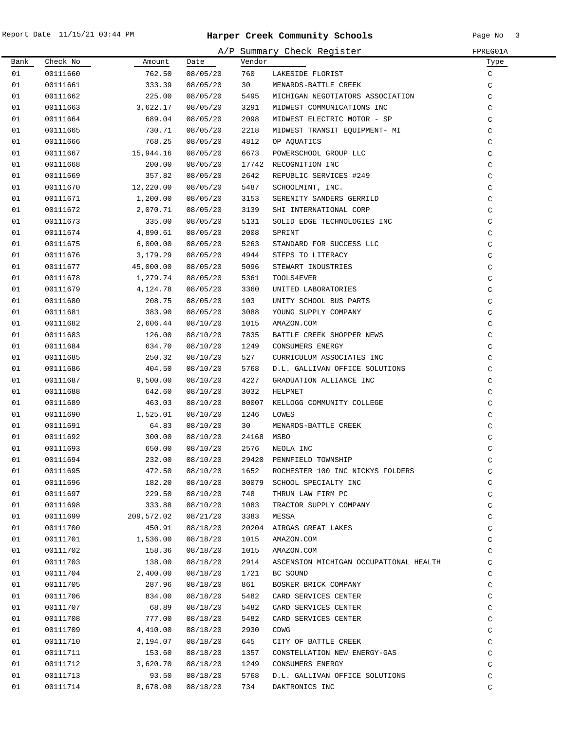# Harper Creek Community Schools

## A/P Summary Check Register

Report Date 11/15/21 03:44 PM — FPREG01A

| Bank | Check No | Amount | Date | Vendor | | Type |
|---|---|---|---|---|---|---|
| 01 | 00111660 | 762.50 | 08/05/20 | 760 | LAKESIDE FLORIST | C |
| 01 | 00111661 | 333.39 | 08/05/20 | 30 | MENARDS-BATTLE CREEK | C |
| 01 | 00111662 | 225.00 | 08/05/20 | 5495 | MICHIGAN NEGOTIATORS ASSOCIATION | C |
| 01 | 00111663 | 3,622.17 | 08/05/20 | 3291 | MIDWEST COMMUNICATIONS INC | C |
| 01 | 00111664 | 689.04 | 08/05/20 | 2098 | MIDWEST ELECTRIC MOTOR - SP | C |
| 01 | 00111665 | 730.71 | 08/05/20 | 2218 | MIDWEST TRANSIT EQUIPMENT- MI | C |
| 01 | 00111666 | 768.25 | 08/05/20 | 4812 | OP AQUATICS | C |
| 01 | 00111667 | 15,944.16 | 08/05/20 | 6673 | POWERSCHOOL GROUP LLC | C |
| 01 | 00111668 | 200.00 | 08/05/20 | 17742 | RECOGNITION INC | C |
| 01 | 00111669 | 357.82 | 08/05/20 | 2642 | REPUBLIC SERVICES #249 | C |
| 01 | 00111670 | 12,220.00 | 08/05/20 | 5487 | SCHOOLMINT, INC. | C |
| 01 | 00111671 | 1,200.00 | 08/05/20 | 3153 | SERENITY SANDERS GERRILD | C |
| 01 | 00111672 | 2,070.71 | 08/05/20 | 3139 | SHI INTERNATIONAL CORP | C |
| 01 | 00111673 | 335.00 | 08/05/20 | 5131 | SOLID EDGE TECHNOLOGIES INC | C |
| 01 | 00111674 | 4,890.61 | 08/05/20 | 2008 | SPRINT | C |
| 01 | 00111675 | 6,000.00 | 08/05/20 | 5263 | STANDARD FOR SUCCESS LLC | C |
| 01 | 00111676 | 3,179.29 | 08/05/20 | 4944 | STEPS TO LITERACY | C |
| 01 | 00111677 | 45,000.00 | 08/05/20 | 5096 | STEWART INDUSTRIES | C |
| 01 | 00111678 | 1,279.74 | 08/05/20 | 5361 | TOOLS4EVER | C |
| 01 | 00111679 | 4,124.78 | 08/05/20 | 3360 | UNITED LABORATORIES | C |
| 01 | 00111680 | 208.75 | 08/05/20 | 103 | UNITY SCHOOL BUS PARTS | C |
| 01 | 00111681 | 383.90 | 08/05/20 | 3088 | YOUNG SUPPLY COMPANY | C |
| 01 | 00111682 | 2,606.44 | 08/10/20 | 1015 | AMAZON.COM | C |
| 01 | 00111683 | 126.00 | 08/10/20 | 7835 | BATTLE CREEK SHOPPER NEWS | C |
| 01 | 00111684 | 634.70 | 08/10/20 | 1249 | CONSUMERS ENERGY | C |
| 01 | 00111685 | 250.32 | 08/10/20 | 527 | CURRICULUM ASSOCIATES INC | C |
| 01 | 00111686 | 404.50 | 08/10/20 | 5768 | D.L. GALLIVAN OFFICE SOLUTIONS | C |
| 01 | 00111687 | 9,500.00 | 08/10/20 | 4227 | GRADUATION ALLIANCE INC | C |
| 01 | 00111688 | 642.60 | 08/10/20 | 3032 | HELPNET | C |
| 01 | 00111689 | 463.03 | 08/10/20 | 80007 | KELLOGG COMMUNITY COLLEGE | C |
| 01 | 00111690 | 1,525.01 | 08/10/20 | 1246 | LOWES | C |
| 01 | 00111691 | 64.83 | 08/10/20 | 30 | MENARDS-BATTLE CREEK | C |
| 01 | 00111692 | 300.00 | 08/10/20 | 24168 | MSBO | C |
| 01 | 00111693 | 650.00 | 08/10/20 | 2576 | NEOLA INC | C |
| 01 | 00111694 | 232.00 | 08/10/20 | 29420 | PENNFIELD TOWNSHIP | C |
| 01 | 00111695 | 472.50 | 08/10/20 | 1652 | ROCHESTER 100 INC NICKYS FOLDERS | C |
| 01 | 00111696 | 182.20 | 08/10/20 | 30079 | SCHOOL SPECIALTY INC | C |
| 01 | 00111697 | 229.50 | 08/10/20 | 748 | THRUN LAW FIRM PC | C |
| 01 | 00111698 | 333.88 | 08/10/20 | 1083 | TRACTOR SUPPLY COMPANY | C |
| 01 | 00111699 | 209,572.02 | 08/21/20 | 3383 | MESSA | C |
| 01 | 00111700 | 450.91 | 08/18/20 | 20204 | AIRGAS GREAT LAKES | C |
| 01 | 00111701 | 1,536.00 | 08/18/20 | 1015 | AMAZON.COM | C |
| 01 | 00111702 | 158.36 | 08/18/20 | 1015 | AMAZON.COM | C |
| 01 | 00111703 | 138.00 | 08/18/20 | 2914 | ASCENSION MICHIGAN OCCUPATIONAL HEALTH | C |
| 01 | 00111704 | 2,400.00 | 08/18/20 | 1721 | BC SOUND | C |
| 01 | 00111705 | 287.96 | 08/18/20 | 861 | BOSKER BRICK COMPANY | C |
| 01 | 00111706 | 834.00 | 08/18/20 | 5482 | CARD SERVICES CENTER | C |
| 01 | 00111707 | 68.89 | 08/18/20 | 5482 | CARD SERVICES CENTER | C |
| 01 | 00111708 | 777.00 | 08/18/20 | 5482 | CARD SERVICES CENTER | C |
| 01 | 00111709 | 4,410.00 | 08/18/20 | 2930 | CDWG | C |
| 01 | 00111710 | 2,194.07 | 08/18/20 | 645 | CITY OF BATTLE CREEK | C |
| 01 | 00111711 | 153.60 | 08/18/20 | 1357 | CONSTELLATION NEW ENERGY-GAS | C |
| 01 | 00111712 | 3,620.70 | 08/18/20 | 1249 | CONSUMERS ENERGY | C |
| 01 | 00111713 | 93.50 | 08/18/20 | 5768 | D.L. GALLIVAN OFFICE SOLUTIONS | C |
| 01 | 00111714 | 8,678.00 | 08/18/20 | 734 | DAKTRONICS INC | C |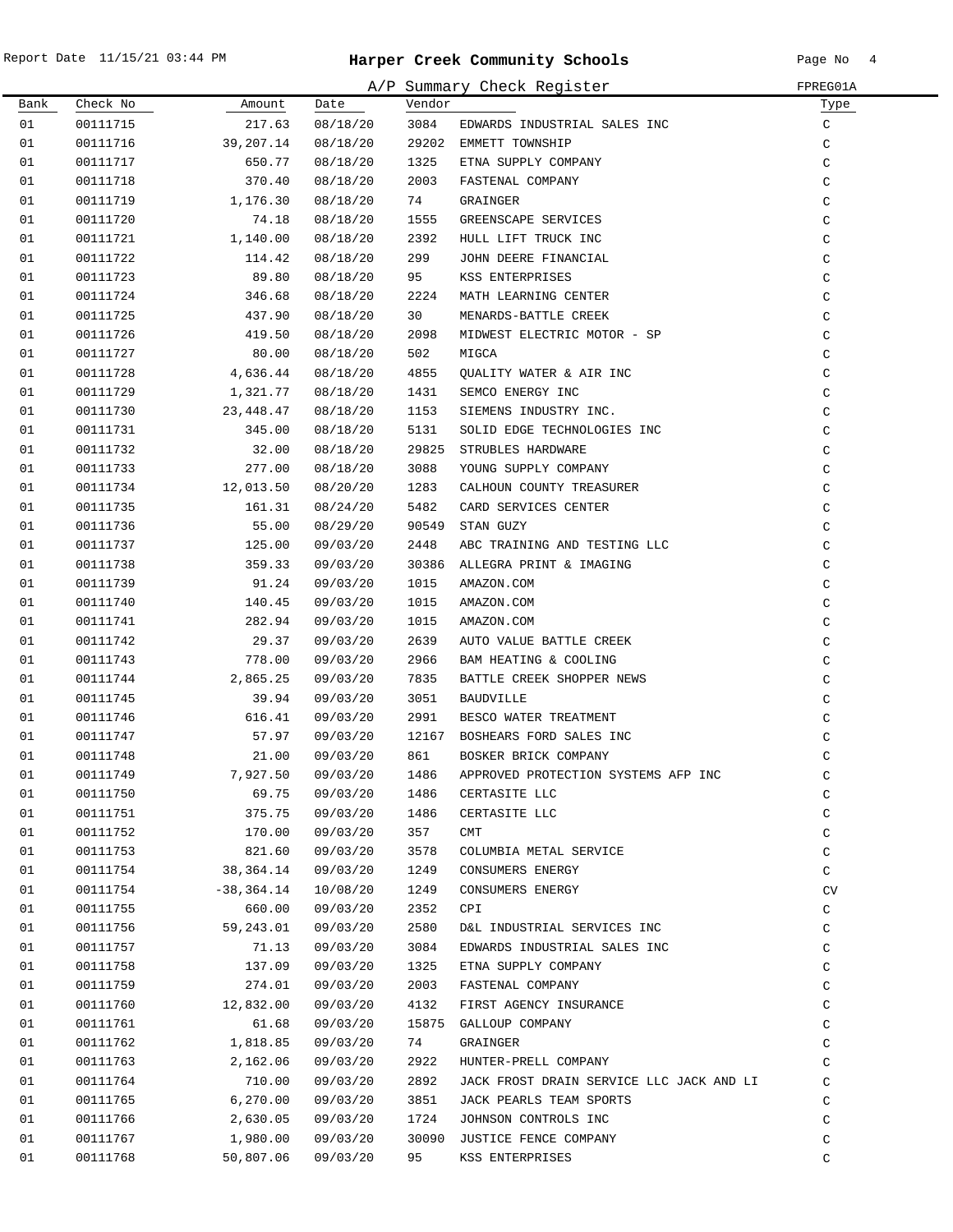# Harper Creek Community Schools

A/P Summary Check Register

FPREG01A

| Bank | Check No | Amount | Date | Vendor | | Type |
|---|---|---|---|---|---|---|
| 01 | 00111715 | 217.63 | 08/18/20 | 3084 | EDWARDS INDUSTRIAL SALES INC | C |
| 01 | 00111716 | 39,207.14 | 08/18/20 | 29202 | EMMETT TOWNSHIP | C |
| 01 | 00111717 | 650.77 | 08/18/20 | 1325 | ETNA SUPPLY COMPANY | C |
| 01 | 00111718 | 370.40 | 08/18/20 | 2003 | FASTENAL COMPANY | C |
| 01 | 00111719 | 1,176.30 | 08/18/20 | 74 | GRAINGER | C |
| 01 | 00111720 | 74.18 | 08/18/20 | 1555 | GREENSCAPE SERVICES | C |
| 01 | 00111721 | 1,140.00 | 08/18/20 | 2392 | HULL LIFT TRUCK INC | C |
| 01 | 00111722 | 114.42 | 08/18/20 | 299 | JOHN DEERE FINANCIAL | C |
| 01 | 00111723 | 89.80 | 08/18/20 | 95 | KSS ENTERPRISES | C |
| 01 | 00111724 | 346.68 | 08/18/20 | 2224 | MATH LEARNING CENTER | C |
| 01 | 00111725 | 437.90 | 08/18/20 | 30 | MENARDS-BATTLE CREEK | C |
| 01 | 00111726 | 419.50 | 08/18/20 | 2098 | MIDWEST ELECTRIC MOTOR - SP | C |
| 01 | 00111727 | 80.00 | 08/18/20 | 502 | MIGCA | C |
| 01 | 00111728 | 4,636.44 | 08/18/20 | 4855 | QUALITY WATER & AIR INC | C |
| 01 | 00111729 | 1,321.77 | 08/18/20 | 1431 | SEMCO ENERGY INC | C |
| 01 | 00111730 | 23,448.47 | 08/18/20 | 1153 | SIEMENS INDUSTRY INC. | C |
| 01 | 00111731 | 345.00 | 08/18/20 | 5131 | SOLID EDGE TECHNOLOGIES INC | C |
| 01 | 00111732 | 32.00 | 08/18/20 | 29825 | STRUBLES HARDWARE | C |
| 01 | 00111733 | 277.00 | 08/18/20 | 3088 | YOUNG SUPPLY COMPANY | C |
| 01 | 00111734 | 12,013.50 | 08/20/20 | 1283 | CALHOUN COUNTY TREASURER | C |
| 01 | 00111735 | 161.31 | 08/24/20 | 5482 | CARD SERVICES CENTER | C |
| 01 | 00111736 | 55.00 | 08/29/20 | 90549 | STAN GUZY | C |
| 01 | 00111737 | 125.00 | 09/03/20 | 2448 | ABC TRAINING AND TESTING LLC | C |
| 01 | 00111738 | 359.33 | 09/03/20 | 30386 | ALLEGRA PRINT & IMAGING | C |
| 01 | 00111739 | 91.24 | 09/03/20 | 1015 | AMAZON.COM | C |
| 01 | 00111740 | 140.45 | 09/03/20 | 1015 | AMAZON.COM | C |
| 01 | 00111741 | 282.94 | 09/03/20 | 1015 | AMAZON.COM | C |
| 01 | 00111742 | 29.37 | 09/03/20 | 2639 | AUTO VALUE BATTLE CREEK | C |
| 01 | 00111743 | 778.00 | 09/03/20 | 2966 | BAM HEATING & COOLING | C |
| 01 | 00111744 | 2,865.25 | 09/03/20 | 7835 | BATTLE CREEK SHOPPER NEWS | C |
| 01 | 00111745 | 39.94 | 09/03/20 | 3051 | BAUDVILLE | C |
| 01 | 00111746 | 616.41 | 09/03/20 | 2991 | BESCO WATER TREATMENT | C |
| 01 | 00111747 | 57.97 | 09/03/20 | 12167 | BOSHEARS FORD SALES INC | C |
| 01 | 00111748 | 21.00 | 09/03/20 | 861 | BOSKER BRICK COMPANY | C |
| 01 | 00111749 | 7,927.50 | 09/03/20 | 1486 | APPROVED PROTECTION SYSTEMS AFP INC | C |
| 01 | 00111750 | 69.75 | 09/03/20 | 1486 | CERTASITE LLC | C |
| 01 | 00111751 | 375.75 | 09/03/20 | 1486 | CERTASITE LLC | C |
| 01 | 00111752 | 170.00 | 09/03/20 | 357 | CMT | C |
| 01 | 00111753 | 821.60 | 09/03/20 | 3578 | COLUMBIA METAL SERVICE | C |
| 01 | 00111754 | 38,364.14 | 09/03/20 | 1249 | CONSUMERS ENERGY | C |
| 01 | 00111754 | -38,364.14 | 10/08/20 | 1249 | CONSUMERS ENERGY | CV |
| 01 | 00111755 | 660.00 | 09/03/20 | 2352 | CPI | C |
| 01 | 00111756 | 59,243.01 | 09/03/20 | 2580 | D&L INDUSTRIAL SERVICES INC | C |
| 01 | 00111757 | 71.13 | 09/03/20 | 3084 | EDWARDS INDUSTRIAL SALES INC | C |
| 01 | 00111758 | 137.09 | 09/03/20 | 1325 | ETNA SUPPLY COMPANY | C |
| 01 | 00111759 | 274.01 | 09/03/20 | 2003 | FASTENAL COMPANY | C |
| 01 | 00111760 | 12,832.00 | 09/03/20 | 4132 | FIRST AGENCY INSURANCE | C |
| 01 | 00111761 | 61.68 | 09/03/20 | 15875 | GALLOUP COMPANY | C |
| 01 | 00111762 | 1,818.85 | 09/03/20 | 74 | GRAINGER | C |
| 01 | 00111763 | 2,162.06 | 09/03/20 | 2922 | HUNTER-PRELL COMPANY | C |
| 01 | 00111764 | 710.00 | 09/03/20 | 2892 | JACK FROST DRAIN SERVICE LLC JACK AND LI | C |
| 01 | 00111765 | 6,270.00 | 09/03/20 | 3851 | JACK PEARLS TEAM SPORTS | C |
| 01 | 00111766 | 2,630.05 | 09/03/20 | 1724 | JOHNSON CONTROLS INC | C |
| 01 | 00111767 | 1,980.00 | 09/03/20 | 30090 | JUSTICE FENCE COMPANY | C |
| 01 | 00111768 | 50,807.06 | 09/03/20 | 95 | KSS ENTERPRISES | C |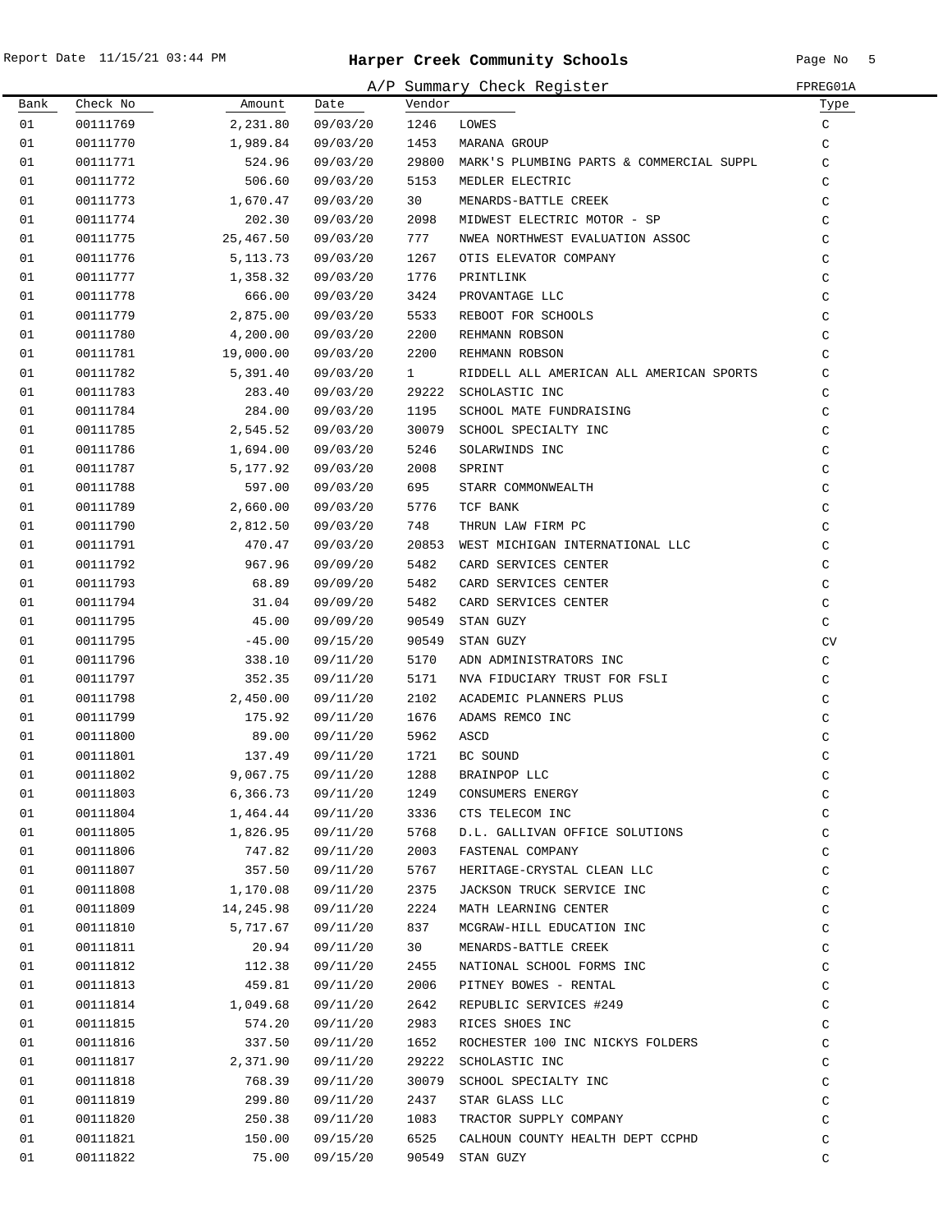# Harper Creek Community Schools

## A/P Summary Check Register

FPREG01A

| Bank | Check No | Amount | Date | Vendor | | Type |
|---|---|---|---|---|---|---|
| 01 | 00111769 | 2,231.80 | 09/03/20 | 1246 | LOWES | C |
| 01 | 00111770 | 1,989.84 | 09/03/20 | 1453 | MARANA GROUP | C |
| 01 | 00111771 | 524.96 | 09/03/20 | 29800 | MARK'S PLUMBING PARTS & COMMERCIAL SUPPL | C |
| 01 | 00111772 | 506.60 | 09/03/20 | 5153 | MEDLER ELECTRIC | C |
| 01 | 00111773 | 1,670.47 | 09/03/20 | 30 | MENARDS-BATTLE CREEK | C |
| 01 | 00111774 | 202.30 | 09/03/20 | 2098 | MIDWEST ELECTRIC MOTOR - SP | C |
| 01 | 00111775 | 25,467.50 | 09/03/20 | 777 | NWEA NORTHWEST EVALUATION ASSOC | C |
| 01 | 00111776 | 5,113.73 | 09/03/20 | 1267 | OTIS ELEVATOR COMPANY | C |
| 01 | 00111777 | 1,358.32 | 09/03/20 | 1776 | PRINTLINK | C |
| 01 | 00111778 | 666.00 | 09/03/20 | 3424 | PROVANTAGE LLC | C |
| 01 | 00111779 | 2,875.00 | 09/03/20 | 5533 | REBOOT FOR SCHOOLS | C |
| 01 | 00111780 | 4,200.00 | 09/03/20 | 2200 | REHMANN ROBSON | C |
| 01 | 00111781 | 19,000.00 | 09/03/20 | 2200 | REHMANN ROBSON | C |
| 01 | 00111782 | 5,391.40 | 09/03/20 | 1 | RIDDELL ALL AMERICAN ALL AMERICAN SPORTS | C |
| 01 | 00111783 | 283.40 | 09/03/20 | 29222 | SCHOLASTIC INC | C |
| 01 | 00111784 | 284.00 | 09/03/20 | 1195 | SCHOOL MATE FUNDRAISING | C |
| 01 | 00111785 | 2,545.52 | 09/03/20 | 30079 | SCHOOL SPECIALTY INC | C |
| 01 | 00111786 | 1,694.00 | 09/03/20 | 5246 | SOLARWINDS INC | C |
| 01 | 00111787 | 5,177.92 | 09/03/20 | 2008 | SPRINT | C |
| 01 | 00111788 | 597.00 | 09/03/20 | 695 | STARR COMMONWEALTH | C |
| 01 | 00111789 | 2,660.00 | 09/03/20 | 5776 | TCF BANK | C |
| 01 | 00111790 | 2,812.50 | 09/03/20 | 748 | THRUN LAW FIRM PC | C |
| 01 | 00111791 | 470.47 | 09/03/20 | 20853 | WEST MICHIGAN INTERNATIONAL LLC | C |
| 01 | 00111792 | 967.96 | 09/09/20 | 5482 | CARD SERVICES CENTER | C |
| 01 | 00111793 | 68.89 | 09/09/20 | 5482 | CARD SERVICES CENTER | C |
| 01 | 00111794 | 31.04 | 09/09/20 | 5482 | CARD SERVICES CENTER | C |
| 01 | 00111795 | 45.00 | 09/09/20 | 90549 | STAN GUZY | C |
| 01 | 00111795 | -45.00 | 09/15/20 | 90549 | STAN GUZY | CV |
| 01 | 00111796 | 338.10 | 09/11/20 | 5170 | ADN ADMINISTRATORS INC | C |
| 01 | 00111797 | 352.35 | 09/11/20 | 5171 | NVA FIDUCIARY TRUST FOR FSLI | C |
| 01 | 00111798 | 2,450.00 | 09/11/20 | 2102 | ACADEMIC PLANNERS PLUS | C |
| 01 | 00111799 | 175.92 | 09/11/20 | 1676 | ADAMS REMCO INC | C |
| 01 | 00111800 | 89.00 | 09/11/20 | 5962 | ASCD | C |
| 01 | 00111801 | 137.49 | 09/11/20 | 1721 | BC SOUND | C |
| 01 | 00111802 | 9,067.75 | 09/11/20 | 1288 | BRAINPOP LLC | C |
| 01 | 00111803 | 6,366.73 | 09/11/20 | 1249 | CONSUMERS ENERGY | C |
| 01 | 00111804 | 1,464.44 | 09/11/20 | 3336 | CTS TELECOM INC | C |
| 01 | 00111805 | 1,826.95 | 09/11/20 | 5768 | D.L. GALLIVAN OFFICE SOLUTIONS | C |
| 01 | 00111806 | 747.82 | 09/11/20 | 2003 | FASTENAL COMPANY | C |
| 01 | 00111807 | 357.50 | 09/11/20 | 5767 | HERITAGE-CRYSTAL CLEAN LLC | C |
| 01 | 00111808 | 1,170.08 | 09/11/20 | 2375 | JACKSON TRUCK SERVICE INC | C |
| 01 | 00111809 | 14,245.98 | 09/11/20 | 2224 | MATH LEARNING CENTER | C |
| 01 | 00111810 | 5,717.67 | 09/11/20 | 837 | MCGRAW-HILL EDUCATION INC | C |
| 01 | 00111811 | 20.94 | 09/11/20 | 30 | MENARDS-BATTLE CREEK | C |
| 01 | 00111812 | 112.38 | 09/11/20 | 2455 | NATIONAL SCHOOL FORMS INC | C |
| 01 | 00111813 | 459.81 | 09/11/20 | 2006 | PITNEY BOWES - RENTAL | C |
| 01 | 00111814 | 1,049.68 | 09/11/20 | 2642 | REPUBLIC SERVICES #249 | C |
| 01 | 00111815 | 574.20 | 09/11/20 | 2983 | RICES SHOES INC | C |
| 01 | 00111816 | 337.50 | 09/11/20 | 1652 | ROCHESTER 100 INC NICKYS FOLDERS | C |
| 01 | 00111817 | 2,371.90 | 09/11/20 | 29222 | SCHOLASTIC INC | C |
| 01 | 00111818 | 768.39 | 09/11/20 | 30079 | SCHOOL SPECIALTY INC | C |
| 01 | 00111819 | 299.80 | 09/11/20 | 2437 | STAR GLASS LLC | C |
| 01 | 00111820 | 250.38 | 09/11/20 | 1083 | TRACTOR SUPPLY COMPANY | C |
| 01 | 00111821 | 150.00 | 09/15/20 | 6525 | CALHOUN COUNTY HEALTH DEPT CCPHD | C |
| 01 | 00111822 | 75.00 | 09/15/20 | 90549 | STAN GUZY | C |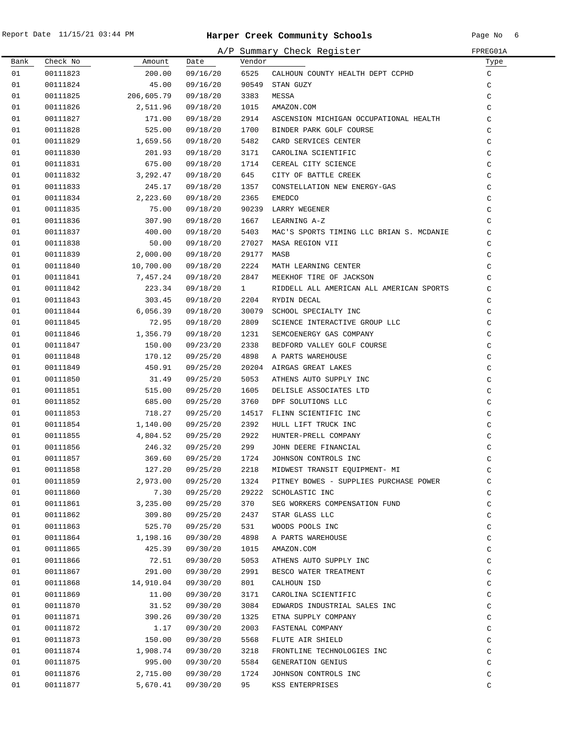# Harper Creek Community Schools

A/P Summary Check Register

| Bank | Check No | Amount | Date | Vendor | | Type |
|---|---|---|---|---|---|---|
| 01 | 00111823 | 200.00 | 09/16/20 | 6525 | CALHOUN COUNTY HEALTH DEPT CCPHD | C |
| 01 | 00111824 | 45.00 | 09/16/20 | 90549 | STAN GUZY | C |
| 01 | 00111825 | 206,605.79 | 09/18/20 | 3383 | MESSA | C |
| 01 | 00111826 | 2,511.96 | 09/18/20 | 1015 | AMAZON.COM | C |
| 01 | 00111827 | 171.00 | 09/18/20 | 2914 | ASCENSION MICHIGAN OCCUPATIONAL HEALTH | C |
| 01 | 00111828 | 525.00 | 09/18/20 | 1700 | BINDER PARK GOLF COURSE | C |
| 01 | 00111829 | 1,659.56 | 09/18/20 | 5482 | CARD SERVICES CENTER | C |
| 01 | 00111830 | 201.93 | 09/18/20 | 3171 | CAROLINA SCIENTIFIC | C |
| 01 | 00111831 | 675.00 | 09/18/20 | 1714 | CEREAL CITY SCIENCE | C |
| 01 | 00111832 | 3,292.47 | 09/18/20 | 645 | CITY OF BATTLE CREEK | C |
| 01 | 00111833 | 245.17 | 09/18/20 | 1357 | CONSTELLATION NEW ENERGY-GAS | C |
| 01 | 00111834 | 2,223.60 | 09/18/20 | 2365 | EMEDCO | C |
| 01 | 00111835 | 75.00 | 09/18/20 | 90239 | LARRY WEGENER | C |
| 01 | 00111836 | 307.90 | 09/18/20 | 1667 | LEARNING A-Z | C |
| 01 | 00111837 | 400.00 | 09/18/20 | 5403 | MAC'S SPORTS TIMING LLC BRIAN S. MCDANIE | C |
| 01 | 00111838 | 50.00 | 09/18/20 | 27027 | MASA REGION VII | C |
| 01 | 00111839 | 2,000.00 | 09/18/20 | 29177 | MASB | C |
| 01 | 00111840 | 10,700.00 | 09/18/20 | 2224 | MATH LEARNING CENTER | C |
| 01 | 00111841 | 7,457.24 | 09/18/20 | 2847 | MEEKHOF TIRE OF JACKSON | C |
| 01 | 00111842 | 223.34 | 09/18/20 | 1 | RIDDELL ALL AMERICAN ALL AMERICAN SPORTS | C |
| 01 | 00111843 | 303.45 | 09/18/20 | 2204 | RYDIN DECAL | C |
| 01 | 00111844 | 6,056.39 | 09/18/20 | 30079 | SCHOOL SPECIALTY INC | C |
| 01 | 00111845 | 72.95 | 09/18/20 | 2809 | SCIENCE INTERACTIVE GROUP LLC | C |
| 01 | 00111846 | 1,356.79 | 09/18/20 | 1231 | SEMCOENERGY GAS COMPANY | C |
| 01 | 00111847 | 150.00 | 09/23/20 | 2338 | BEDFORD VALLEY GOLF COURSE | C |
| 01 | 00111848 | 170.12 | 09/25/20 | 4898 | A PARTS WAREHOUSE | C |
| 01 | 00111849 | 450.91 | 09/25/20 | 20204 | AIRGAS GREAT LAKES | C |
| 01 | 00111850 | 31.49 | 09/25/20 | 5053 | ATHENS AUTO SUPPLY INC | C |
| 01 | 00111851 | 515.00 | 09/25/20 | 1605 | DELISLE ASSOCIATES LTD | C |
| 01 | 00111852 | 685.00 | 09/25/20 | 3760 | DPF SOLUTIONS LLC | C |
| 01 | 00111853 | 718.27 | 09/25/20 | 14517 | FLINN SCIENTIFIC INC | C |
| 01 | 00111854 | 1,140.00 | 09/25/20 | 2392 | HULL LIFT TRUCK INC | C |
| 01 | 00111855 | 4,804.52 | 09/25/20 | 2922 | HUNTER-PRELL COMPANY | C |
| 01 | 00111856 | 246.32 | 09/25/20 | 299 | JOHN DEERE FINANCIAL | C |
| 01 | 00111857 | 369.60 | 09/25/20 | 1724 | JOHNSON CONTROLS INC | C |
| 01 | 00111858 | 127.20 | 09/25/20 | 2218 | MIDWEST TRANSIT EQUIPMENT- MI | C |
| 01 | 00111859 | 2,973.00 | 09/25/20 | 1324 | PITNEY BOWES - SUPPLIES PURCHASE POWER | C |
| 01 | 00111860 | 7.30 | 09/25/20 | 29222 | SCHOLASTIC INC | C |
| 01 | 00111861 | 3,235.00 | 09/25/20 | 370 | SEG WORKERS COMPENSATION FUND | C |
| 01 | 00111862 | 309.80 | 09/25/20 | 2437 | STAR GLASS LLC | C |
| 01 | 00111863 | 525.70 | 09/25/20 | 531 | WOODS POOLS INC | C |
| 01 | 00111864 | 1,198.16 | 09/30/20 | 4898 | A PARTS WAREHOUSE | C |
| 01 | 00111865 | 425.39 | 09/30/20 | 1015 | AMAZON.COM | C |
| 01 | 00111866 | 72.51 | 09/30/20 | 5053 | ATHENS AUTO SUPPLY INC | C |
| 01 | 00111867 | 291.00 | 09/30/20 | 2991 | BESCO WATER TREATMENT | C |
| 01 | 00111868 | 14,910.04 | 09/30/20 | 801 | CALHOUN ISD | C |
| 01 | 00111869 | 11.00 | 09/30/20 | 3171 | CAROLINA SCIENTIFIC | C |
| 01 | 00111870 | 31.52 | 09/30/20 | 3084 | EDWARDS INDUSTRIAL SALES INC | C |
| 01 | 00111871 | 390.26 | 09/30/20 | 1325 | ETNA SUPPLY COMPANY | C |
| 01 | 00111872 | 1.17 | 09/30/20 | 2003 | FASTENAL COMPANY | C |
| 01 | 00111873 | 150.00 | 09/30/20 | 5568 | FLUTE AIR SHIELD | C |
| 01 | 00111874 | 1,908.74 | 09/30/20 | 3218 | FRONTLINE TECHNOLOGIES INC | C |
| 01 | 00111875 | 995.00 | 09/30/20 | 5584 | GENERATION GENIUS | C |
| 01 | 00111876 | 2,715.00 | 09/30/20 | 1724 | JOHNSON CONTROLS INC | C |
| 01 | 00111877 | 5,670.41 | 09/30/20 | 95 | KSS ENTERPRISES | C |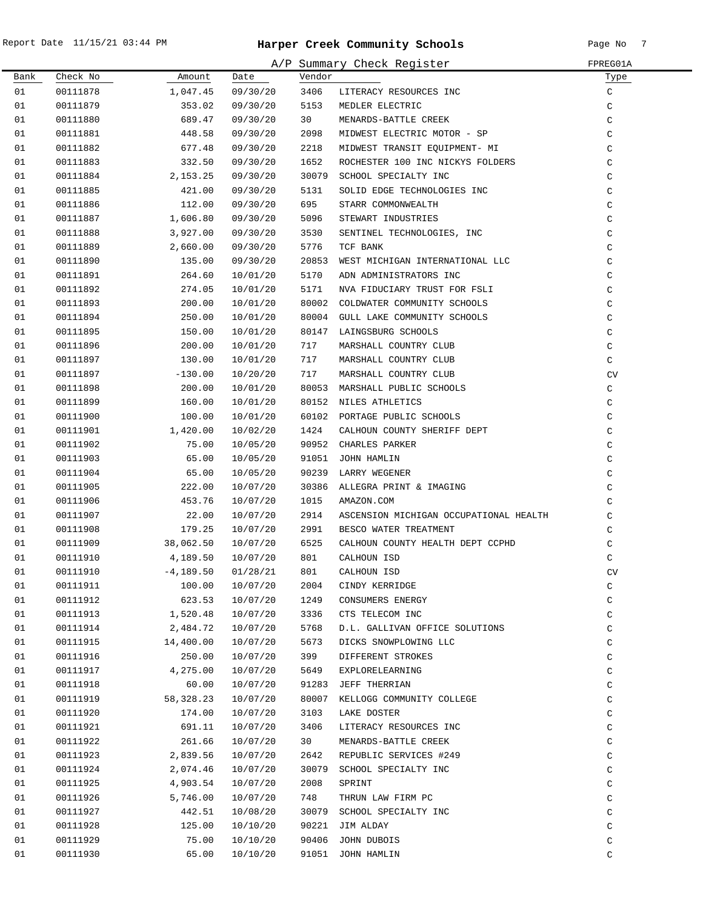# Harper Creek Community Schools

## A/P Summary Check Register

FPREG01A

| Bank | Check No | Amount | Date | Vendor | | Type |
|---|---|---|---|---|---|---|
| 01 | 00111878 | 1,047.45 | 09/30/20 | 3406 | LITERACY RESOURCES INC | C |
| 01 | 00111879 | 353.02 | 09/30/20 | 5153 | MEDLER ELECTRIC | C |
| 01 | 00111880 | 689.47 | 09/30/20 | 30 | MENARDS-BATTLE CREEK | C |
| 01 | 00111881 | 448.58 | 09/30/20 | 2098 | MIDWEST ELECTRIC MOTOR - SP | C |
| 01 | 00111882 | 677.48 | 09/30/20 | 2218 | MIDWEST TRANSIT EQUIPMENT- MI | C |
| 01 | 00111883 | 332.50 | 09/30/20 | 1652 | ROCHESTER 100 INC NICKYS FOLDERS | C |
| 01 | 00111884 | 2,153.25 | 09/30/20 | 30079 | SCHOOL SPECIALTY INC | C |
| 01 | 00111885 | 421.00 | 09/30/20 | 5131 | SOLID EDGE TECHNOLOGIES INC | C |
| 01 | 00111886 | 112.00 | 09/30/20 | 695 | STARR COMMONWEALTH | C |
| 01 | 00111887 | 1,606.80 | 09/30/20 | 5096 | STEWART INDUSTRIES | C |
| 01 | 00111888 | 3,927.00 | 09/30/20 | 3530 | SENTINEL TECHNOLOGIES, INC | C |
| 01 | 00111889 | 2,660.00 | 09/30/20 | 5776 | TCF BANK | C |
| 01 | 00111890 | 135.00 | 09/30/20 | 20853 | WEST MICHIGAN INTERNATIONAL LLC | C |
| 01 | 00111891 | 264.60 | 10/01/20 | 5170 | ADN ADMINISTRATORS INC | C |
| 01 | 00111892 | 274.05 | 10/01/20 | 5171 | NVA FIDUCIARY TRUST FOR FSLI | C |
| 01 | 00111893 | 200.00 | 10/01/20 | 80002 | COLDWATER COMMUNITY SCHOOLS | C |
| 01 | 00111894 | 250.00 | 10/01/20 | 80004 | GULL LAKE COMMUNITY SCHOOLS | C |
| 01 | 00111895 | 150.00 | 10/01/20 | 80147 | LAINGSBURG SCHOOLS | C |
| 01 | 00111896 | 200.00 | 10/01/20 | 717 | MARSHALL COUNTRY CLUB | C |
| 01 | 00111897 | 130.00 | 10/01/20 | 717 | MARSHALL COUNTRY CLUB | C |
| 01 | 00111897 | -130.00 | 10/20/20 | 717 | MARSHALL COUNTRY CLUB | CV |
| 01 | 00111898 | 200.00 | 10/01/20 | 80053 | MARSHALL PUBLIC SCHOOLS | C |
| 01 | 00111899 | 160.00 | 10/01/20 | 80152 | NILES ATHLETICS | C |
| 01 | 00111900 | 100.00 | 10/01/20 | 60102 | PORTAGE PUBLIC SCHOOLS | C |
| 01 | 00111901 | 1,420.00 | 10/02/20 | 1424 | CALHOUN COUNTY SHERIFF DEPT | C |
| 01 | 00111902 | 75.00 | 10/05/20 | 90952 | CHARLES PARKER | C |
| 01 | 00111903 | 65.00 | 10/05/20 | 91051 | JOHN HAMLIN | C |
| 01 | 00111904 | 65.00 | 10/05/20 | 90239 | LARRY WEGENER | C |
| 01 | 00111905 | 222.00 | 10/07/20 | 30386 | ALLEGRA PRINT & IMAGING | C |
| 01 | 00111906 | 453.76 | 10/07/20 | 1015 | AMAZON.COM | C |
| 01 | 00111907 | 22.00 | 10/07/20 | 2914 | ASCENSION MICHIGAN OCCUPATIONAL HEALTH | C |
| 01 | 00111908 | 179.25 | 10/07/20 | 2991 | BESCO WATER TREATMENT | C |
| 01 | 00111909 | 38,062.50 | 10/07/20 | 6525 | CALHOUN COUNTY HEALTH DEPT CCPHD | C |
| 01 | 00111910 | 4,189.50 | 10/07/20 | 801 | CALHOUN ISD | C |
| 01 | 00111910 | -4,189.50 | 01/28/21 | 801 | CALHOUN ISD | CV |
| 01 | 00111911 | 100.00 | 10/07/20 | 2004 | CINDY KERRIDGE | C |
| 01 | 00111912 | 623.53 | 10/07/20 | 1249 | CONSUMERS ENERGY | C |
| 01 | 00111913 | 1,520.48 | 10/07/20 | 3336 | CTS TELECOM INC | C |
| 01 | 00111914 | 2,484.72 | 10/07/20 | 5768 | D.L. GALLIVAN OFFICE SOLUTIONS | C |
| 01 | 00111915 | 14,400.00 | 10/07/20 | 5673 | DICKS SNOWPLOWING LLC | C |
| 01 | 00111916 | 250.00 | 10/07/20 | 399 | DIFFERENT STROKES | C |
| 01 | 00111917 | 4,275.00 | 10/07/20 | 5649 | EXPLORELEARNING | C |
| 01 | 00111918 | 60.00 | 10/07/20 | 91283 | JEFF THERRIAN | C |
| 01 | 00111919 | 58,328.23 | 10/07/20 | 80007 | KELLOGG COMMUNITY COLLEGE | C |
| 01 | 00111920 | 174.00 | 10/07/20 | 3103 | LAKE DOSTER | C |
| 01 | 00111921 | 691.11 | 10/07/20 | 3406 | LITERACY RESOURCES INC | C |
| 01 | 00111922 | 261.66 | 10/07/20 | 30 | MENARDS-BATTLE CREEK | C |
| 01 | 00111923 | 2,839.56 | 10/07/20 | 2642 | REPUBLIC SERVICES #249 | C |
| 01 | 00111924 | 2,074.46 | 10/07/20 | 30079 | SCHOOL SPECIALTY INC | C |
| 01 | 00111925 | 4,903.54 | 10/07/20 | 2008 | SPRINT | C |
| 01 | 00111926 | 5,746.00 | 10/07/20 | 748 | THRUN LAW FIRM PC | C |
| 01 | 00111927 | 442.51 | 10/08/20 | 30079 | SCHOOL SPECIALTY INC | C |
| 01 | 00111928 | 125.00 | 10/10/20 | 90221 | JIM ALDAY | C |
| 01 | 00111929 | 75.00 | 10/10/20 | 90406 | JOHN DUBOIS | C |
| 01 | 00111930 | 65.00 | 10/10/20 | 91051 | JOHN HAMLIN | C |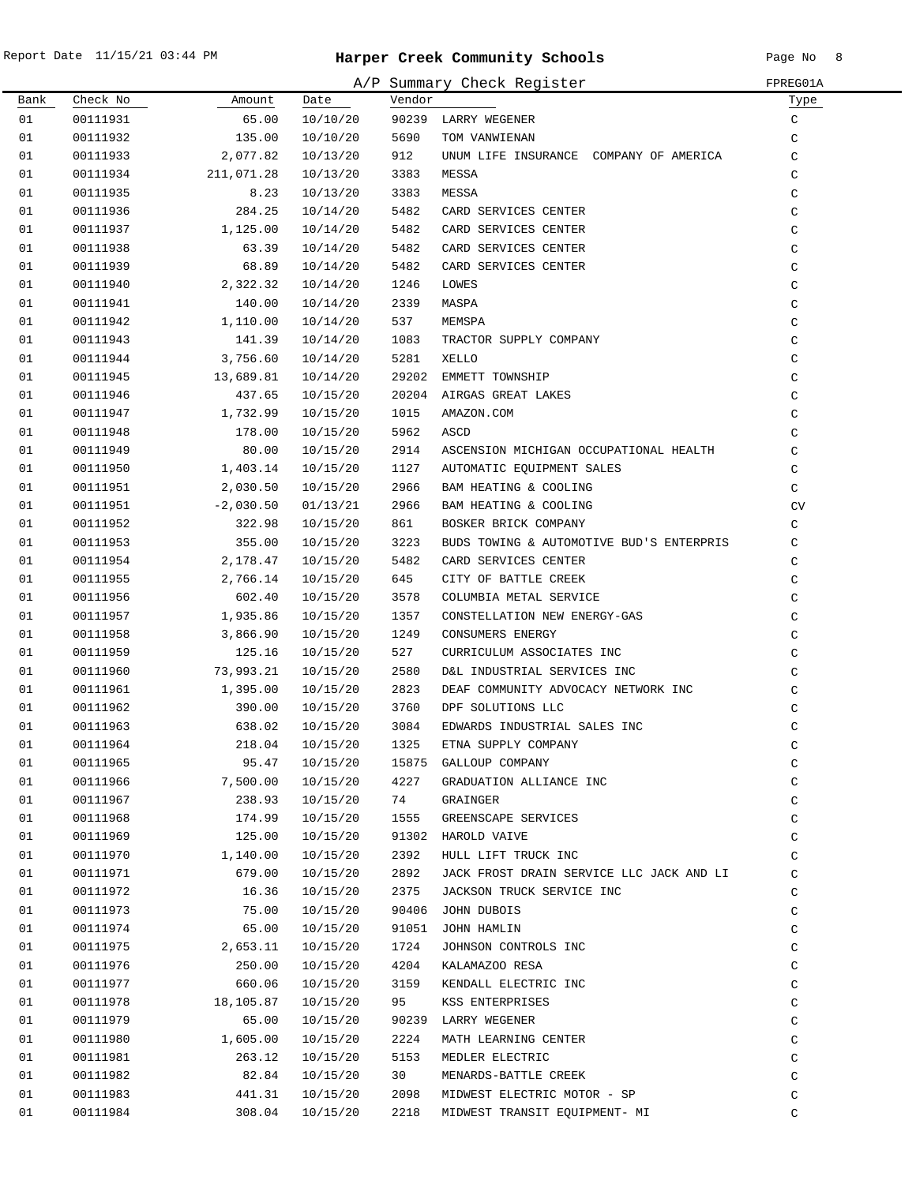# Harper Creek Community Schools

## A/P Summary Check Register

FPREG01A

| Bank | Check No | Amount | Date | Vendor | | Type |
|---|---|---|---|---|---|---|
| 01 | 00111931 | 65.00 | 10/10/20 | 90239 | LARRY WEGENER | C |
| 01 | 00111932 | 135.00 | 10/10/20 | 5690 | TOM VANWIENAN | C |
| 01 | 00111933 | 2,077.82 | 10/13/20 | 912 | UNUM LIFE INSURANCE COMPANY OF AMERICA | C |
| 01 | 00111934 | 211,071.28 | 10/13/20 | 3383 | MESSA | C |
| 01 | 00111935 | 8.23 | 10/13/20 | 3383 | MESSA | C |
| 01 | 00111936 | 284.25 | 10/14/20 | 5482 | CARD SERVICES CENTER | C |
| 01 | 00111937 | 1,125.00 | 10/14/20 | 5482 | CARD SERVICES CENTER | C |
| 01 | 00111938 | 63.39 | 10/14/20 | 5482 | CARD SERVICES CENTER | C |
| 01 | 00111939 | 68.89 | 10/14/20 | 5482 | CARD SERVICES CENTER | C |
| 01 | 00111940 | 2,322.32 | 10/14/20 | 1246 | LOWES | C |
| 01 | 00111941 | 140.00 | 10/14/20 | 2339 | MASPA | C |
| 01 | 00111942 | 1,110.00 | 10/14/20 | 537 | MEMSPA | C |
| 01 | 00111943 | 141.39 | 10/14/20 | 1083 | TRACTOR SUPPLY COMPANY | C |
| 01 | 00111944 | 3,756.60 | 10/14/20 | 5281 | XELLO | C |
| 01 | 00111945 | 13,689.81 | 10/14/20 | 29202 | EMMETT TOWNSHIP | C |
| 01 | 00111946 | 437.65 | 10/15/20 | 20204 | AIRGAS GREAT LAKES | C |
| 01 | 00111947 | 1,732.99 | 10/15/20 | 1015 | AMAZON.COM | C |
| 01 | 00111948 | 178.00 | 10/15/20 | 5962 | ASCD | C |
| 01 | 00111949 | 80.00 | 10/15/20 | 2914 | ASCENSION MICHIGAN OCCUPATIONAL HEALTH | C |
| 01 | 00111950 | 1,403.14 | 10/15/20 | 1127 | AUTOMATIC EQUIPMENT SALES | C |
| 01 | 00111951 | 2,030.50 | 10/15/20 | 2966 | BAM HEATING & COOLING | C |
| 01 | 00111951 | -2,030.50 | 01/13/21 | 2966 | BAM HEATING & COOLING | CV |
| 01 | 00111952 | 322.98 | 10/15/20 | 861 | BOSKER BRICK COMPANY | C |
| 01 | 00111953 | 355.00 | 10/15/20 | 3223 | BUDS TOWING & AUTOMOTIVE BUD'S ENTERPRIS | C |
| 01 | 00111954 | 2,178.47 | 10/15/20 | 5482 | CARD SERVICES CENTER | C |
| 01 | 00111955 | 2,766.14 | 10/15/20 | 645 | CITY OF BATTLE CREEK | C |
| 01 | 00111956 | 602.40 | 10/15/20 | 3578 | COLUMBIA METAL SERVICE | C |
| 01 | 00111957 | 1,935.86 | 10/15/20 | 1357 | CONSTELLATION NEW ENERGY-GAS | C |
| 01 | 00111958 | 3,866.90 | 10/15/20 | 1249 | CONSUMERS ENERGY | C |
| 01 | 00111959 | 125.16 | 10/15/20 | 527 | CURRICULUM ASSOCIATES INC | C |
| 01 | 00111960 | 73,993.21 | 10/15/20 | 2580 | D&L INDUSTRIAL SERVICES INC | C |
| 01 | 00111961 | 1,395.00 | 10/15/20 | 2823 | DEAF COMMUNITY ADVOCACY NETWORK INC | C |
| 01 | 00111962 | 390.00 | 10/15/20 | 3760 | DPF SOLUTIONS LLC | C |
| 01 | 00111963 | 638.02 | 10/15/20 | 3084 | EDWARDS INDUSTRIAL SALES INC | C |
| 01 | 00111964 | 218.04 | 10/15/20 | 1325 | ETNA SUPPLY COMPANY | C |
| 01 | 00111965 | 95.47 | 10/15/20 | 15875 | GALLOUP COMPANY | C |
| 01 | 00111966 | 7,500.00 | 10/15/20 | 4227 | GRADUATION ALLIANCE INC | C |
| 01 | 00111967 | 238.93 | 10/15/20 | 74 | GRAINGER | C |
| 01 | 00111968 | 174.99 | 10/15/20 | 1555 | GREENSCAPE SERVICES | C |
| 01 | 00111969 | 125.00 | 10/15/20 | 91302 | HAROLD VAIVE | C |
| 01 | 00111970 | 1,140.00 | 10/15/20 | 2392 | HULL LIFT TRUCK INC | C |
| 01 | 00111971 | 679.00 | 10/15/20 | 2892 | JACK FROST DRAIN SERVICE LLC JACK AND LI | C |
| 01 | 00111972 | 16.36 | 10/15/20 | 2375 | JACKSON TRUCK SERVICE INC | C |
| 01 | 00111973 | 75.00 | 10/15/20 | 90406 | JOHN DUBOIS | C |
| 01 | 00111974 | 65.00 | 10/15/20 | 91051 | JOHN HAMLIN | C |
| 01 | 00111975 | 2,653.11 | 10/15/20 | 1724 | JOHNSON CONTROLS INC | C |
| 01 | 00111976 | 250.00 | 10/15/20 | 4204 | KALAMAZOO RESA | C |
| 01 | 00111977 | 660.06 | 10/15/20 | 3159 | KENDALL ELECTRIC INC | C |
| 01 | 00111978 | 18,105.87 | 10/15/20 | 95 | KSS ENTERPRISES | C |
| 01 | 00111979 | 65.00 | 10/15/20 | 90239 | LARRY WEGENER | C |
| 01 | 00111980 | 1,605.00 | 10/15/20 | 2224 | MATH LEARNING CENTER | C |
| 01 | 00111981 | 263.12 | 10/15/20 | 5153 | MEDLER ELECTRIC | C |
| 01 | 00111982 | 82.84 | 10/15/20 | 30 | MENARDS-BATTLE CREEK | C |
| 01 | 00111983 | 441.31 | 10/15/20 | 2098 | MIDWEST ELECTRIC MOTOR - SP | C |
| 01 | 00111984 | 308.04 | 10/15/20 | 2218 | MIDWEST TRANSIT EQUIPMENT- MI | C |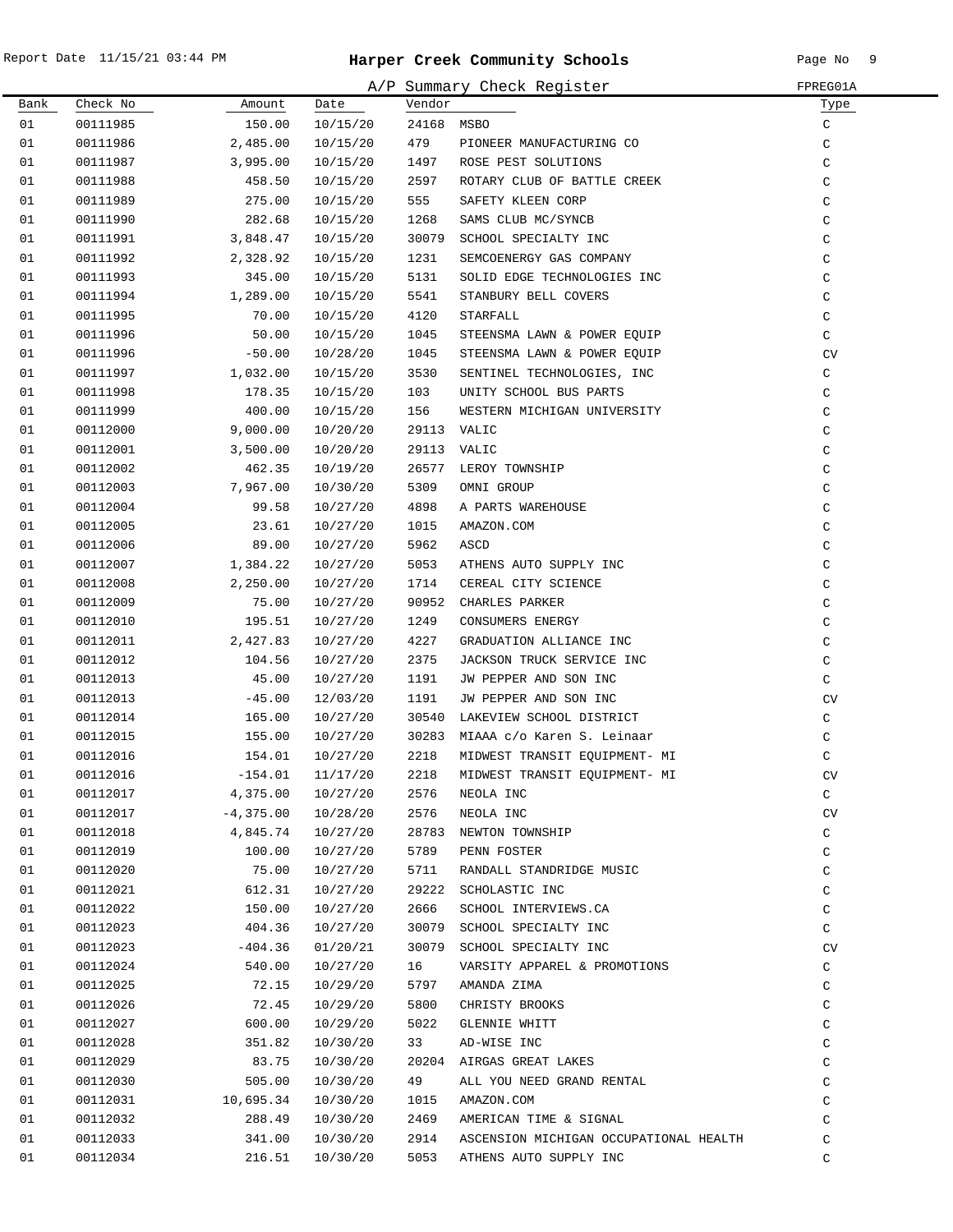# Harper Creek Community Schools

## A/P Summary Check Register

| Bank | Check No | Amount | Date | Vendor | | Type |
|---|---|---|---|---|---|---|
| 01 | 00111985 | 150.00 | 10/15/20 | 24168 | MSBO | C |
| 01 | 00111986 | 2,485.00 | 10/15/20 | 479 | PIONEER MANUFACTURING CO | C |
| 01 | 00111987 | 3,995.00 | 10/15/20 | 1497 | ROSE PEST SOLUTIONS | C |
| 01 | 00111988 | 458.50 | 10/15/20 | 2597 | ROTARY CLUB OF BATTLE CREEK | C |
| 01 | 00111989 | 275.00 | 10/15/20 | 555 | SAFETY KLEEN CORP | C |
| 01 | 00111990 | 282.68 | 10/15/20 | 1268 | SAMS CLUB MC/SYNCB | C |
| 01 | 00111991 | 3,848.47 | 10/15/20 | 30079 | SCHOOL SPECIALTY INC | C |
| 01 | 00111992 | 2,328.92 | 10/15/20 | 1231 | SEMCOENERGY GAS COMPANY | C |
| 01 | 00111993 | 345.00 | 10/15/20 | 5131 | SOLID EDGE TECHNOLOGIES INC | C |
| 01 | 00111994 | 1,289.00 | 10/15/20 | 5541 | STANBURY BELL COVERS | C |
| 01 | 00111995 | 70.00 | 10/15/20 | 4120 | STARFALL | C |
| 01 | 00111996 | 50.00 | 10/15/20 | 1045 | STEENSMA LAWN & POWER EQUIP | C |
| 01 | 00111996 | -50.00 | 10/28/20 | 1045 | STEENSMA LAWN & POWER EQUIP | CV |
| 01 | 00111997 | 1,032.00 | 10/15/20 | 3530 | SENTINEL TECHNOLOGIES, INC | C |
| 01 | 00111998 | 178.35 | 10/15/20 | 103 | UNITY SCHOOL BUS PARTS | C |
| 01 | 00111999 | 400.00 | 10/15/20 | 156 | WESTERN MICHIGAN UNIVERSITY | C |
| 01 | 00112000 | 9,000.00 | 10/20/20 | 29113 | VALIC | C |
| 01 | 00112001 | 3,500.00 | 10/20/20 | 29113 | VALIC | C |
| 01 | 00112002 | 462.35 | 10/19/20 | 26577 | LEROY TOWNSHIP | C |
| 01 | 00112003 | 7,967.00 | 10/30/20 | 5309 | OMNI GROUP | C |
| 01 | 00112004 | 99.58 | 10/27/20 | 4898 | A PARTS WAREHOUSE | C |
| 01 | 00112005 | 23.61 | 10/27/20 | 1015 | AMAZON.COM | C |
| 01 | 00112006 | 89.00 | 10/27/20 | 5962 | ASCD | C |
| 01 | 00112007 | 1,384.22 | 10/27/20 | 5053 | ATHENS AUTO SUPPLY INC | C |
| 01 | 00112008 | 2,250.00 | 10/27/20 | 1714 | CEREAL CITY SCIENCE | C |
| 01 | 00112009 | 75.00 | 10/27/20 | 90952 | CHARLES PARKER | C |
| 01 | 00112010 | 195.51 | 10/27/20 | 1249 | CONSUMERS ENERGY | C |
| 01 | 00112011 | 2,427.83 | 10/27/20 | 4227 | GRADUATION ALLIANCE INC | C |
| 01 | 00112012 | 104.56 | 10/27/20 | 2375 | JACKSON TRUCK SERVICE INC | C |
| 01 | 00112013 | 45.00 | 10/27/20 | 1191 | JW PEPPER AND SON INC | C |
| 01 | 00112013 | -45.00 | 12/03/20 | 1191 | JW PEPPER AND SON INC | CV |
| 01 | 00112014 | 165.00 | 10/27/20 | 30540 | LAKEVIEW SCHOOL DISTRICT | C |
| 01 | 00112015 | 155.00 | 10/27/20 | 30283 | MIAAA c/o Karen S. Leinaar | C |
| 01 | 00112016 | 154.01 | 10/27/20 | 2218 | MIDWEST TRANSIT EQUIPMENT- MI | C |
| 01 | 00112016 | -154.01 | 11/17/20 | 2218 | MIDWEST TRANSIT EQUIPMENT- MI | CV |
| 01 | 00112017 | 4,375.00 | 10/27/20 | 2576 | NEOLA INC | C |
| 01 | 00112017 | -4,375.00 | 10/28/20 | 2576 | NEOLA INC | CV |
| 01 | 00112018 | 4,845.74 | 10/27/20 | 28783 | NEWTON TOWNSHIP | C |
| 01 | 00112019 | 100.00 | 10/27/20 | 5789 | PENN FOSTER | C |
| 01 | 00112020 | 75.00 | 10/27/20 | 5711 | RANDALL STANDRIDGE MUSIC | C |
| 01 | 00112021 | 612.31 | 10/27/20 | 29222 | SCHOLASTIC INC | C |
| 01 | 00112022 | 150.00 | 10/27/20 | 2666 | SCHOOL INTERVIEWS.CA | C |
| 01 | 00112023 | 404.36 | 10/27/20 | 30079 | SCHOOL SPECIALTY INC | C |
| 01 | 00112023 | -404.36 | 01/20/21 | 30079 | SCHOOL SPECIALTY INC | CV |
| 01 | 00112024 | 540.00 | 10/27/20 | 16 | VARSITY APPAREL & PROMOTIONS | C |
| 01 | 00112025 | 72.15 | 10/29/20 | 5797 | AMANDA ZIMA | C |
| 01 | 00112026 | 72.45 | 10/29/20 | 5800 | CHRISTY BROOKS | C |
| 01 | 00112027 | 600.00 | 10/29/20 | 5022 | GLENNIE WHITT | C |
| 01 | 00112028 | 351.82 | 10/30/20 | 33 | AD-WISE INC | C |
| 01 | 00112029 | 83.75 | 10/30/20 | 20204 | AIRGAS GREAT LAKES | C |
| 01 | 00112030 | 505.00 | 10/30/20 | 49 | ALL YOU NEED GRAND RENTAL | C |
| 01 | 00112031 | 10,695.34 | 10/30/20 | 1015 | AMAZON.COM | C |
| 01 | 00112032 | 288.49 | 10/30/20 | 2469 | AMERICAN TIME & SIGNAL | C |
| 01 | 00112033 | 341.00 | 10/30/20 | 2914 | ASCENSION MICHIGAN OCCUPATIONAL HEALTH | C |
| 01 | 00112034 | 216.51 | 10/30/20 | 5053 | ATHENS AUTO SUPPLY INC | C |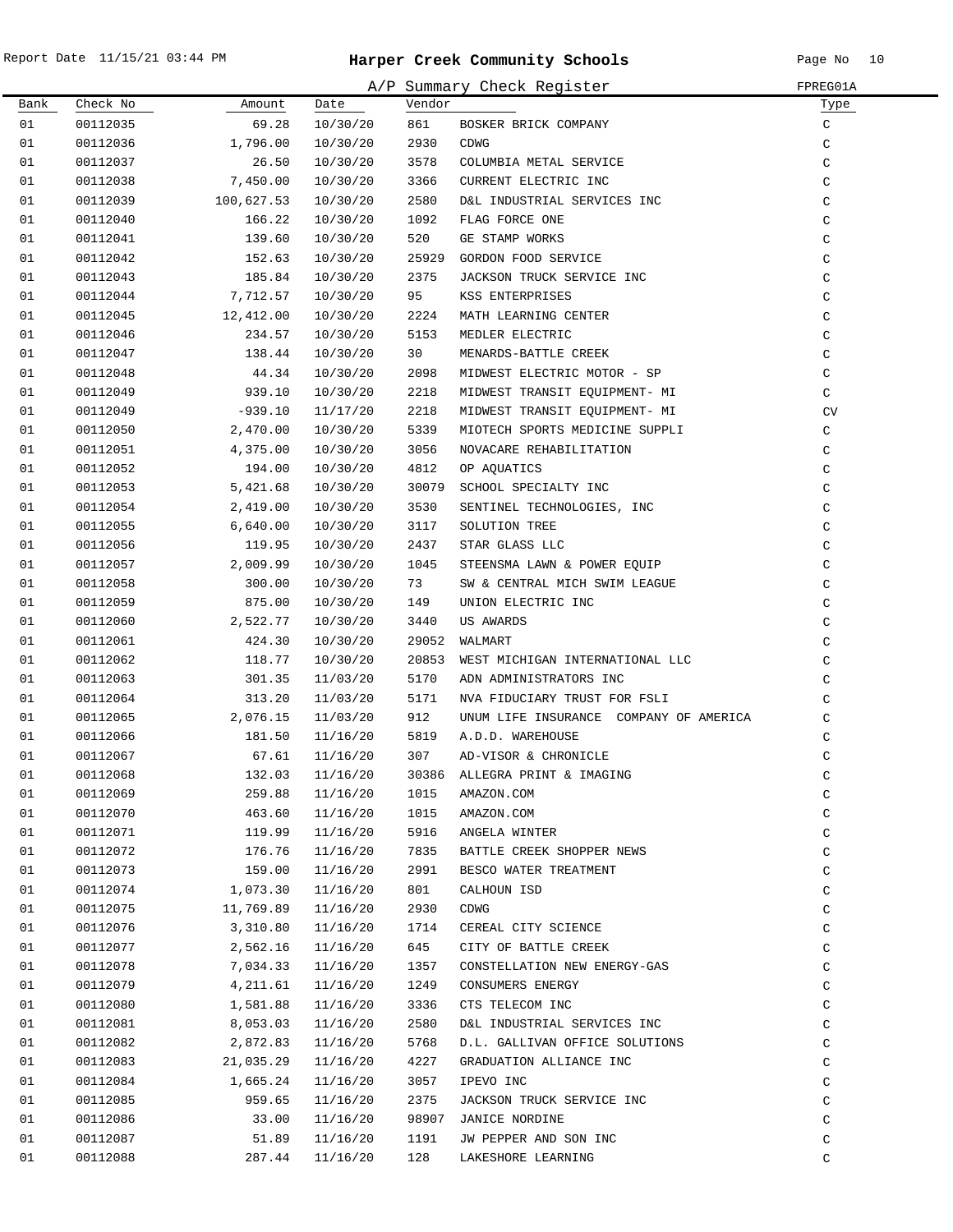# Harper Creek Community Schools

A/P Summary Check Register

FPREG01A

Report Date 11/15/21 03:44 PM

| Bank | Check No | Amount | Date | Vendor | | Type |
|---|---|---|---|---|---|---|
| 01 | 00112035 | 69.28 | 10/30/20 | 861 | BOSKER BRICK COMPANY | C |
| 01 | 00112036 | 1,796.00 | 10/30/20 | 2930 | CDWG | C |
| 01 | 00112037 | 26.50 | 10/30/20 | 3578 | COLUMBIA METAL SERVICE | C |
| 01 | 00112038 | 7,450.00 | 10/30/20 | 3366 | CURRENT ELECTRIC INC | C |
| 01 | 00112039 | 100,627.53 | 10/30/20 | 2580 | D&L INDUSTRIAL SERVICES INC | C |
| 01 | 00112040 | 166.22 | 10/30/20 | 1092 | FLAG FORCE ONE | C |
| 01 | 00112041 | 139.60 | 10/30/20 | 520 | GE STAMP WORKS | C |
| 01 | 00112042 | 152.63 | 10/30/20 | 25929 | GORDON FOOD SERVICE | C |
| 01 | 00112043 | 185.84 | 10/30/20 | 2375 | JACKSON TRUCK SERVICE INC | C |
| 01 | 00112044 | 7,712.57 | 10/30/20 | 95 | KSS ENTERPRISES | C |
| 01 | 00112045 | 12,412.00 | 10/30/20 | 2224 | MATH LEARNING CENTER | C |
| 01 | 00112046 | 234.57 | 10/30/20 | 5153 | MEDLER ELECTRIC | C |
| 01 | 00112047 | 138.44 | 10/30/20 | 30 | MENARDS-BATTLE CREEK | C |
| 01 | 00112048 | 44.34 | 10/30/20 | 2098 | MIDWEST ELECTRIC MOTOR - SP | C |
| 01 | 00112049 | 939.10 | 10/30/20 | 2218 | MIDWEST TRANSIT EQUIPMENT- MI | C |
| 01 | 00112049 | -939.10 | 11/17/20 | 2218 | MIDWEST TRANSIT EQUIPMENT- MI | CV |
| 01 | 00112050 | 2,470.00 | 10/30/20 | 5339 | MIOTECH SPORTS MEDICINE SUPPLI | C |
| 01 | 00112051 | 4,375.00 | 10/30/20 | 3056 | NOVACARE REHABILITATION | C |
| 01 | 00112052 | 194.00 | 10/30/20 | 4812 | OP AQUATICS | C |
| 01 | 00112053 | 5,421.68 | 10/30/20 | 30079 | SCHOOL SPECIALTY INC | C |
| 01 | 00112054 | 2,419.00 | 10/30/20 | 3530 | SENTINEL TECHNOLOGIES, INC | C |
| 01 | 00112055 | 6,640.00 | 10/30/20 | 3117 | SOLUTION TREE | C |
| 01 | 00112056 | 119.95 | 10/30/20 | 2437 | STAR GLASS LLC | C |
| 01 | 00112057 | 2,009.99 | 10/30/20 | 1045 | STEENSMA LAWN & POWER EQUIP | C |
| 01 | 00112058 | 300.00 | 10/30/20 | 73 | SW & CENTRAL MICH SWIM LEAGUE | C |
| 01 | 00112059 | 875.00 | 10/30/20 | 149 | UNION ELECTRIC INC | C |
| 01 | 00112060 | 2,522.77 | 10/30/20 | 3440 | US AWARDS | C |
| 01 | 00112061 | 424.30 | 10/30/20 | 29052 | WALMART | C |
| 01 | 00112062 | 118.77 | 10/30/20 | 20853 | WEST MICHIGAN INTERNATIONAL LLC | C |
| 01 | 00112063 | 301.35 | 11/03/20 | 5170 | ADN ADMINISTRATORS INC | C |
| 01 | 00112064 | 313.20 | 11/03/20 | 5171 | NVA FIDUCIARY TRUST FOR FSLI | C |
| 01 | 00112065 | 2,076.15 | 11/03/20 | 912 | UNUM LIFE INSURANCE COMPANY OF AMERICA | C |
| 01 | 00112066 | 181.50 | 11/16/20 | 5819 | A.D.D. WAREHOUSE | C |
| 01 | 00112067 | 67.61 | 11/16/20 | 307 | AD-VISOR & CHRONICLE | C |
| 01 | 00112068 | 132.03 | 11/16/20 | 30386 | ALLEGRA PRINT & IMAGING | C |
| 01 | 00112069 | 259.88 | 11/16/20 | 1015 | AMAZON.COM | C |
| 01 | 00112070 | 463.60 | 11/16/20 | 1015 | AMAZON.COM | C |
| 01 | 00112071 | 119.99 | 11/16/20 | 5916 | ANGELA WINTER | C |
| 01 | 00112072 | 176.76 | 11/16/20 | 7835 | BATTLE CREEK SHOPPER NEWS | C |
| 01 | 00112073 | 159.00 | 11/16/20 | 2991 | BESCO WATER TREATMENT | C |
| 01 | 00112074 | 1,073.30 | 11/16/20 | 801 | CALHOUN ISD | C |
| 01 | 00112075 | 11,769.89 | 11/16/20 | 2930 | CDWG | C |
| 01 | 00112076 | 3,310.80 | 11/16/20 | 1714 | CEREAL CITY SCIENCE | C |
| 01 | 00112077 | 2,562.16 | 11/16/20 | 645 | CITY OF BATTLE CREEK | C |
| 01 | 00112078 | 7,034.33 | 11/16/20 | 1357 | CONSTELLATION NEW ENERGY-GAS | C |
| 01 | 00112079 | 4,211.61 | 11/16/20 | 1249 | CONSUMERS ENERGY | C |
| 01 | 00112080 | 1,581.88 | 11/16/20 | 3336 | CTS TELECOM INC | C |
| 01 | 00112081 | 8,053.03 | 11/16/20 | 2580 | D&L INDUSTRIAL SERVICES INC | C |
| 01 | 00112082 | 2,872.83 | 11/16/20 | 5768 | D.L. GALLIVAN OFFICE SOLUTIONS | C |
| 01 | 00112083 | 21,035.29 | 11/16/20 | 4227 | GRADUATION ALLIANCE INC | C |
| 01 | 00112084 | 1,665.24 | 11/16/20 | 3057 | IPEVO INC | C |
| 01 | 00112085 | 959.65 | 11/16/20 | 2375 | JACKSON TRUCK SERVICE INC | C |
| 01 | 00112086 | 33.00 | 11/16/20 | 98907 | JANICE NORDINE | C |
| 01 | 00112087 | 51.89 | 11/16/20 | 1191 | JW PEPPER AND SON INC | C |
| 01 | 00112088 | 287.44 | 11/16/20 | 128 | LAKESHORE LEARNING | C |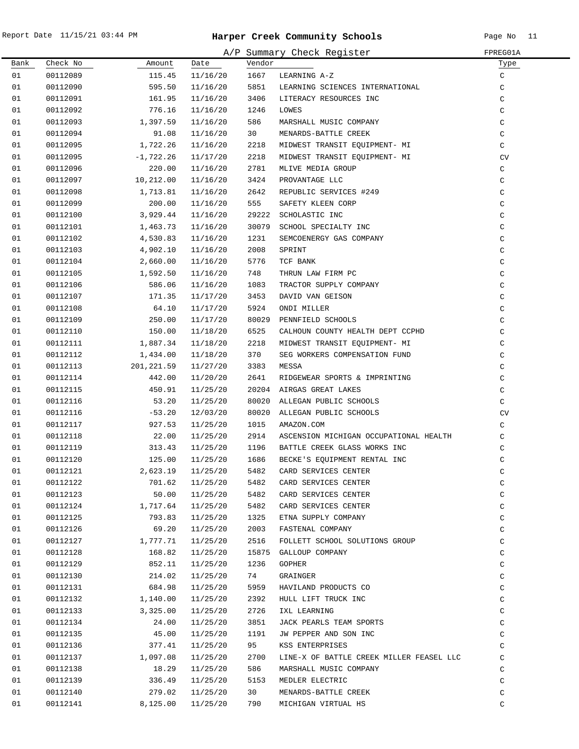# Harper Creek Community Schools

## A/P Summary Check Register

FPREG01A

| Bank | Check No | Amount | Date | Vendor | | Type |
|---|---|---|---|---|---|---|
| 01 | 00112089 | 115.45 | 11/16/20 | 1667 | LEARNING A-Z | C |
| 01 | 00112090 | 595.50 | 11/16/20 | 5851 | LEARNING SCIENCES INTERNATIONAL | C |
| 01 | 00112091 | 161.95 | 11/16/20 | 3406 | LITERACY RESOURCES INC | C |
| 01 | 00112092 | 776.16 | 11/16/20 | 1246 | LOWES | C |
| 01 | 00112093 | 1,397.59 | 11/16/20 | 586 | MARSHALL MUSIC COMPANY | C |
| 01 | 00112094 | 91.08 | 11/16/20 | 30 | MENARDS-BATTLE CREEK | C |
| 01 | 00112095 | 1,722.26 | 11/16/20 | 2218 | MIDWEST TRANSIT EQUIPMENT- MI | C |
| 01 | 00112095 | -1,722.26 | 11/17/20 | 2218 | MIDWEST TRANSIT EQUIPMENT- MI | CV |
| 01 | 00112096 | 220.00 | 11/16/20 | 2781 | MLIVE MEDIA GROUP | C |
| 01 | 00112097 | 10,212.00 | 11/16/20 | 3424 | PROVANTAGE LLC | C |
| 01 | 00112098 | 1,713.81 | 11/16/20 | 2642 | REPUBLIC SERVICES #249 | C |
| 01 | 00112099 | 200.00 | 11/16/20 | 555 | SAFETY KLEEN CORP | C |
| 01 | 00112100 | 3,929.44 | 11/16/20 | 29222 | SCHOLASTIC INC | C |
| 01 | 00112101 | 1,463.73 | 11/16/20 | 30079 | SCHOOL SPECIALTY INC | C |
| 01 | 00112102 | 4,530.83 | 11/16/20 | 1231 | SEMCOENERGY GAS COMPANY | C |
| 01 | 00112103 | 4,902.10 | 11/16/20 | 2008 | SPRINT | C |
| 01 | 00112104 | 2,660.00 | 11/16/20 | 5776 | TCF BANK | C |
| 01 | 00112105 | 1,592.50 | 11/16/20 | 748 | THRUN LAW FIRM PC | C |
| 01 | 00112106 | 586.06 | 11/16/20 | 1083 | TRACTOR SUPPLY COMPANY | C |
| 01 | 00112107 | 171.35 | 11/17/20 | 3453 | DAVID VAN GEISON | C |
| 01 | 00112108 | 64.10 | 11/17/20 | 5924 | ONDI MILLER | C |
| 01 | 00112109 | 250.00 | 11/17/20 | 80029 | PENNFIELD SCHOOLS | C |
| 01 | 00112110 | 150.00 | 11/18/20 | 6525 | CALHOUN COUNTY HEALTH DEPT CCPHD | C |
| 01 | 00112111 | 1,887.34 | 11/18/20 | 2218 | MIDWEST TRANSIT EQUIPMENT- MI | C |
| 01 | 00112112 | 1,434.00 | 11/18/20 | 370 | SEG WORKERS COMPENSATION FUND | C |
| 01 | 00112113 | 201,221.59 | 11/27/20 | 3383 | MESSA | C |
| 01 | 00112114 | 442.00 | 11/20/20 | 2641 | RIDGEWEAR SPORTS & IMPRINTING | C |
| 01 | 00112115 | 450.91 | 11/25/20 | 20204 | AIRGAS GREAT LAKES | C |
| 01 | 00112116 | 53.20 | 11/25/20 | 80020 | ALLEGAN PUBLIC SCHOOLS | C |
| 01 | 00112116 | -53.20 | 12/03/20 | 80020 | ALLEGAN PUBLIC SCHOOLS | CV |
| 01 | 00112117 | 927.53 | 11/25/20 | 1015 | AMAZON.COM | C |
| 01 | 00112118 | 22.00 | 11/25/20 | 2914 | ASCENSION MICHIGAN OCCUPATIONAL HEALTH | C |
| 01 | 00112119 | 313.43 | 11/25/20 | 1196 | BATTLE CREEK GLASS WORKS INC | C |
| 01 | 00112120 | 125.00 | 11/25/20 | 1686 | BECKE'S EQUIPMENT RENTAL INC | C |
| 01 | 00112121 | 2,623.19 | 11/25/20 | 5482 | CARD SERVICES CENTER | C |
| 01 | 00112122 | 701.62 | 11/25/20 | 5482 | CARD SERVICES CENTER | C |
| 01 | 00112123 | 50.00 | 11/25/20 | 5482 | CARD SERVICES CENTER | C |
| 01 | 00112124 | 1,717.64 | 11/25/20 | 5482 | CARD SERVICES CENTER | C |
| 01 | 00112125 | 793.83 | 11/25/20 | 1325 | ETNA SUPPLY COMPANY | C |
| 01 | 00112126 | 69.20 | 11/25/20 | 2003 | FASTENAL COMPANY | C |
| 01 | 00112127 | 1,777.71 | 11/25/20 | 2516 | FOLLETT SCHOOL SOLUTIONS GROUP | C |
| 01 | 00112128 | 168.82 | 11/25/20 | 15875 | GALLOUP COMPANY | C |
| 01 | 00112129 | 852.11 | 11/25/20 | 1236 | GOPHER | C |
| 01 | 00112130 | 214.02 | 11/25/20 | 74 | GRAINGER | C |
| 01 | 00112131 | 684.98 | 11/25/20 | 5959 | HAVILAND PRODUCTS CO | C |
| 01 | 00112132 | 1,140.00 | 11/25/20 | 2392 | HULL LIFT TRUCK INC | C |
| 01 | 00112133 | 3,325.00 | 11/25/20 | 2726 | IXL LEARNING | C |
| 01 | 00112134 | 24.00 | 11/25/20 | 3851 | JACK PEARLS TEAM SPORTS | C |
| 01 | 00112135 | 45.00 | 11/25/20 | 1191 | JW PEPPER AND SON INC | C |
| 01 | 00112136 | 377.41 | 11/25/20 | 95 | KSS ENTERPRISES | C |
| 01 | 00112137 | 1,097.08 | 11/25/20 | 2700 | LINE-X OF BATTLE CREEK MILLER FEASEL LLC | C |
| 01 | 00112138 | 18.29 | 11/25/20 | 586 | MARSHALL MUSIC COMPANY | C |
| 01 | 00112139 | 336.49 | 11/25/20 | 5153 | MEDLER ELECTRIC | C |
| 01 | 00112140 | 279.02 | 11/25/20 | 30 | MENARDS-BATTLE CREEK | C |
| 01 | 00112141 | 8,125.00 | 11/25/20 | 790 | MICHIGAN VIRTUAL HS | C |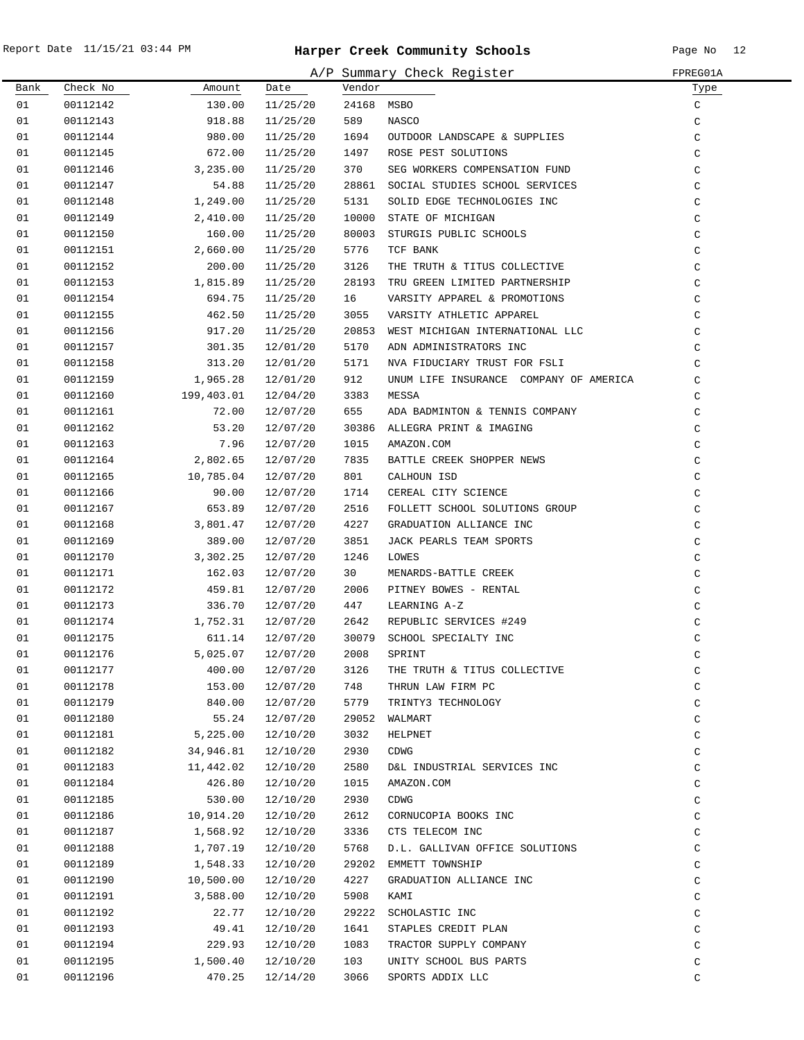# Harper Creek Community Schools

## A/P Summary Check Register

Report Date 11/15/21 03:44 PM — FPREG01A

| Bank | Check No | Amount | Date | Vendor | | Type |
|---|---|---|---|---|---|---|
| 01 | 00112142 | 130.00 | 11/25/20 | 24168 | MSBO | C |
| 01 | 00112143 | 918.88 | 11/25/20 | 589 | NASCO | C |
| 01 | 00112144 | 980.00 | 11/25/20 | 1694 | OUTDOOR LANDSCAPE & SUPPLIES | C |
| 01 | 00112145 | 672.00 | 11/25/20 | 1497 | ROSE PEST SOLUTIONS | C |
| 01 | 00112146 | 3,235.00 | 11/25/20 | 370 | SEG WORKERS COMPENSATION FUND | C |
| 01 | 00112147 | 54.88 | 11/25/20 | 28861 | SOCIAL STUDIES SCHOOL SERVICES | C |
| 01 | 00112148 | 1,249.00 | 11/25/20 | 5131 | SOLID EDGE TECHNOLOGIES INC | C |
| 01 | 00112149 | 2,410.00 | 11/25/20 | 10000 | STATE OF MICHIGAN | C |
| 01 | 00112150 | 160.00 | 11/25/20 | 80003 | STURGIS PUBLIC SCHOOLS | C |
| 01 | 00112151 | 2,660.00 | 11/25/20 | 5776 | TCF BANK | C |
| 01 | 00112152 | 200.00 | 11/25/20 | 3126 | THE TRUTH & TITUS COLLECTIVE | C |
| 01 | 00112153 | 1,815.89 | 11/25/20 | 28193 | TRU GREEN LIMITED PARTNERSHIP | C |
| 01 | 00112154 | 694.75 | 11/25/20 | 16 | VARSITY APPAREL & PROMOTIONS | C |
| 01 | 00112155 | 462.50 | 11/25/20 | 3055 | VARSITY ATHLETIC APPAREL | C |
| 01 | 00112156 | 917.20 | 11/25/20 | 20853 | WEST MICHIGAN INTERNATIONAL LLC | C |
| 01 | 00112157 | 301.35 | 12/01/20 | 5170 | ADN ADMINISTRATORS INC | C |
| 01 | 00112158 | 313.20 | 12/01/20 | 5171 | NVA FIDUCIARY TRUST FOR FSLI | C |
| 01 | 00112159 | 1,965.28 | 12/01/20 | 912 | UNUM LIFE INSURANCE COMPANY OF AMERICA | C |
| 01 | 00112160 | 199,403.01 | 12/04/20 | 3383 | MESSA | C |
| 01 | 00112161 | 72.00 | 12/07/20 | 655 | ADA BADMINTON & TENNIS COMPANY | C |
| 01 | 00112162 | 53.20 | 12/07/20 | 30386 | ALLEGRA PRINT & IMAGING | C |
| 01 | 00112163 | 7.96 | 12/07/20 | 1015 | AMAZON.COM | C |
| 01 | 00112164 | 2,802.65 | 12/07/20 | 7835 | BATTLE CREEK SHOPPER NEWS | C |
| 01 | 00112165 | 10,785.04 | 12/07/20 | 801 | CALHOUN ISD | C |
| 01 | 00112166 | 90.00 | 12/07/20 | 1714 | CEREAL CITY SCIENCE | C |
| 01 | 00112167 | 653.89 | 12/07/20 | 2516 | FOLLETT SCHOOL SOLUTIONS GROUP | C |
| 01 | 00112168 | 3,801.47 | 12/07/20 | 4227 | GRADUATION ALLIANCE INC | C |
| 01 | 00112169 | 389.00 | 12/07/20 | 3851 | JACK PEARLS TEAM SPORTS | C |
| 01 | 00112170 | 3,302.25 | 12/07/20 | 1246 | LOWES | C |
| 01 | 00112171 | 162.03 | 12/07/20 | 30 | MENARDS-BATTLE CREEK | C |
| 01 | 00112172 | 459.81 | 12/07/20 | 2006 | PITNEY BOWES - RENTAL | C |
| 01 | 00112173 | 336.70 | 12/07/20 | 447 | LEARNING A-Z | C |
| 01 | 00112174 | 1,752.31 | 12/07/20 | 2642 | REPUBLIC SERVICES #249 | C |
| 01 | 00112175 | 611.14 | 12/07/20 | 30079 | SCHOOL SPECIALTY INC | C |
| 01 | 00112176 | 5,025.07 | 12/07/20 | 2008 | SPRINT | C |
| 01 | 00112177 | 400.00 | 12/07/20 | 3126 | THE TRUTH & TITUS COLLECTIVE | C |
| 01 | 00112178 | 153.00 | 12/07/20 | 748 | THRUN LAW FIRM PC | C |
| 01 | 00112179 | 840.00 | 12/07/20 | 5779 | TRINTY3 TECHNOLOGY | C |
| 01 | 00112180 | 55.24 | 12/07/20 | 29052 | WALMART | C |
| 01 | 00112181 | 5,225.00 | 12/10/20 | 3032 | HELPNET | C |
| 01 | 00112182 | 34,946.81 | 12/10/20 | 2930 | CDWG | C |
| 01 | 00112183 | 11,442.02 | 12/10/20 | 2580 | D&L INDUSTRIAL SERVICES INC | C |
| 01 | 00112184 | 426.80 | 12/10/20 | 1015 | AMAZON.COM | C |
| 01 | 00112185 | 530.00 | 12/10/20 | 2930 | CDWG | C |
| 01 | 00112186 | 10,914.20 | 12/10/20 | 2612 | CORNUCOPIA BOOKS INC | C |
| 01 | 00112187 | 1,568.92 | 12/10/20 | 3336 | CTS TELECOM INC | C |
| 01 | 00112188 | 1,707.19 | 12/10/20 | 5768 | D.L. GALLIVAN OFFICE SOLUTIONS | C |
| 01 | 00112189 | 1,548.33 | 12/10/20 | 29202 | EMMETT TOWNSHIP | C |
| 01 | 00112190 | 10,500.00 | 12/10/20 | 4227 | GRADUATION ALLIANCE INC | C |
| 01 | 00112191 | 3,588.00 | 12/10/20 | 5908 | KAMI | C |
| 01 | 00112192 | 22.77 | 12/10/20 | 29222 | SCHOLASTIC INC | C |
| 01 | 00112193 | 49.41 | 12/10/20 | 1641 | STAPLES CREDIT PLAN | C |
| 01 | 00112194 | 229.93 | 12/10/20 | 1083 | TRACTOR SUPPLY COMPANY | C |
| 01 | 00112195 | 1,500.40 | 12/10/20 | 103 | UNITY SCHOOL BUS PARTS | C |
| 01 | 00112196 | 470.25 | 12/14/20 | 3066 | SPORTS ADDIX LLC | C |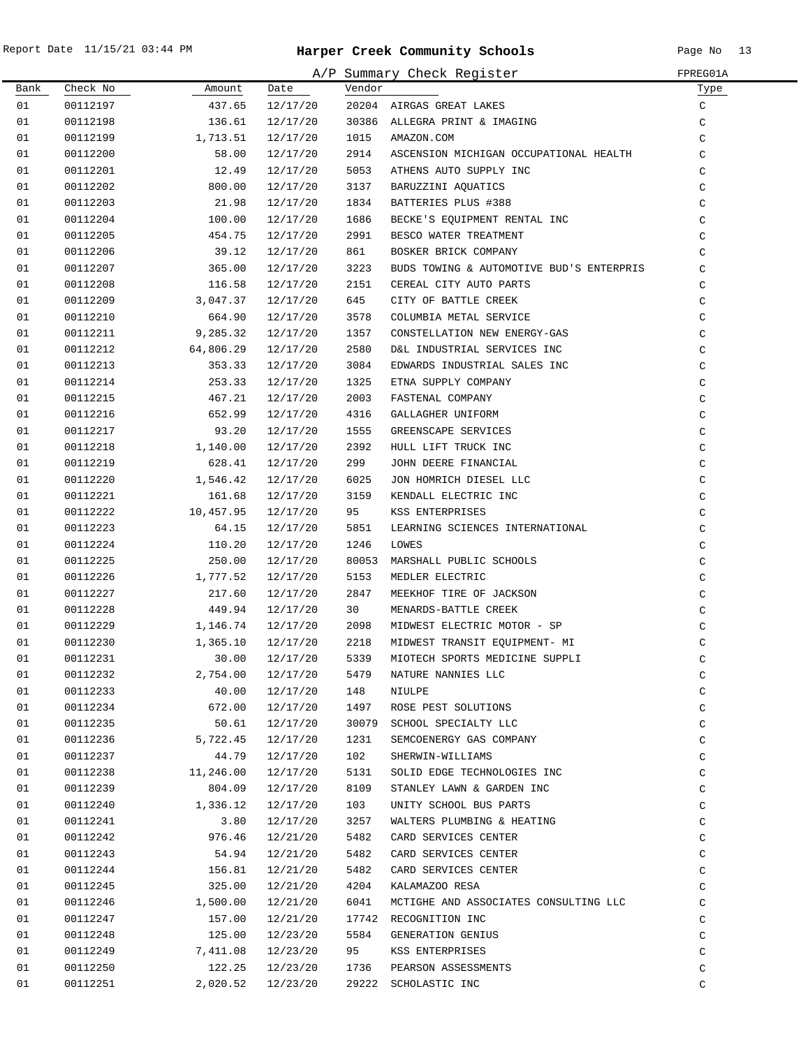Report Date 11/15/21 03:44 PM

# Harper Creek Community Schools

## A/P Summary Check Register

FPREG01A

| Bank | Check No | Amount | Date | Vendor | | Type |
|---|---|---|---|---|---|---|
| 01 | 00112197 | 437.65 | 12/17/20 | 20204 | AIRGAS GREAT LAKES | C |
| 01 | 00112198 | 136.61 | 12/17/20 | 30386 | ALLEGRA PRINT & IMAGING | C |
| 01 | 00112199 | 1,713.51 | 12/17/20 | 1015 | AMAZON.COM | C |
| 01 | 00112200 | 58.00 | 12/17/20 | 2914 | ASCENSION MICHIGAN OCCUPATIONAL HEALTH | C |
| 01 | 00112201 | 12.49 | 12/17/20 | 5053 | ATHENS AUTO SUPPLY INC | C |
| 01 | 00112202 | 800.00 | 12/17/20 | 3137 | BARUZZINI AQUATICS | C |
| 01 | 00112203 | 21.98 | 12/17/20 | 1834 | BATTERIES PLUS #388 | C |
| 01 | 00112204 | 100.00 | 12/17/20 | 1686 | BECKE'S EQUIPMENT RENTAL INC | C |
| 01 | 00112205 | 454.75 | 12/17/20 | 2991 | BESCO WATER TREATMENT | C |
| 01 | 00112206 | 39.12 | 12/17/20 | 861 | BOSKER BRICK COMPANY | C |
| 01 | 00112207 | 365.00 | 12/17/20 | 3223 | BUDS TOWING & AUTOMOTIVE BUD'S ENTERPRIS | C |
| 01 | 00112208 | 116.58 | 12/17/20 | 2151 | CEREAL CITY AUTO PARTS | C |
| 01 | 00112209 | 3,047.37 | 12/17/20 | 645 | CITY OF BATTLE CREEK | C |
| 01 | 00112210 | 664.90 | 12/17/20 | 3578 | COLUMBIA METAL SERVICE | C |
| 01 | 00112211 | 9,285.32 | 12/17/20 | 1357 | CONSTELLATION NEW ENERGY-GAS | C |
| 01 | 00112212 | 64,806.29 | 12/17/20 | 2580 | D&L INDUSTRIAL SERVICES INC | C |
| 01 | 00112213 | 353.33 | 12/17/20 | 3084 | EDWARDS INDUSTRIAL SALES INC | C |
| 01 | 00112214 | 253.33 | 12/17/20 | 1325 | ETNA SUPPLY COMPANY | C |
| 01 | 00112215 | 467.21 | 12/17/20 | 2003 | FASTENAL COMPANY | C |
| 01 | 00112216 | 652.99 | 12/17/20 | 4316 | GALLAGHER UNIFORM | C |
| 01 | 00112217 | 93.20 | 12/17/20 | 1555 | GREENSCAPE SERVICES | C |
| 01 | 00112218 | 1,140.00 | 12/17/20 | 2392 | HULL LIFT TRUCK INC | C |
| 01 | 00112219 | 628.41 | 12/17/20 | 299 | JOHN DEERE FINANCIAL | C |
| 01 | 00112220 | 1,546.42 | 12/17/20 | 6025 | JON HOMRICH DIESEL LLC | C |
| 01 | 00112221 | 161.68 | 12/17/20 | 3159 | KENDALL ELECTRIC INC | C |
| 01 | 00112222 | 10,457.95 | 12/17/20 | 95 | KSS ENTERPRISES | C |
| 01 | 00112223 | 64.15 | 12/17/20 | 5851 | LEARNING SCIENCES INTERNATIONAL | C |
| 01 | 00112224 | 110.20 | 12/17/20 | 1246 | LOWES | C |
| 01 | 00112225 | 250.00 | 12/17/20 | 80053 | MARSHALL PUBLIC SCHOOLS | C |
| 01 | 00112226 | 1,777.52 | 12/17/20 | 5153 | MEDLER ELECTRIC | C |
| 01 | 00112227 | 217.60 | 12/17/20 | 2847 | MEEKHOF TIRE OF JACKSON | C |
| 01 | 00112228 | 449.94 | 12/17/20 | 30 | MENARDS-BATTLE CREEK | C |
| 01 | 00112229 | 1,146.74 | 12/17/20 | 2098 | MIDWEST ELECTRIC MOTOR - SP | C |
| 01 | 00112230 | 1,365.10 | 12/17/20 | 2218 | MIDWEST TRANSIT EQUIPMENT- MI | C |
| 01 | 00112231 | 30.00 | 12/17/20 | 5339 | MIOTECH SPORTS MEDICINE SUPPLI | C |
| 01 | 00112232 | 2,754.00 | 12/17/20 | 5479 | NATURE NANNIES LLC | C |
| 01 | 00112233 | 40.00 | 12/17/20 | 148 | NIULPE | C |
| 01 | 00112234 | 672.00 | 12/17/20 | 1497 | ROSE PEST SOLUTIONS | C |
| 01 | 00112235 | 50.61 | 12/17/20 | 30079 | SCHOOL SPECIALTY LLC | C |
| 01 | 00112236 | 5,722.45 | 12/17/20 | 1231 | SEMCOENERGY GAS COMPANY | C |
| 01 | 00112237 | 44.79 | 12/17/20 | 102 | SHERWIN-WILLIAMS | C |
| 01 | 00112238 | 11,246.00 | 12/17/20 | 5131 | SOLID EDGE TECHNOLOGIES INC | C |
| 01 | 00112239 | 804.09 | 12/17/20 | 8109 | STANLEY LAWN & GARDEN INC | C |
| 01 | 00112240 | 1,336.12 | 12/17/20 | 103 | UNITY SCHOOL BUS PARTS | C |
| 01 | 00112241 | 3.80 | 12/17/20 | 3257 | WALTERS PLUMBING & HEATING | C |
| 01 | 00112242 | 976.46 | 12/21/20 | 5482 | CARD SERVICES CENTER | C |
| 01 | 00112243 | 54.94 | 12/21/20 | 5482 | CARD SERVICES CENTER | C |
| 01 | 00112244 | 156.81 | 12/21/20 | 5482 | CARD SERVICES CENTER | C |
| 01 | 00112245 | 325.00 | 12/21/20 | 4204 | KALAMAZOO RESA | C |
| 01 | 00112246 | 1,500.00 | 12/21/20 | 6041 | MCTIGHE AND ASSOCIATES CONSULTING LLC | C |
| 01 | 00112247 | 157.00 | 12/21/20 | 17742 | RECOGNITION INC | C |
| 01 | 00112248 | 125.00 | 12/23/20 | 5584 | GENERATION GENIUS | C |
| 01 | 00112249 | 7,411.08 | 12/23/20 | 95 | KSS ENTERPRISES | C |
| 01 | 00112250 | 122.25 | 12/23/20 | 1736 | PEARSON ASSESSMENTS | C |
| 01 | 00112251 | 2,020.52 | 12/23/20 | 29222 | SCHOLASTIC INC | C |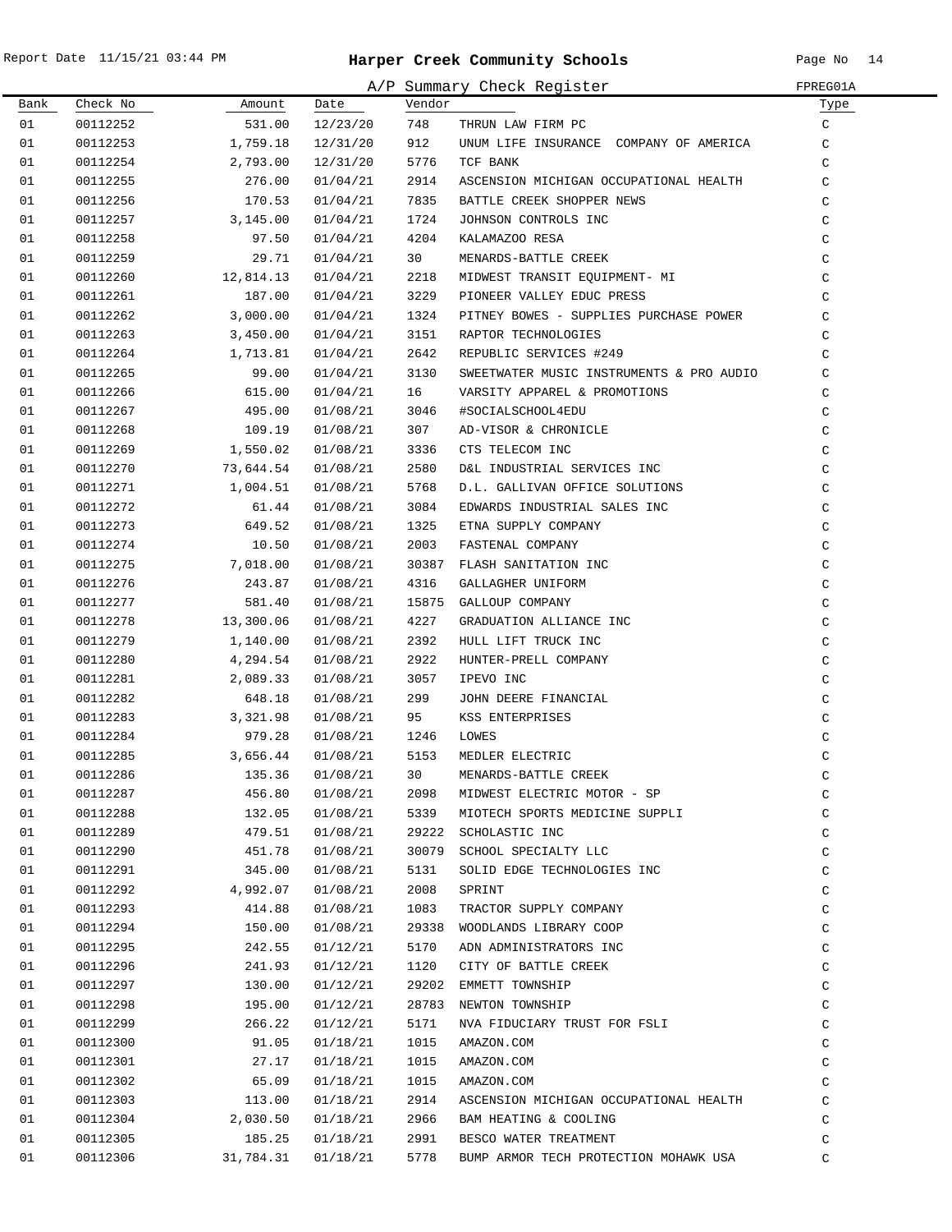# Harper Creek Community Schools

Report Date 11/15/21 03:44 PM

A/P Summary Check Register — FPREG01A

| Bank | Check No | Amount | Date | Vendor | | Type |
|---|---|---|---|---|---|---|
| 01 | 00112252 | 531.00 | 12/23/20 | 748 | THRUN LAW FIRM PC | C |
| 01 | 00112253 | 1,759.18 | 12/31/20 | 912 | UNUM LIFE INSURANCE COMPANY OF AMERICA | C |
| 01 | 00112254 | 2,793.00 | 12/31/20 | 5776 | TCF BANK | C |
| 01 | 00112255 | 276.00 | 01/04/21 | 2914 | ASCENSION MICHIGAN OCCUPATIONAL HEALTH | C |
| 01 | 00112256 | 170.53 | 01/04/21 | 7835 | BATTLE CREEK SHOPPER NEWS | C |
| 01 | 00112257 | 3,145.00 | 01/04/21 | 1724 | JOHNSON CONTROLS INC | C |
| 01 | 00112258 | 97.50 | 01/04/21 | 4204 | KALAMAZOO RESA | C |
| 01 | 00112259 | 29.71 | 01/04/21 | 30 | MENARDS-BATTLE CREEK | C |
| 01 | 00112260 | 12,814.13 | 01/04/21 | 2218 | MIDWEST TRANSIT EQUIPMENT- MI | C |
| 01 | 00112261 | 187.00 | 01/04/21 | 3229 | PIONEER VALLEY EDUC PRESS | C |
| 01 | 00112262 | 3,000.00 | 01/04/21 | 1324 | PITNEY BOWES - SUPPLIES PURCHASE POWER | C |
| 01 | 00112263 | 3,450.00 | 01/04/21 | 3151 | RAPTOR TECHNOLOGIES | C |
| 01 | 00112264 | 1,713.81 | 01/04/21 | 2642 | REPUBLIC SERVICES #249 | C |
| 01 | 00112265 | 99.00 | 01/04/21 | 3130 | SWEETWATER MUSIC INSTRUMENTS & PRO AUDIO | C |
| 01 | 00112266 | 615.00 | 01/04/21 | 16 | VARSITY APPAREL & PROMOTIONS | C |
| 01 | 00112267 | 495.00 | 01/08/21 | 3046 | #SOCIALSCHOOL4EDU | C |
| 01 | 00112268 | 109.19 | 01/08/21 | 307 | AD-VISOR & CHRONICLE | C |
| 01 | 00112269 | 1,550.02 | 01/08/21 | 3336 | CTS TELECOM INC | C |
| 01 | 00112270 | 73,644.54 | 01/08/21 | 2580 | D&L INDUSTRIAL SERVICES INC | C |
| 01 | 00112271 | 1,004.51 | 01/08/21 | 5768 | D.L. GALLIVAN OFFICE SOLUTIONS | C |
| 01 | 00112272 | 61.44 | 01/08/21 | 3084 | EDWARDS INDUSTRIAL SALES INC | C |
| 01 | 00112273 | 649.52 | 01/08/21 | 1325 | ETNA SUPPLY COMPANY | C |
| 01 | 00112274 | 10.50 | 01/08/21 | 2003 | FASTENAL COMPANY | C |
| 01 | 00112275 | 7,018.00 | 01/08/21 | 30387 | FLASH SANITATION INC | C |
| 01 | 00112276 | 243.87 | 01/08/21 | 4316 | GALLAGHER UNIFORM | C |
| 01 | 00112277 | 581.40 | 01/08/21 | 15875 | GALLOUP COMPANY | C |
| 01 | 00112278 | 13,300.06 | 01/08/21 | 4227 | GRADUATION ALLIANCE INC | C |
| 01 | 00112279 | 1,140.00 | 01/08/21 | 2392 | HULL LIFT TRUCK INC | C |
| 01 | 00112280 | 4,294.54 | 01/08/21 | 2922 | HUNTER-PRELL COMPANY | C |
| 01 | 00112281 | 2,089.33 | 01/08/21 | 3057 | IPEVO INC | C |
| 01 | 00112282 | 648.18 | 01/08/21 | 299 | JOHN DEERE FINANCIAL | C |
| 01 | 00112283 | 3,321.98 | 01/08/21 | 95 | KSS ENTERPRISES | C |
| 01 | 00112284 | 979.28 | 01/08/21 | 1246 | LOWES | C |
| 01 | 00112285 | 3,656.44 | 01/08/21 | 5153 | MEDLER ELECTRIC | C |
| 01 | 00112286 | 135.36 | 01/08/21 | 30 | MENARDS-BATTLE CREEK | C |
| 01 | 00112287 | 456.80 | 01/08/21 | 2098 | MIDWEST ELECTRIC MOTOR - SP | C |
| 01 | 00112288 | 132.05 | 01/08/21 | 5339 | MIOTECH SPORTS MEDICINE SUPPLI | C |
| 01 | 00112289 | 479.51 | 01/08/21 | 29222 | SCHOLASTIC INC | C |
| 01 | 00112290 | 451.78 | 01/08/21 | 30079 | SCHOOL SPECIALTY LLC | C |
| 01 | 00112291 | 345.00 | 01/08/21 | 5131 | SOLID EDGE TECHNOLOGIES INC | C |
| 01 | 00112292 | 4,992.07 | 01/08/21 | 2008 | SPRINT | C |
| 01 | 00112293 | 414.88 | 01/08/21 | 1083 | TRACTOR SUPPLY COMPANY | C |
| 01 | 00112294 | 150.00 | 01/08/21 | 29338 | WOODLANDS LIBRARY COOP | C |
| 01 | 00112295 | 242.55 | 01/12/21 | 5170 | ADN ADMINISTRATORS INC | C |
| 01 | 00112296 | 241.93 | 01/12/21 | 1120 | CITY OF BATTLE CREEK | C |
| 01 | 00112297 | 130.00 | 01/12/21 | 29202 | EMMETT TOWNSHIP | C |
| 01 | 00112298 | 195.00 | 01/12/21 | 28783 | NEWTON TOWNSHIP | C |
| 01 | 00112299 | 266.22 | 01/12/21 | 5171 | NVA FIDUCIARY TRUST FOR FSLI | C |
| 01 | 00112300 | 91.05 | 01/18/21 | 1015 | AMAZON.COM | C |
| 01 | 00112301 | 27.17 | 01/18/21 | 1015 | AMAZON.COM | C |
| 01 | 00112302 | 65.09 | 01/18/21 | 1015 | AMAZON.COM | C |
| 01 | 00112303 | 113.00 | 01/18/21 | 2914 | ASCENSION MICHIGAN OCCUPATIONAL HEALTH | C |
| 01 | 00112304 | 2,030.50 | 01/18/21 | 2966 | BAM HEATING & COOLING | C |
| 01 | 00112305 | 185.25 | 01/18/21 | 2991 | BESCO WATER TREATMENT | C |
| 01 | 00112306 | 31,784.31 | 01/18/21 | 5778 | BUMP ARMOR TECH PROTECTION MOHAWK USA | C |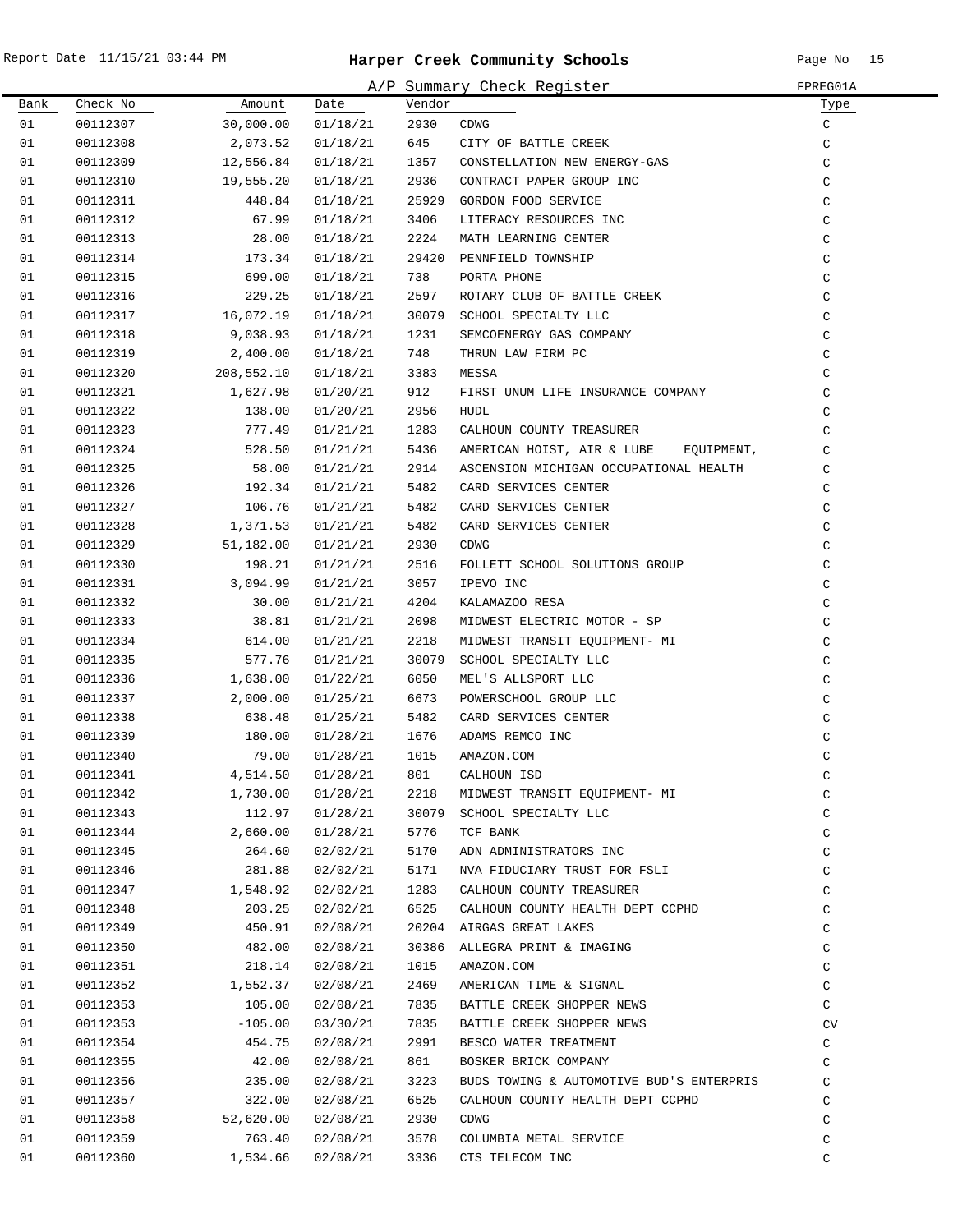# Harper Creek Community Schools

## A/P Summary Check Register

| Bank | Check No | Amount | Date | Vendor | | Type |
|---|---|---|---|---|---|---|
| 01 | 00112307 | 30,000.00 | 01/18/21 | 2930 | CDWG | C |
| 01 | 00112308 | 2,073.52 | 01/18/21 | 645 | CITY OF BATTLE CREEK | C |
| 01 | 00112309 | 12,556.84 | 01/18/21 | 1357 | CONSTELLATION NEW ENERGY-GAS | C |
| 01 | 00112310 | 19,555.20 | 01/18/21 | 2936 | CONTRACT PAPER GROUP INC | C |
| 01 | 00112311 | 448.84 | 01/18/21 | 25929 | GORDON FOOD SERVICE | C |
| 01 | 00112312 | 67.99 | 01/18/21 | 3406 | LITERACY RESOURCES INC | C |
| 01 | 00112313 | 28.00 | 01/18/21 | 2224 | MATH LEARNING CENTER | C |
| 01 | 00112314 | 173.34 | 01/18/21 | 29420 | PENNFIELD TOWNSHIP | C |
| 01 | 00112315 | 699.00 | 01/18/21 | 738 | PORTA PHONE | C |
| 01 | 00112316 | 229.25 | 01/18/21 | 2597 | ROTARY CLUB OF BATTLE CREEK | C |
| 01 | 00112317 | 16,072.19 | 01/18/21 | 30079 | SCHOOL SPECIALTY LLC | C |
| 01 | 00112318 | 9,038.93 | 01/18/21 | 1231 | SEMCOENERGY GAS COMPANY | C |
| 01 | 00112319 | 2,400.00 | 01/18/21 | 748 | THRUN LAW FIRM PC | C |
| 01 | 00112320 | 208,552.10 | 01/18/21 | 3383 | MESSA | C |
| 01 | 00112321 | 1,627.98 | 01/20/21 | 912 | FIRST UNUM LIFE INSURANCE COMPANY | C |
| 01 | 00112322 | 138.00 | 01/20/21 | 2956 | HUDL | C |
| 01 | 00112323 | 777.49 | 01/21/21 | 1283 | CALHOUN COUNTY TREASURER | C |
| 01 | 00112324 | 528.50 | 01/21/21 | 5436 | AMERICAN HOIST, AIR & LUBE EQUIPMENT, | C |
| 01 | 00112325 | 58.00 | 01/21/21 | 2914 | ASCENSION MICHIGAN OCCUPATIONAL HEALTH | C |
| 01 | 00112326 | 192.34 | 01/21/21 | 5482 | CARD SERVICES CENTER | C |
| 01 | 00112327 | 106.76 | 01/21/21 | 5482 | CARD SERVICES CENTER | C |
| 01 | 00112328 | 1,371.53 | 01/21/21 | 5482 | CARD SERVICES CENTER | C |
| 01 | 00112329 | 51,182.00 | 01/21/21 | 2930 | CDWG | C |
| 01 | 00112330 | 198.21 | 01/21/21 | 2516 | FOLLETT SCHOOL SOLUTIONS GROUP | C |
| 01 | 00112331 | 3,094.99 | 01/21/21 | 3057 | IPEVO INC | C |
| 01 | 00112332 | 30.00 | 01/21/21 | 4204 | KALAMAZOO RESA | C |
| 01 | 00112333 | 38.81 | 01/21/21 | 2098 | MIDWEST ELECTRIC MOTOR - SP | C |
| 01 | 00112334 | 614.00 | 01/21/21 | 2218 | MIDWEST TRANSIT EQUIPMENT- MI | C |
| 01 | 00112335 | 577.76 | 01/21/21 | 30079 | SCHOOL SPECIALTY LLC | C |
| 01 | 00112336 | 1,638.00 | 01/22/21 | 6050 | MEL'S ALLSPORT LLC | C |
| 01 | 00112337 | 2,000.00 | 01/25/21 | 6673 | POWERSCHOOL GROUP LLC | C |
| 01 | 00112338 | 638.48 | 01/25/21 | 5482 | CARD SERVICES CENTER | C |
| 01 | 00112339 | 180.00 | 01/28/21 | 1676 | ADAMS REMCO INC | C |
| 01 | 00112340 | 79.00 | 01/28/21 | 1015 | AMAZON.COM | C |
| 01 | 00112341 | 4,514.50 | 01/28/21 | 801 | CALHOUN ISD | C |
| 01 | 00112342 | 1,730.00 | 01/28/21 | 2218 | MIDWEST TRANSIT EQUIPMENT- MI | C |
| 01 | 00112343 | 112.97 | 01/28/21 | 30079 | SCHOOL SPECIALTY LLC | C |
| 01 | 00112344 | 2,660.00 | 01/28/21 | 5776 | TCF BANK | C |
| 01 | 00112345 | 264.60 | 02/02/21 | 5170 | ADN ADMINISTRATORS INC | C |
| 01 | 00112346 | 281.88 | 02/02/21 | 5171 | NVA FIDUCIARY TRUST FOR FSLI | C |
| 01 | 00112347 | 1,548.92 | 02/02/21 | 1283 | CALHOUN COUNTY TREASURER | C |
| 01 | 00112348 | 203.25 | 02/02/21 | 6525 | CALHOUN COUNTY HEALTH DEPT CCPHD | C |
| 01 | 00112349 | 450.91 | 02/08/21 | 20204 | AIRGAS GREAT LAKES | C |
| 01 | 00112350 | 482.00 | 02/08/21 | 30386 | ALLEGRA PRINT & IMAGING | C |
| 01 | 00112351 | 218.14 | 02/08/21 | 1015 | AMAZON.COM | C |
| 01 | 00112352 | 1,552.37 | 02/08/21 | 2469 | AMERICAN TIME & SIGNAL | C |
| 01 | 00112353 | 105.00 | 02/08/21 | 7835 | BATTLE CREEK SHOPPER NEWS | C |
| 01 | 00112353 | -105.00 | 03/30/21 | 7835 | BATTLE CREEK SHOPPER NEWS | CV |
| 01 | 00112354 | 454.75 | 02/08/21 | 2991 | BESCO WATER TREATMENT | C |
| 01 | 00112355 | 42.00 | 02/08/21 | 861 | BOSKER BRICK COMPANY | C |
| 01 | 00112356 | 235.00 | 02/08/21 | 3223 | BUDS TOWING & AUTOMOTIVE BUD'S ENTERPRIS | C |
| 01 | 00112357 | 322.00 | 02/08/21 | 6525 | CALHOUN COUNTY HEALTH DEPT CCPHD | C |
| 01 | 00112358 | 52,620.00 | 02/08/21 | 2930 | CDWG | C |
| 01 | 00112359 | 763.40 | 02/08/21 | 3578 | COLUMBIA METAL SERVICE | C |
| 01 | 00112360 | 1,534.66 | 02/08/21 | 3336 | CTS TELECOM INC | C |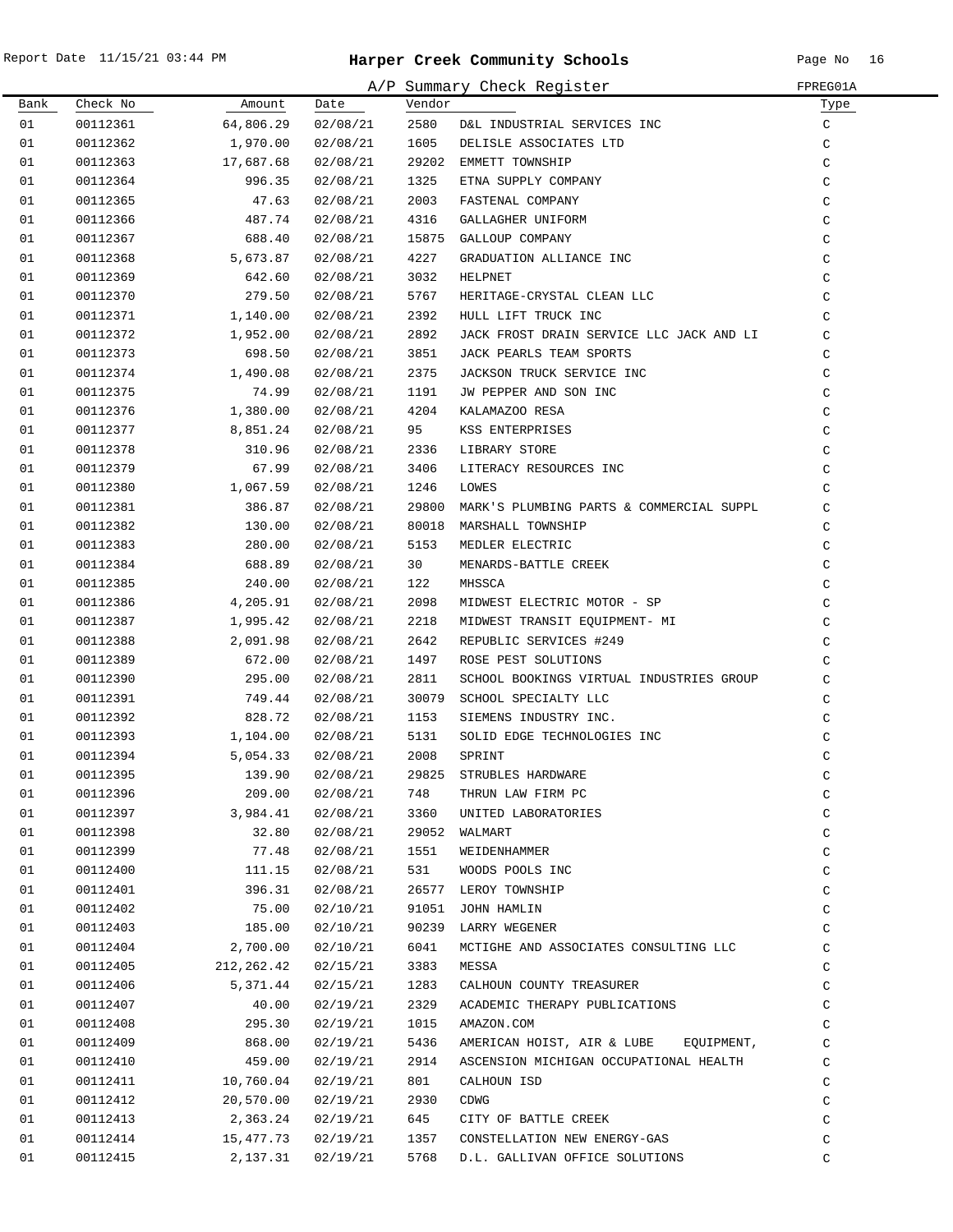# Harper Creek Community Schools

Report Date 11/15/21 03:44 PM

A/P Summary Check Register — FPREG01A

| Bank | Check No | Amount | Date | Vendor | | Type |
|---|---|---|---|---|---|---|
| 01 | 00112361 | 64,806.29 | 02/08/21 | 2580 | D&L INDUSTRIAL SERVICES INC | C |
| 01 | 00112362 | 1,970.00 | 02/08/21 | 1605 | DELISLE ASSOCIATES LTD | C |
| 01 | 00112363 | 17,687.68 | 02/08/21 | 29202 | EMMETT TOWNSHIP | C |
| 01 | 00112364 | 996.35 | 02/08/21 | 1325 | ETNA SUPPLY COMPANY | C |
| 01 | 00112365 | 47.63 | 02/08/21 | 2003 | FASTENAL COMPANY | C |
| 01 | 00112366 | 487.74 | 02/08/21 | 4316 | GALLAGHER UNIFORM | C |
| 01 | 00112367 | 688.40 | 02/08/21 | 15875 | GALLOUP COMPANY | C |
| 01 | 00112368 | 5,673.87 | 02/08/21 | 4227 | GRADUATION ALLIANCE INC | C |
| 01 | 00112369 | 642.60 | 02/08/21 | 3032 | HELPNET | C |
| 01 | 00112370 | 279.50 | 02/08/21 | 5767 | HERITAGE-CRYSTAL CLEAN LLC | C |
| 01 | 00112371 | 1,140.00 | 02/08/21 | 2392 | HULL LIFT TRUCK INC | C |
| 01 | 00112372 | 1,952.00 | 02/08/21 | 2892 | JACK FROST DRAIN SERVICE LLC JACK AND LI | C |
| 01 | 00112373 | 698.50 | 02/08/21 | 3851 | JACK PEARLS TEAM SPORTS | C |
| 01 | 00112374 | 1,490.08 | 02/08/21 | 2375 | JACKSON TRUCK SERVICE INC | C |
| 01 | 00112375 | 74.99 | 02/08/21 | 1191 | JW PEPPER AND SON INC | C |
| 01 | 00112376 | 1,380.00 | 02/08/21 | 4204 | KALAMAZOO RESA | C |
| 01 | 00112377 | 8,851.24 | 02/08/21 | 95 | KSS ENTERPRISES | C |
| 01 | 00112378 | 310.96 | 02/08/21 | 2336 | LIBRARY STORE | C |
| 01 | 00112379 | 67.99 | 02/08/21 | 3406 | LITERACY RESOURCES INC | C |
| 01 | 00112380 | 1,067.59 | 02/08/21 | 1246 | LOWES | C |
| 01 | 00112381 | 386.87 | 02/08/21 | 29800 | MARK'S PLUMBING PARTS & COMMERCIAL SUPPL | C |
| 01 | 00112382 | 130.00 | 02/08/21 | 80018 | MARSHALL TOWNSHIP | C |
| 01 | 00112383 | 280.00 | 02/08/21 | 5153 | MEDLER ELECTRIC | C |
| 01 | 00112384 | 688.89 | 02/08/21 | 30 | MENARDS-BATTLE CREEK | C |
| 01 | 00112385 | 240.00 | 02/08/21 | 122 | MHSSCA | C |
| 01 | 00112386 | 4,205.91 | 02/08/21 | 2098 | MIDWEST ELECTRIC MOTOR - SP | C |
| 01 | 00112387 | 1,995.42 | 02/08/21 | 2218 | MIDWEST TRANSIT EQUIPMENT- MI | C |
| 01 | 00112388 | 2,091.98 | 02/08/21 | 2642 | REPUBLIC SERVICES #249 | C |
| 01 | 00112389 | 672.00 | 02/08/21 | 1497 | ROSE PEST SOLUTIONS | C |
| 01 | 00112390 | 295.00 | 02/08/21 | 2811 | SCHOOL BOOKINGS VIRTUAL INDUSTRIES GROUP | C |
| 01 | 00112391 | 749.44 | 02/08/21 | 30079 | SCHOOL SPECIALTY LLC | C |
| 01 | 00112392 | 828.72 | 02/08/21 | 1153 | SIEMENS INDUSTRY INC. | C |
| 01 | 00112393 | 1,104.00 | 02/08/21 | 5131 | SOLID EDGE TECHNOLOGIES INC | C |
| 01 | 00112394 | 5,054.33 | 02/08/21 | 2008 | SPRINT | C |
| 01 | 00112395 | 139.90 | 02/08/21 | 29825 | STRUBLES HARDWARE | C |
| 01 | 00112396 | 209.00 | 02/08/21 | 748 | THRUN LAW FIRM PC | C |
| 01 | 00112397 | 3,984.41 | 02/08/21 | 3360 | UNITED LABORATORIES | C |
| 01 | 00112398 | 32.80 | 02/08/21 | 29052 | WALMART | C |
| 01 | 00112399 | 77.48 | 02/08/21 | 1551 | WEIDENHAMMER | C |
| 01 | 00112400 | 111.15 | 02/08/21 | 531 | WOODS POOLS INC | C |
| 01 | 00112401 | 396.31 | 02/08/21 | 26577 | LEROY TOWNSHIP | C |
| 01 | 00112402 | 75.00 | 02/10/21 | 91051 | JOHN HAMLIN | C |
| 01 | 00112403 | 185.00 | 02/10/21 | 90239 | LARRY WEGENER | C |
| 01 | 00112404 | 2,700.00 | 02/10/21 | 6041 | MCTIGHE AND ASSOCIATES CONSULTING LLC | C |
| 01 | 00112405 | 212,262.42 | 02/15/21 | 3383 | MESSA | C |
| 01 | 00112406 | 5,371.44 | 02/15/21 | 1283 | CALHOUN COUNTY TREASURER | C |
| 01 | 00112407 | 40.00 | 02/19/21 | 2329 | ACADEMIC THERAPY PUBLICATIONS | C |
| 01 | 00112408 | 295.30 | 02/19/21 | 1015 | AMAZON.COM | C |
| 01 | 00112409 | 868.00 | 02/19/21 | 5436 | AMERICAN HOIST, AIR & LUBE EQUIPMENT, | C |
| 01 | 00112410 | 459.00 | 02/19/21 | 2914 | ASCENSION MICHIGAN OCCUPATIONAL HEALTH | C |
| 01 | 00112411 | 10,760.04 | 02/19/21 | 801 | CALHOUN ISD | C |
| 01 | 00112412 | 20,570.00 | 02/19/21 | 2930 | CDWG | C |
| 01 | 00112413 | 2,363.24 | 02/19/21 | 645 | CITY OF BATTLE CREEK | C |
| 01 | 00112414 | 15,477.73 | 02/19/21 | 1357 | CONSTELLATION NEW ENERGY-GAS | C |
| 01 | 00112415 | 2,137.31 | 02/19/21 | 5768 | D.L. GALLIVAN OFFICE SOLUTIONS | C |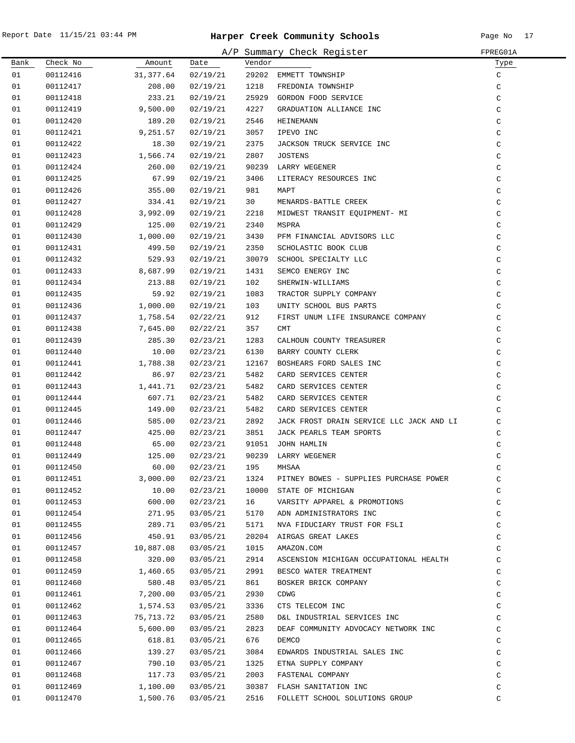# Harper Creek Community Schools

## A/P Summary Check Register

FPREG01A

| Bank | Check No | Amount | Date | Vendor | | Type |
|---|---|---|---|---|---|---|
| 01 | 00112416 | 31,377.64 | 02/19/21 | 29202 | EMMETT TOWNSHIP | C |
| 01 | 00112417 | 208.00 | 02/19/21 | 1218 | FREDONIA TOWNSHIP | C |
| 01 | 00112418 | 233.21 | 02/19/21 | 25929 | GORDON FOOD SERVICE | C |
| 01 | 00112419 | 9,500.00 | 02/19/21 | 4227 | GRADUATION ALLIANCE INC | C |
| 01 | 00112420 | 189.20 | 02/19/21 | 2546 | HEINEMANN | C |
| 01 | 00112421 | 9,251.57 | 02/19/21 | 3057 | IPEVO INC | C |
| 01 | 00112422 | 18.30 | 02/19/21 | 2375 | JACKSON TRUCK SERVICE INC | C |
| 01 | 00112423 | 1,566.74 | 02/19/21 | 2807 | JOSTENS | C |
| 01 | 00112424 | 260.00 | 02/19/21 | 90239 | LARRY WEGENER | C |
| 01 | 00112425 | 67.99 | 02/19/21 | 3406 | LITERACY RESOURCES INC | C |
| 01 | 00112426 | 355.00 | 02/19/21 | 981 | MAPT | C |
| 01 | 00112427 | 334.41 | 02/19/21 | 30 | MENARDS-BATTLE CREEK | C |
| 01 | 00112428 | 3,992.09 | 02/19/21 | 2218 | MIDWEST TRANSIT EQUIPMENT- MI | C |
| 01 | 00112429 | 125.00 | 02/19/21 | 2340 | MSPRA | C |
| 01 | 00112430 | 1,000.00 | 02/19/21 | 3430 | PFM FINANCIAL ADVISORS LLC | C |
| 01 | 00112431 | 499.50 | 02/19/21 | 2350 | SCHOLASTIC BOOK CLUB | C |
| 01 | 00112432 | 529.93 | 02/19/21 | 30079 | SCHOOL SPECIALTY LLC | C |
| 01 | 00112433 | 8,687.99 | 02/19/21 | 1431 | SEMCO ENERGY INC | C |
| 01 | 00112434 | 213.88 | 02/19/21 | 102 | SHERWIN-WILLIAMS | C |
| 01 | 00112435 | 59.92 | 02/19/21 | 1083 | TRACTOR SUPPLY COMPANY | C |
| 01 | 00112436 | 1,000.00 | 02/19/21 | 103 | UNITY SCHOOL BUS PARTS | C |
| 01 | 00112437 | 1,758.54 | 02/22/21 | 912 | FIRST UNUM LIFE INSURANCE COMPANY | C |
| 01 | 00112438 | 7,645.00 | 02/22/21 | 357 | CMT | C |
| 01 | 00112439 | 285.30 | 02/23/21 | 1283 | CALHOUN COUNTY TREASURER | C |
| 01 | 00112440 | 10.00 | 02/23/21 | 6130 | BARRY COUNTY CLERK | C |
| 01 | 00112441 | 1,788.38 | 02/23/21 | 12167 | BOSHEARS FORD SALES INC | C |
| 01 | 00112442 | 86.97 | 02/23/21 | 5482 | CARD SERVICES CENTER | C |
| 01 | 00112443 | 1,441.71 | 02/23/21 | 5482 | CARD SERVICES CENTER | C |
| 01 | 00112444 | 607.71 | 02/23/21 | 5482 | CARD SERVICES CENTER | C |
| 01 | 00112445 | 149.00 | 02/23/21 | 5482 | CARD SERVICES CENTER | C |
| 01 | 00112446 | 585.00 | 02/23/21 | 2892 | JACK FROST DRAIN SERVICE LLC JACK AND LI | C |
| 01 | 00112447 | 425.00 | 02/23/21 | 3851 | JACK PEARLS TEAM SPORTS | C |
| 01 | 00112448 | 65.00 | 02/23/21 | 91051 | JOHN HAMLIN | C |
| 01 | 00112449 | 125.00 | 02/23/21 | 90239 | LARRY WEGENER | C |
| 01 | 00112450 | 60.00 | 02/23/21 | 195 | MHSAA | C |
| 01 | 00112451 | 3,000.00 | 02/23/21 | 1324 | PITNEY BOWES - SUPPLIES PURCHASE POWER | C |
| 01 | 00112452 | 10.00 | 02/23/21 | 10000 | STATE OF MICHIGAN | C |
| 01 | 00112453 | 600.00 | 02/23/21 | 16 | VARSITY APPAREL & PROMOTIONS | C |
| 01 | 00112454 | 271.95 | 03/05/21 | 5170 | ADN ADMINISTRATORS INC | C |
| 01 | 00112455 | 289.71 | 03/05/21 | 5171 | NVA FIDUCIARY TRUST FOR FSLI | C |
| 01 | 00112456 | 450.91 | 03/05/21 | 20204 | AIRGAS GREAT LAKES | C |
| 01 | 00112457 | 10,887.08 | 03/05/21 | 1015 | AMAZON.COM | C |
| 01 | 00112458 | 320.00 | 03/05/21 | 2914 | ASCENSION MICHIGAN OCCUPATIONAL HEALTH | C |
| 01 | 00112459 | 1,460.65 | 03/05/21 | 2991 | BESCO WATER TREATMENT | C |
| 01 | 00112460 | 580.48 | 03/05/21 | 861 | BOSKER BRICK COMPANY | C |
| 01 | 00112461 | 7,200.00 | 03/05/21 | 2930 | CDWG | C |
| 01 | 00112462 | 1,574.53 | 03/05/21 | 3336 | CTS TELECOM INC | C |
| 01 | 00112463 | 75,713.72 | 03/05/21 | 2580 | D&L INDUSTRIAL SERVICES INC | C |
| 01 | 00112464 | 5,600.00 | 03/05/21 | 2823 | DEAF COMMUNITY ADVOCACY NETWORK INC | C |
| 01 | 00112465 | 618.81 | 03/05/21 | 676 | DEMCO | C |
| 01 | 00112466 | 139.27 | 03/05/21 | 3084 | EDWARDS INDUSTRIAL SALES INC | C |
| 01 | 00112467 | 790.10 | 03/05/21 | 1325 | ETNA SUPPLY COMPANY | C |
| 01 | 00112468 | 117.73 | 03/05/21 | 2003 | FASTENAL COMPANY | C |
| 01 | 00112469 | 1,100.00 | 03/05/21 | 30387 | FLASH SANITATION INC | C |
| 01 | 00112470 | 1,500.76 | 03/05/21 | 2516 | FOLLETT SCHOOL SOLUTIONS GROUP | C |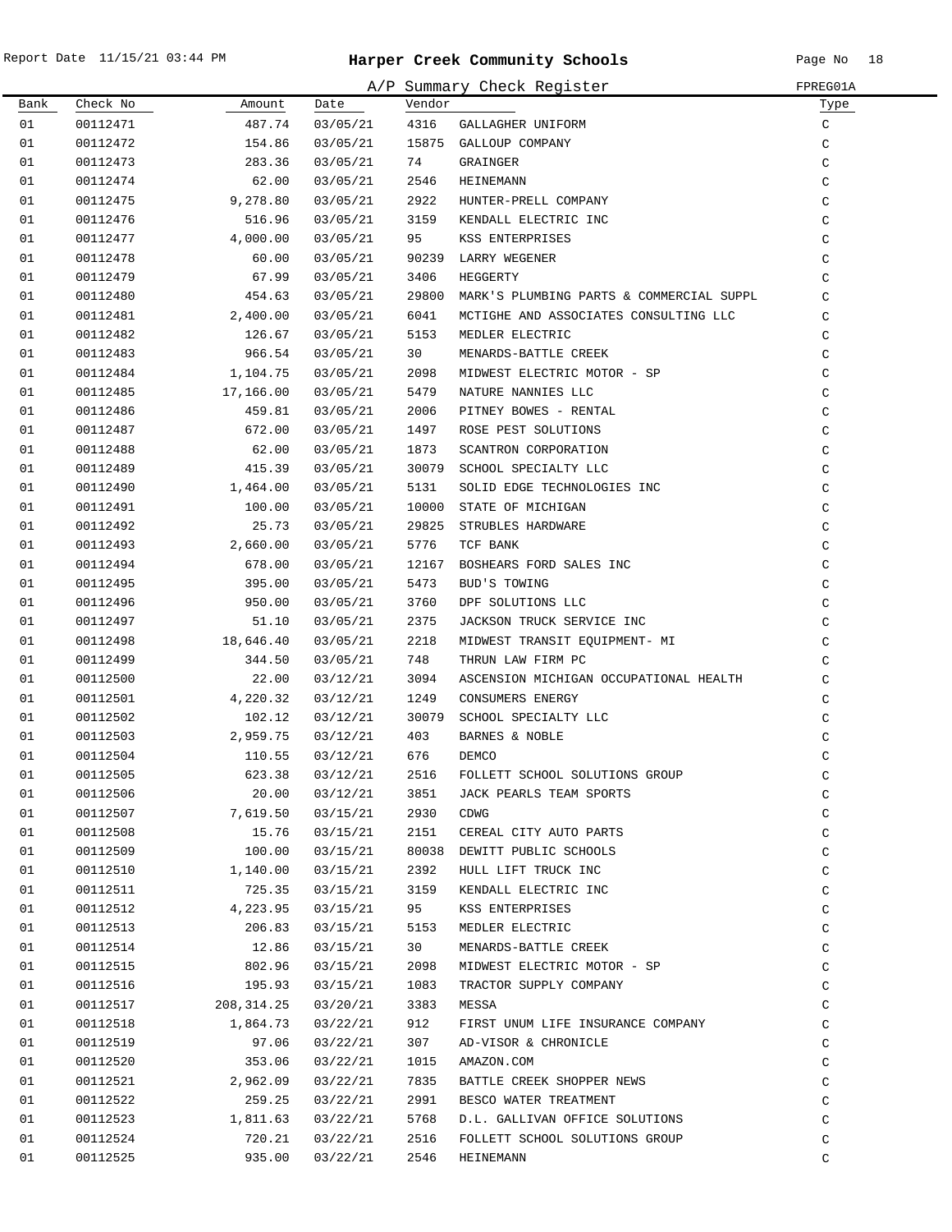# Harper Creek Community Schools

A/P Summary Check Register

FPREG01A

Report Date 11/15/21 03:44 PM

| Bank | Check No | Amount | Date | Vendor | | Type |
|---|---|---|---|---|---|---|
| 01 | 00112471 | 487.74 | 03/05/21 | 4316 | GALLAGHER UNIFORM | C |
| 01 | 00112472 | 154.86 | 03/05/21 | 15875 | GALLOUP COMPANY | C |
| 01 | 00112473 | 283.36 | 03/05/21 | 74 | GRAINGER | C |
| 01 | 00112474 | 62.00 | 03/05/21 | 2546 | HEINEMANN | C |
| 01 | 00112475 | 9,278.80 | 03/05/21 | 2922 | HUNTER-PRELL COMPANY | C |
| 01 | 00112476 | 516.96 | 03/05/21 | 3159 | KENDALL ELECTRIC INC | C |
| 01 | 00112477 | 4,000.00 | 03/05/21 | 95 | KSS ENTERPRISES | C |
| 01 | 00112478 | 60.00 | 03/05/21 | 90239 | LARRY WEGENER | C |
| 01 | 00112479 | 67.99 | 03/05/21 | 3406 | HEGGERTY | C |
| 01 | 00112480 | 454.63 | 03/05/21 | 29800 | MARK'S PLUMBING PARTS & COMMERCIAL SUPPL | C |
| 01 | 00112481 | 2,400.00 | 03/05/21 | 6041 | MCTIGHE AND ASSOCIATES CONSULTING LLC | C |
| 01 | 00112482 | 126.67 | 03/05/21 | 5153 | MEDLER ELECTRIC | C |
| 01 | 00112483 | 966.54 | 03/05/21 | 30 | MENARDS-BATTLE CREEK | C |
| 01 | 00112484 | 1,104.75 | 03/05/21 | 2098 | MIDWEST ELECTRIC MOTOR - SP | C |
| 01 | 00112485 | 17,166.00 | 03/05/21 | 5479 | NATURE NANNIES LLC | C |
| 01 | 00112486 | 459.81 | 03/05/21 | 2006 | PITNEY BOWES - RENTAL | C |
| 01 | 00112487 | 672.00 | 03/05/21 | 1497 | ROSE PEST SOLUTIONS | C |
| 01 | 00112488 | 62.00 | 03/05/21 | 1873 | SCANTRON CORPORATION | C |
| 01 | 00112489 | 415.39 | 03/05/21 | 30079 | SCHOOL SPECIALTY LLC | C |
| 01 | 00112490 | 1,464.00 | 03/05/21 | 5131 | SOLID EDGE TECHNOLOGIES INC | C |
| 01 | 00112491 | 100.00 | 03/05/21 | 10000 | STATE OF MICHIGAN | C |
| 01 | 00112492 | 25.73 | 03/05/21 | 29825 | STRUBLES HARDWARE | C |
| 01 | 00112493 | 2,660.00 | 03/05/21 | 5776 | TCF BANK | C |
| 01 | 00112494 | 678.00 | 03/05/21 | 12167 | BOSHEARS FORD SALES INC | C |
| 01 | 00112495 | 395.00 | 03/05/21 | 5473 | BUD'S TOWING | C |
| 01 | 00112496 | 950.00 | 03/05/21 | 3760 | DPF SOLUTIONS LLC | C |
| 01 | 00112497 | 51.10 | 03/05/21 | 2375 | JACKSON TRUCK SERVICE INC | C |
| 01 | 00112498 | 18,646.40 | 03/05/21 | 2218 | MIDWEST TRANSIT EQUIPMENT- MI | C |
| 01 | 00112499 | 344.50 | 03/05/21 | 748 | THRUN LAW FIRM PC | C |
| 01 | 00112500 | 22.00 | 03/12/21 | 3094 | ASCENSION MICHIGAN OCCUPATIONAL HEALTH | C |
| 01 | 00112501 | 4,220.32 | 03/12/21 | 1249 | CONSUMERS ENERGY | C |
| 01 | 00112502 | 102.12 | 03/12/21 | 30079 | SCHOOL SPECIALTY LLC | C |
| 01 | 00112503 | 2,959.75 | 03/12/21 | 403 | BARNES & NOBLE | C |
| 01 | 00112504 | 110.55 | 03/12/21 | 676 | DEMCO | C |
| 01 | 00112505 | 623.38 | 03/12/21 | 2516 | FOLLETT SCHOOL SOLUTIONS GROUP | C |
| 01 | 00112506 | 20.00 | 03/12/21 | 3851 | JACK PEARLS TEAM SPORTS | C |
| 01 | 00112507 | 7,619.50 | 03/15/21 | 2930 | CDWG | C |
| 01 | 00112508 | 15.76 | 03/15/21 | 2151 | CEREAL CITY AUTO PARTS | C |
| 01 | 00112509 | 100.00 | 03/15/21 | 80038 | DEWITT PUBLIC SCHOOLS | C |
| 01 | 00112510 | 1,140.00 | 03/15/21 | 2392 | HULL LIFT TRUCK INC | C |
| 01 | 00112511 | 725.35 | 03/15/21 | 3159 | KENDALL ELECTRIC INC | C |
| 01 | 00112512 | 4,223.95 | 03/15/21 | 95 | KSS ENTERPRISES | C |
| 01 | 00112513 | 206.83 | 03/15/21 | 5153 | MEDLER ELECTRIC | C |
| 01 | 00112514 | 12.86 | 03/15/21 | 30 | MENARDS-BATTLE CREEK | C |
| 01 | 00112515 | 802.96 | 03/15/21 | 2098 | MIDWEST ELECTRIC MOTOR - SP | C |
| 01 | 00112516 | 195.93 | 03/15/21 | 1083 | TRACTOR SUPPLY COMPANY | C |
| 01 | 00112517 | 208,314.25 | 03/20/21 | 3383 | MESSA | C |
| 01 | 00112518 | 1,864.73 | 03/22/21 | 912 | FIRST UNUM LIFE INSURANCE COMPANY | C |
| 01 | 00112519 | 97.06 | 03/22/21 | 307 | AD-VISOR & CHRONICLE | C |
| 01 | 00112520 | 353.06 | 03/22/21 | 1015 | AMAZON.COM | C |
| 01 | 00112521 | 2,962.09 | 03/22/21 | 7835 | BATTLE CREEK SHOPPER NEWS | C |
| 01 | 00112522 | 259.25 | 03/22/21 | 2991 | BESCO WATER TREATMENT | C |
| 01 | 00112523 | 1,811.63 | 03/22/21 | 5768 | D.L. GALLIVAN OFFICE SOLUTIONS | C |
| 01 | 00112524 | 720.21 | 03/22/21 | 2516 | FOLLETT SCHOOL SOLUTIONS GROUP | C |
| 01 | 00112525 | 935.00 | 03/22/21 | 2546 | HEINEMANN | C |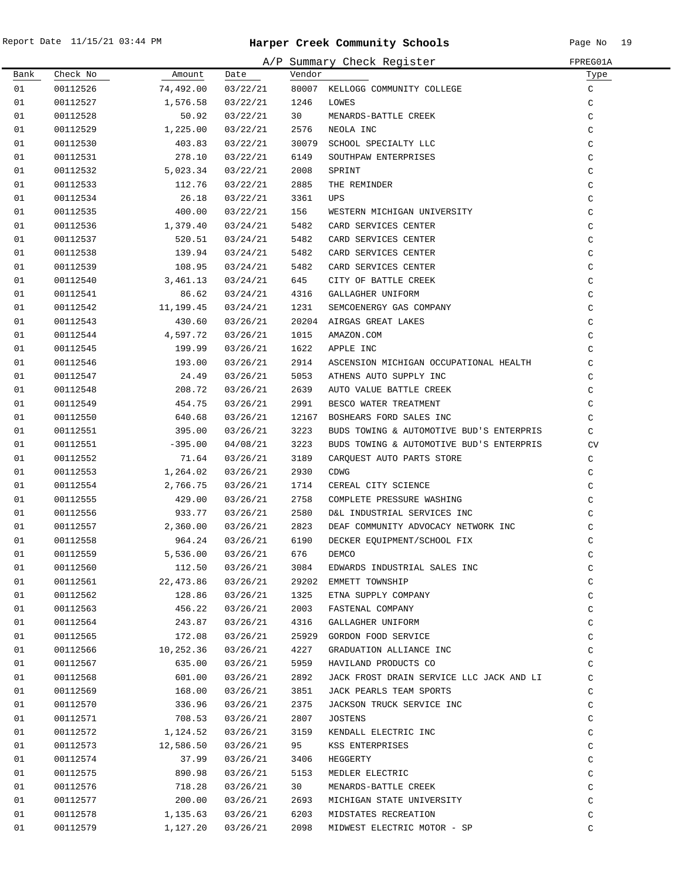Report Date 11/15/21 03:44 PM

# Harper Creek Community Schools

## A/P Summary Check Register

FPREG01A

| Bank | Check No | Amount | Date | Vendor | | Type |
|---|---|---|---|---|---|---|
| 01 | 00112526 | 74,492.00 | 03/22/21 | 80007 | KELLOGG COMMUNITY COLLEGE | C |
| 01 | 00112527 | 1,576.58 | 03/22/21 | 1246 | LOWES | C |
| 01 | 00112528 | 50.92 | 03/22/21 | 30 | MENARDS-BATTLE CREEK | C |
| 01 | 00112529 | 1,225.00 | 03/22/21 | 2576 | NEOLA INC | C |
| 01 | 00112530 | 403.83 | 03/22/21 | 30079 | SCHOOL SPECIALTY LLC | C |
| 01 | 00112531 | 278.10 | 03/22/21 | 6149 | SOUTHPAW ENTERPRISES | C |
| 01 | 00112532 | 5,023.34 | 03/22/21 | 2008 | SPRINT | C |
| 01 | 00112533 | 112.76 | 03/22/21 | 2885 | THE REMINDER | C |
| 01 | 00112534 | 26.18 | 03/22/21 | 3361 | UPS | C |
| 01 | 00112535 | 400.00 | 03/22/21 | 156 | WESTERN MICHIGAN UNIVERSITY | C |
| 01 | 00112536 | 1,379.40 | 03/24/21 | 5482 | CARD SERVICES CENTER | C |
| 01 | 00112537 | 520.51 | 03/24/21 | 5482 | CARD SERVICES CENTER | C |
| 01 | 00112538 | 139.94 | 03/24/21 | 5482 | CARD SERVICES CENTER | C |
| 01 | 00112539 | 108.95 | 03/24/21 | 5482 | CARD SERVICES CENTER | C |
| 01 | 00112540 | 3,461.13 | 03/24/21 | 645 | CITY OF BATTLE CREEK | C |
| 01 | 00112541 | 86.62 | 03/24/21 | 4316 | GALLAGHER UNIFORM | C |
| 01 | 00112542 | 11,199.45 | 03/24/21 | 1231 | SEMCOENERGY GAS COMPANY | C |
| 01 | 00112543 | 430.60 | 03/26/21 | 20204 | AIRGAS GREAT LAKES | C |
| 01 | 00112544 | 4,597.72 | 03/26/21 | 1015 | AMAZON.COM | C |
| 01 | 00112545 | 199.99 | 03/26/21 | 1622 | APPLE INC | C |
| 01 | 00112546 | 193.00 | 03/26/21 | 2914 | ASCENSION MICHIGAN OCCUPATIONAL HEALTH | C |
| 01 | 00112547 | 24.49 | 03/26/21 | 5053 | ATHENS AUTO SUPPLY INC | C |
| 01 | 00112548 | 208.72 | 03/26/21 | 2639 | AUTO VALUE BATTLE CREEK | C |
| 01 | 00112549 | 454.75 | 03/26/21 | 2991 | BESCO WATER TREATMENT | C |
| 01 | 00112550 | 640.68 | 03/26/21 | 12167 | BOSHEARS FORD SALES INC | C |
| 01 | 00112551 | 395.00 | 03/26/21 | 3223 | BUDS TOWING & AUTOMOTIVE BUD'S ENTERPRIS | C |
| 01 | 00112551 | -395.00 | 04/08/21 | 3223 | BUDS TOWING & AUTOMOTIVE BUD'S ENTERPRIS | CV |
| 01 | 00112552 | 71.64 | 03/26/21 | 3189 | CARQUEST AUTO PARTS STORE | C |
| 01 | 00112553 | 1,264.02 | 03/26/21 | 2930 | CDWG | C |
| 01 | 00112554 | 2,766.75 | 03/26/21 | 1714 | CEREAL CITY SCIENCE | C |
| 01 | 00112555 | 429.00 | 03/26/21 | 2758 | COMPLETE PRESSURE WASHING | C |
| 01 | 00112556 | 933.77 | 03/26/21 | 2580 | D&L INDUSTRIAL SERVICES INC | C |
| 01 | 00112557 | 2,360.00 | 03/26/21 | 2823 | DEAF COMMUNITY ADVOCACY NETWORK INC | C |
| 01 | 00112558 | 964.24 | 03/26/21 | 6190 | DECKER EQUIPMENT/SCHOOL FIX | C |
| 01 | 00112559 | 5,536.00 | 03/26/21 | 676 | DEMCO | C |
| 01 | 00112560 | 112.50 | 03/26/21 | 3084 | EDWARDS INDUSTRIAL SALES INC | C |
| 01 | 00112561 | 22,473.86 | 03/26/21 | 29202 | EMMETT TOWNSHIP | C |
| 01 | 00112562 | 128.86 | 03/26/21 | 1325 | ETNA SUPPLY COMPANY | C |
| 01 | 00112563 | 456.22 | 03/26/21 | 2003 | FASTENAL COMPANY | C |
| 01 | 00112564 | 243.87 | 03/26/21 | 4316 | GALLAGHER UNIFORM | C |
| 01 | 00112565 | 172.08 | 03/26/21 | 25929 | GORDON FOOD SERVICE | C |
| 01 | 00112566 | 10,252.36 | 03/26/21 | 4227 | GRADUATION ALLIANCE INC | C |
| 01 | 00112567 | 635.00 | 03/26/21 | 5959 | HAVILAND PRODUCTS CO | C |
| 01 | 00112568 | 601.00 | 03/26/21 | 2892 | JACK FROST DRAIN SERVICE LLC JACK AND LI | C |
| 01 | 00112569 | 168.00 | 03/26/21 | 3851 | JACK PEARLS TEAM SPORTS | C |
| 01 | 00112570 | 336.96 | 03/26/21 | 2375 | JACKSON TRUCK SERVICE INC | C |
| 01 | 00112571 | 708.53 | 03/26/21 | 2807 | JOSTENS | C |
| 01 | 00112572 | 1,124.52 | 03/26/21 | 3159 | KENDALL ELECTRIC INC | C |
| 01 | 00112573 | 12,586.50 | 03/26/21 | 95 | KSS ENTERPRISES | C |
| 01 | 00112574 | 37.99 | 03/26/21 | 3406 | HEGGERTY | C |
| 01 | 00112575 | 890.98 | 03/26/21 | 5153 | MEDLER ELECTRIC | C |
| 01 | 00112576 | 718.28 | 03/26/21 | 30 | MENARDS-BATTLE CREEK | C |
| 01 | 00112577 | 200.00 | 03/26/21 | 2693 | MICHIGAN STATE UNIVERSITY | C |
| 01 | 00112578 | 1,135.63 | 03/26/21 | 6203 | MIDSTATES RECREATION | C |
| 01 | 00112579 | 1,127.20 | 03/26/21 | 2098 | MIDWEST ELECTRIC MOTOR - SP | C |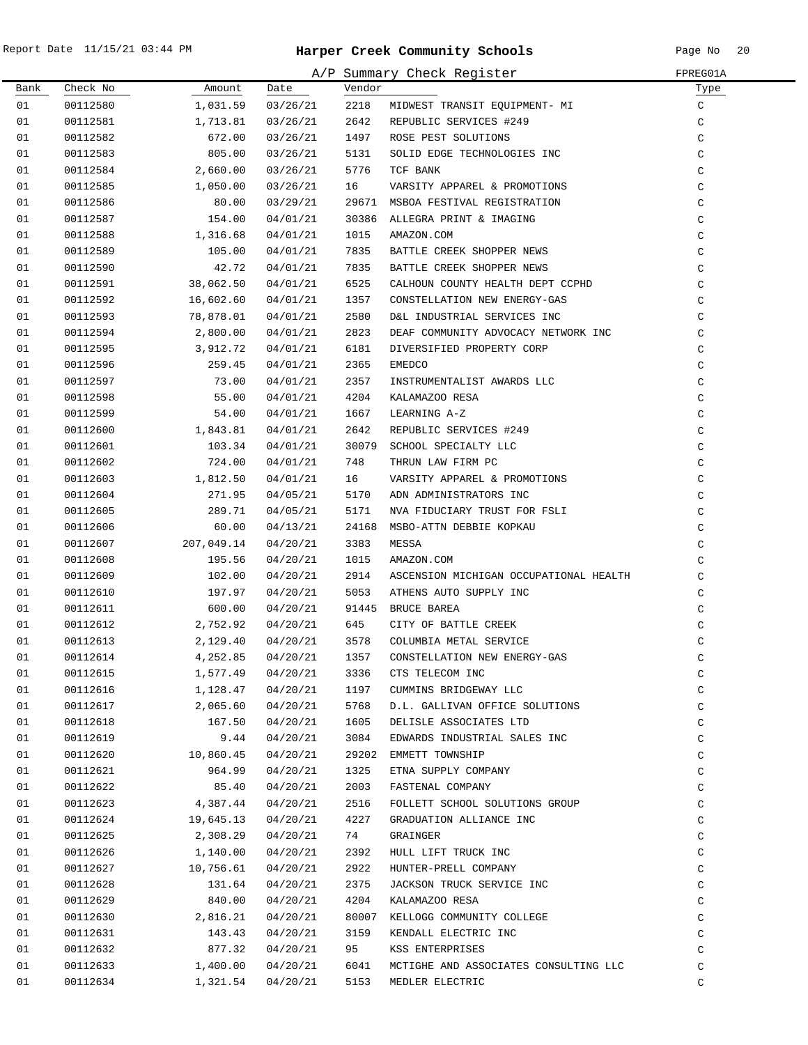# Harper Creek Community Schools

Report Date 11/15/21 03:44 PM

## A/P Summary Check Register

FPREG01A

| Bank | Check No | Amount | Date | Vendor | | Type |
|---|---|---|---|---|---|---|
| 01 | 00112580 | 1,031.59 | 03/26/21 | 2218 | MIDWEST TRANSIT EQUIPMENT- MI | C |
| 01 | 00112581 | 1,713.81 | 03/26/21 | 2642 | REPUBLIC SERVICES #249 | C |
| 01 | 00112582 | 672.00 | 03/26/21 | 1497 | ROSE PEST SOLUTIONS | C |
| 01 | 00112583 | 805.00 | 03/26/21 | 5131 | SOLID EDGE TECHNOLOGIES INC | C |
| 01 | 00112584 | 2,660.00 | 03/26/21 | 5776 | TCF BANK | C |
| 01 | 00112585 | 1,050.00 | 03/26/21 | 16 | VARSITY APPAREL & PROMOTIONS | C |
| 01 | 00112586 | 80.00 | 03/29/21 | 29671 | MSBOA FESTIVAL REGISTRATION | C |
| 01 | 00112587 | 154.00 | 04/01/21 | 30386 | ALLEGRA PRINT & IMAGING | C |
| 01 | 00112588 | 1,316.68 | 04/01/21 | 1015 | AMAZON.COM | C |
| 01 | 00112589 | 105.00 | 04/01/21 | 7835 | BATTLE CREEK SHOPPER NEWS | C |
| 01 | 00112590 | 42.72 | 04/01/21 | 7835 | BATTLE CREEK SHOPPER NEWS | C |
| 01 | 00112591 | 38,062.50 | 04/01/21 | 6525 | CALHOUN COUNTY HEALTH DEPT CCPHD | C |
| 01 | 00112592 | 16,602.60 | 04/01/21 | 1357 | CONSTELLATION NEW ENERGY-GAS | C |
| 01 | 00112593 | 78,878.01 | 04/01/21 | 2580 | D&L INDUSTRIAL SERVICES INC | C |
| 01 | 00112594 | 2,800.00 | 04/01/21 | 2823 | DEAF COMMUNITY ADVOCACY NETWORK INC | C |
| 01 | 00112595 | 3,912.72 | 04/01/21 | 6181 | DIVERSIFIED PROPERTY CORP | C |
| 01 | 00112596 | 259.45 | 04/01/21 | 2365 | EMEDCO | C |
| 01 | 00112597 | 73.00 | 04/01/21 | 2357 | INSTRUMENTALIST AWARDS LLC | C |
| 01 | 00112598 | 55.00 | 04/01/21 | 4204 | KALAMAZOO RESA | C |
| 01 | 00112599 | 54.00 | 04/01/21 | 1667 | LEARNING A-Z | C |
| 01 | 00112600 | 1,843.81 | 04/01/21 | 2642 | REPUBLIC SERVICES #249 | C |
| 01 | 00112601 | 103.34 | 04/01/21 | 30079 | SCHOOL SPECIALTY LLC | C |
| 01 | 00112602 | 724.00 | 04/01/21 | 748 | THRUN LAW FIRM PC | C |
| 01 | 00112603 | 1,812.50 | 04/01/21 | 16 | VARSITY APPAREL & PROMOTIONS | C |
| 01 | 00112604 | 271.95 | 04/05/21 | 5170 | ADN ADMINISTRATORS INC | C |
| 01 | 00112605 | 289.71 | 04/05/21 | 5171 | NVA FIDUCIARY TRUST FOR FSLI | C |
| 01 | 00112606 | 60.00 | 04/13/21 | 24168 | MSBO-ATTN DEBBIE KOPKAU | C |
| 01 | 00112607 | 207,049.14 | 04/20/21 | 3383 | MESSA | C |
| 01 | 00112608 | 195.56 | 04/20/21 | 1015 | AMAZON.COM | C |
| 01 | 00112609 | 102.00 | 04/20/21 | 2914 | ASCENSION MICHIGAN OCCUPATIONAL HEALTH | C |
| 01 | 00112610 | 197.97 | 04/20/21 | 5053 | ATHENS AUTO SUPPLY INC | C |
| 01 | 00112611 | 600.00 | 04/20/21 | 91445 | BRUCE BAREA | C |
| 01 | 00112612 | 2,752.92 | 04/20/21 | 645 | CITY OF BATTLE CREEK | C |
| 01 | 00112613 | 2,129.40 | 04/20/21 | 3578 | COLUMBIA METAL SERVICE | C |
| 01 | 00112614 | 4,252.85 | 04/20/21 | 1357 | CONSTELLATION NEW ENERGY-GAS | C |
| 01 | 00112615 | 1,577.49 | 04/20/21 | 3336 | CTS TELECOM INC | C |
| 01 | 00112616 | 1,128.47 | 04/20/21 | 1197 | CUMMINS BRIDGEWAY LLC | C |
| 01 | 00112617 | 2,065.60 | 04/20/21 | 5768 | D.L. GALLIVAN OFFICE SOLUTIONS | C |
| 01 | 00112618 | 167.50 | 04/20/21 | 1605 | DELISLE ASSOCIATES LTD | C |
| 01 | 00112619 | 9.44 | 04/20/21 | 3084 | EDWARDS INDUSTRIAL SALES INC | C |
| 01 | 00112620 | 10,860.45 | 04/20/21 | 29202 | EMMETT TOWNSHIP | C |
| 01 | 00112621 | 964.99 | 04/20/21 | 1325 | ETNA SUPPLY COMPANY | C |
| 01 | 00112622 | 85.40 | 04/20/21 | 2003 | FASTENAL COMPANY | C |
| 01 | 00112623 | 4,387.44 | 04/20/21 | 2516 | FOLLETT SCHOOL SOLUTIONS GROUP | C |
| 01 | 00112624 | 19,645.13 | 04/20/21 | 4227 | GRADUATION ALLIANCE INC | C |
| 01 | 00112625 | 2,308.29 | 04/20/21 | 74 | GRAINGER | C |
| 01 | 00112626 | 1,140.00 | 04/20/21 | 2392 | HULL LIFT TRUCK INC | C |
| 01 | 00112627 | 10,756.61 | 04/20/21 | 2922 | HUNTER-PRELL COMPANY | C |
| 01 | 00112628 | 131.64 | 04/20/21 | 2375 | JACKSON TRUCK SERVICE INC | C |
| 01 | 00112629 | 840.00 | 04/20/21 | 4204 | KALAMAZOO RESA | C |
| 01 | 00112630 | 2,816.21 | 04/20/21 | 80007 | KELLOGG COMMUNITY COLLEGE | C |
| 01 | 00112631 | 143.43 | 04/20/21 | 3159 | KENDALL ELECTRIC INC | C |
| 01 | 00112632 | 877.32 | 04/20/21 | 95 | KSS ENTERPRISES | C |
| 01 | 00112633 | 1,400.00 | 04/20/21 | 6041 | MCTIGHE AND ASSOCIATES CONSULTING LLC | C |
| 01 | 00112634 | 1,321.54 | 04/20/21 | 5153 | MEDLER ELECTRIC | C |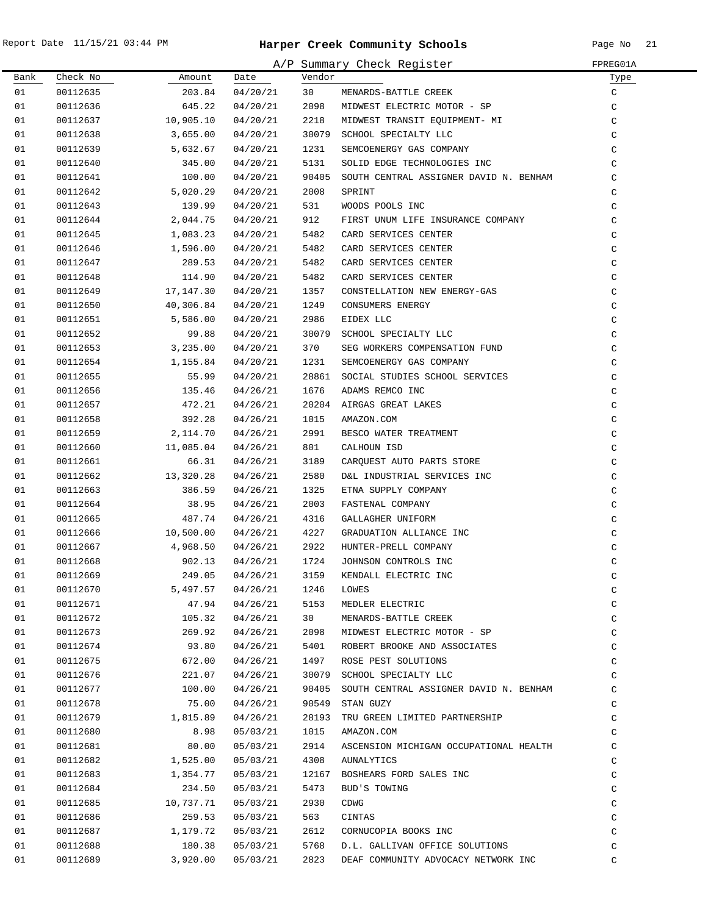# Harper Creek Community Schools

Report Date 11/15/21 03:44 PM

A/P Summary Check Register — FPREG01A

| Bank | Check No | Amount | Date | Vendor | | Type |
|---|---|---|---|---|---|---|
| 01 | 00112635 | 203.84 | 04/20/21 | 30 | MENARDS-BATTLE CREEK | C |
| 01 | 00112636 | 645.22 | 04/20/21 | 2098 | MIDWEST ELECTRIC MOTOR - SP | C |
| 01 | 00112637 | 10,905.10 | 04/20/21 | 2218 | MIDWEST TRANSIT EQUIPMENT- MI | C |
| 01 | 00112638 | 3,655.00 | 04/20/21 | 30079 | SCHOOL SPECIALTY LLC | C |
| 01 | 00112639 | 5,632.67 | 04/20/21 | 1231 | SEMCOENERGY GAS COMPANY | C |
| 01 | 00112640 | 345.00 | 04/20/21 | 5131 | SOLID EDGE TECHNOLOGIES INC | C |
| 01 | 00112641 | 100.00 | 04/20/21 | 90405 | SOUTH CENTRAL ASSIGNER DAVID N. BENHAM | C |
| 01 | 00112642 | 5,020.29 | 04/20/21 | 2008 | SPRINT | C |
| 01 | 00112643 | 139.99 | 04/20/21 | 531 | WOODS POOLS INC | C |
| 01 | 00112644 | 2,044.75 | 04/20/21 | 912 | FIRST UNUM LIFE INSURANCE COMPANY | C |
| 01 | 00112645 | 1,083.23 | 04/20/21 | 5482 | CARD SERVICES CENTER | C |
| 01 | 00112646 | 1,596.00 | 04/20/21 | 5482 | CARD SERVICES CENTER | C |
| 01 | 00112647 | 289.53 | 04/20/21 | 5482 | CARD SERVICES CENTER | C |
| 01 | 00112648 | 114.90 | 04/20/21 | 5482 | CARD SERVICES CENTER | C |
| 01 | 00112649 | 17,147.30 | 04/20/21 | 1357 | CONSTELLATION NEW ENERGY-GAS | C |
| 01 | 00112650 | 40,306.84 | 04/20/21 | 1249 | CONSUMERS ENERGY | C |
| 01 | 00112651 | 5,586.00 | 04/20/21 | 2986 | EIDEX LLC | C |
| 01 | 00112652 | 99.88 | 04/20/21 | 30079 | SCHOOL SPECIALTY LLC | C |
| 01 | 00112653 | 3,235.00 | 04/20/21 | 370 | SEG WORKERS COMPENSATION FUND | C |
| 01 | 00112654 | 1,155.84 | 04/20/21 | 1231 | SEMCOENERGY GAS COMPANY | C |
| 01 | 00112655 | 55.99 | 04/20/21 | 28861 | SOCIAL STUDIES SCHOOL SERVICES | C |
| 01 | 00112656 | 135.46 | 04/26/21 | 1676 | ADAMS REMCO INC | C |
| 01 | 00112657 | 472.21 | 04/26/21 | 20204 | AIRGAS GREAT LAKES | C |
| 01 | 00112658 | 392.28 | 04/26/21 | 1015 | AMAZON.COM | C |
| 01 | 00112659 | 2,114.70 | 04/26/21 | 2991 | BESCO WATER TREATMENT | C |
| 01 | 00112660 | 11,085.04 | 04/26/21 | 801 | CALHOUN ISD | C |
| 01 | 00112661 | 66.31 | 04/26/21 | 3189 | CARQUEST AUTO PARTS STORE | C |
| 01 | 00112662 | 13,320.28 | 04/26/21 | 2580 | D&L INDUSTRIAL SERVICES INC | C |
| 01 | 00112663 | 386.59 | 04/26/21 | 1325 | ETNA SUPPLY COMPANY | C |
| 01 | 00112664 | 38.95 | 04/26/21 | 2003 | FASTENAL COMPANY | C |
| 01 | 00112665 | 487.74 | 04/26/21 | 4316 | GALLAGHER UNIFORM | C |
| 01 | 00112666 | 10,500.00 | 04/26/21 | 4227 | GRADUATION ALLIANCE INC | C |
| 01 | 00112667 | 4,968.50 | 04/26/21 | 2922 | HUNTER-PRELL COMPANY | C |
| 01 | 00112668 | 902.13 | 04/26/21 | 1724 | JOHNSON CONTROLS INC | C |
| 01 | 00112669 | 249.05 | 04/26/21 | 3159 | KENDALL ELECTRIC INC | C |
| 01 | 00112670 | 5,497.57 | 04/26/21 | 1246 | LOWES | C |
| 01 | 00112671 | 47.94 | 04/26/21 | 5153 | MEDLER ELECTRIC | C |
| 01 | 00112672 | 105.32 | 04/26/21 | 30 | MENARDS-BATTLE CREEK | C |
| 01 | 00112673 | 269.92 | 04/26/21 | 2098 | MIDWEST ELECTRIC MOTOR - SP | C |
| 01 | 00112674 | 93.80 | 04/26/21 | 5401 | ROBERT BROOKE AND ASSOCIATES | C |
| 01 | 00112675 | 672.00 | 04/26/21 | 1497 | ROSE PEST SOLUTIONS | C |
| 01 | 00112676 | 221.07 | 04/26/21 | 30079 | SCHOOL SPECIALTY LLC | C |
| 01 | 00112677 | 100.00 | 04/26/21 | 90405 | SOUTH CENTRAL ASSIGNER DAVID N. BENHAM | C |
| 01 | 00112678 | 75.00 | 04/26/21 | 90549 | STAN GUZY | C |
| 01 | 00112679 | 1,815.89 | 04/26/21 | 28193 | TRU GREEN LIMITED PARTNERSHIP | C |
| 01 | 00112680 | 8.98 | 05/03/21 | 1015 | AMAZON.COM | C |
| 01 | 00112681 | 80.00 | 05/03/21 | 2914 | ASCENSION MICHIGAN OCCUPATIONAL HEALTH | C |
| 01 | 00112682 | 1,525.00 | 05/03/21 | 4308 | AUNALYTICS | C |
| 01 | 00112683 | 1,354.77 | 05/03/21 | 12167 | BOSHEARS FORD SALES INC | C |
| 01 | 00112684 | 234.50 | 05/03/21 | 5473 | BUD'S TOWING | C |
| 01 | 00112685 | 10,737.71 | 05/03/21 | 2930 | CDWG | C |
| 01 | 00112686 | 259.53 | 05/03/21 | 563 | CINTAS | C |
| 01 | 00112687 | 1,179.72 | 05/03/21 | 2612 | CORNUCOPIA BOOKS INC | C |
| 01 | 00112688 | 180.38 | 05/03/21 | 5768 | D.L. GALLIVAN OFFICE SOLUTIONS | C |
| 01 | 00112689 | 3,920.00 | 05/03/21 | 2823 | DEAF COMMUNITY ADVOCACY NETWORK INC | C |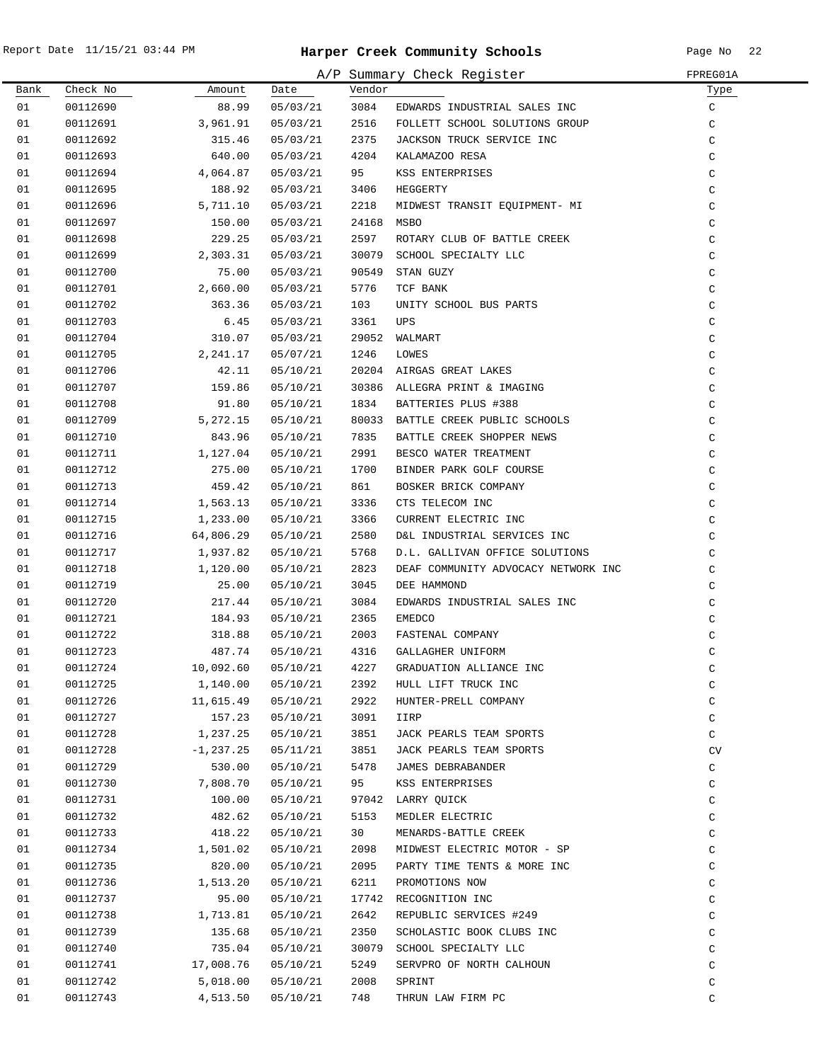Report Date 11/15/21 03:44 PM

# Harper Creek Community Schools

## A/P Summary Check Register

FPREG01A

| Bank | Check No | Amount | Date | Vendor | | Type |
|---|---|---|---|---|---|---|
| 01 | 00112690 | 88.99 | 05/03/21 | 3084 | EDWARDS INDUSTRIAL SALES INC | C |
| 01 | 00112691 | 3,961.91 | 05/03/21 | 2516 | FOLLETT SCHOOL SOLUTIONS GROUP | C |
| 01 | 00112692 | 315.46 | 05/03/21 | 2375 | JACKSON TRUCK SERVICE INC | C |
| 01 | 00112693 | 640.00 | 05/03/21 | 4204 | KALAMAZOO RESA | C |
| 01 | 00112694 | 4,064.87 | 05/03/21 | 95 | KSS ENTERPRISES | C |
| 01 | 00112695 | 188.92 | 05/03/21 | 3406 | HEGGERTY | C |
| 01 | 00112696 | 5,711.10 | 05/03/21 | 2218 | MIDWEST TRANSIT EQUIPMENT- MI | C |
| 01 | 00112697 | 150.00 | 05/03/21 | 24168 | MSBO | C |
| 01 | 00112698 | 229.25 | 05/03/21 | 2597 | ROTARY CLUB OF BATTLE CREEK | C |
| 01 | 00112699 | 2,303.31 | 05/03/21 | 30079 | SCHOOL SPECIALTY LLC | C |
| 01 | 00112700 | 75.00 | 05/03/21 | 90549 | STAN GUZY | C |
| 01 | 00112701 | 2,660.00 | 05/03/21 | 5776 | TCF BANK | C |
| 01 | 00112702 | 363.36 | 05/03/21 | 103 | UNITY SCHOOL BUS PARTS | C |
| 01 | 00112703 | 6.45 | 05/03/21 | 3361 | UPS | C |
| 01 | 00112704 | 310.07 | 05/03/21 | 29052 | WALMART | C |
| 01 | 00112705 | 2,241.17 | 05/07/21 | 1246 | LOWES | C |
| 01 | 00112706 | 42.11 | 05/10/21 | 20204 | AIRGAS GREAT LAKES | C |
| 01 | 00112707 | 159.86 | 05/10/21 | 30386 | ALLEGRA PRINT & IMAGING | C |
| 01 | 00112708 | 91.80 | 05/10/21 | 1834 | BATTERIES PLUS #388 | C |
| 01 | 00112709 | 5,272.15 | 05/10/21 | 80033 | BATTLE CREEK PUBLIC SCHOOLS | C |
| 01 | 00112710 | 843.96 | 05/10/21 | 7835 | BATTLE CREEK SHOPPER NEWS | C |
| 01 | 00112711 | 1,127.04 | 05/10/21 | 2991 | BESCO WATER TREATMENT | C |
| 01 | 00112712 | 275.00 | 05/10/21 | 1700 | BINDER PARK GOLF COURSE | C |
| 01 | 00112713 | 459.42 | 05/10/21 | 861 | BOSKER BRICK COMPANY | C |
| 01 | 00112714 | 1,563.13 | 05/10/21 | 3336 | CTS TELECOM INC | C |
| 01 | 00112715 | 1,233.00 | 05/10/21 | 3366 | CURRENT ELECTRIC INC | C |
| 01 | 00112716 | 64,806.29 | 05/10/21 | 2580 | D&L INDUSTRIAL SERVICES INC | C |
| 01 | 00112717 | 1,937.82 | 05/10/21 | 5768 | D.L. GALLIVAN OFFICE SOLUTIONS | C |
| 01 | 00112718 | 1,120.00 | 05/10/21 | 2823 | DEAF COMMUNITY ADVOCACY NETWORK INC | C |
| 01 | 00112719 | 25.00 | 05/10/21 | 3045 | DEE HAMMOND | C |
| 01 | 00112720 | 217.44 | 05/10/21 | 3084 | EDWARDS INDUSTRIAL SALES INC | C |
| 01 | 00112721 | 184.93 | 05/10/21 | 2365 | EMEDCO | C |
| 01 | 00112722 | 318.88 | 05/10/21 | 2003 | FASTENAL COMPANY | C |
| 01 | 00112723 | 487.74 | 05/10/21 | 4316 | GALLAGHER UNIFORM | C |
| 01 | 00112724 | 10,092.60 | 05/10/21 | 4227 | GRADUATION ALLIANCE INC | C |
| 01 | 00112725 | 1,140.00 | 05/10/21 | 2392 | HULL LIFT TRUCK INC | C |
| 01 | 00112726 | 11,615.49 | 05/10/21 | 2922 | HUNTER-PRELL COMPANY | C |
| 01 | 00112727 | 157.23 | 05/10/21 | 3091 | IIRP | C |
| 01 | 00112728 | 1,237.25 | 05/10/21 | 3851 | JACK PEARLS TEAM SPORTS | C |
| 01 | 00112728 | -1,237.25 | 05/11/21 | 3851 | JACK PEARLS TEAM SPORTS | CV |
| 01 | 00112729 | 530.00 | 05/10/21 | 5478 | JAMES DEBRABANDER | C |
| 01 | 00112730 | 7,808.70 | 05/10/21 | 95 | KSS ENTERPRISES | C |
| 01 | 00112731 | 100.00 | 05/10/21 | 97042 | LARRY QUICK | C |
| 01 | 00112732 | 482.62 | 05/10/21 | 5153 | MEDLER ELECTRIC | C |
| 01 | 00112733 | 418.22 | 05/10/21 | 30 | MENARDS-BATTLE CREEK | C |
| 01 | 00112734 | 1,501.02 | 05/10/21 | 2098 | MIDWEST ELECTRIC MOTOR - SP | C |
| 01 | 00112735 | 820.00 | 05/10/21 | 2095 | PARTY TIME TENTS & MORE INC | C |
| 01 | 00112736 | 1,513.20 | 05/10/21 | 6211 | PROMOTIONS NOW | C |
| 01 | 00112737 | 95.00 | 05/10/21 | 17742 | RECOGNITION INC | C |
| 01 | 00112738 | 1,713.81 | 05/10/21 | 2642 | REPUBLIC SERVICES #249 | C |
| 01 | 00112739 | 135.68 | 05/10/21 | 2350 | SCHOLASTIC BOOK CLUBS INC | C |
| 01 | 00112740 | 735.04 | 05/10/21 | 30079 | SCHOOL SPECIALTY LLC | C |
| 01 | 00112741 | 17,008.76 | 05/10/21 | 5249 | SERVPRO OF NORTH CALHOUN | C |
| 01 | 00112742 | 5,018.00 | 05/10/21 | 2008 | SPRINT | C |
| 01 | 00112743 | 4,513.50 | 05/10/21 | 748 | THRUN LAW FIRM PC | C |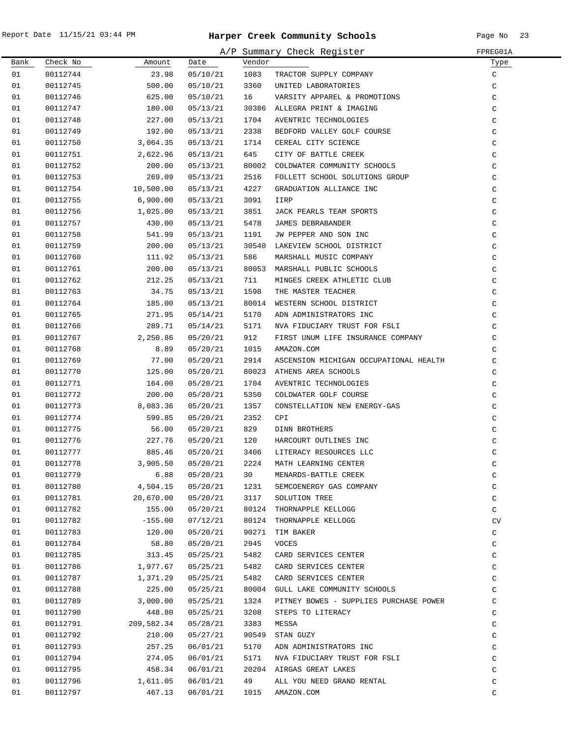# Harper Creek Community Schools

## A/P Summary Check Register

| Bank | Check No | Amount | Date | Vendor | | Type |
|---|---|---|---|---|---|---|
| 01 | 00112744 | 23.98 | 05/10/21 | 1083 | TRACTOR SUPPLY COMPANY | C |
| 01 | 00112745 | 500.00 | 05/10/21 | 3360 | UNITED LABORATORIES | C |
| 01 | 00112746 | 625.00 | 05/10/21 | 16 | VARSITY APPAREL & PROMOTIONS | C |
| 01 | 00112747 | 180.00 | 05/13/21 | 30386 | ALLEGRA PRINT & IMAGING | C |
| 01 | 00112748 | 227.00 | 05/13/21 | 1704 | AVENTRIC TECHNOLOGIES | C |
| 01 | 00112749 | 192.00 | 05/13/21 | 2338 | BEDFORD VALLEY GOLF COURSE | C |
| 01 | 00112750 | 3,064.35 | 05/13/21 | 1714 | CEREAL CITY SCIENCE | C |
| 01 | 00112751 | 2,622.96 | 05/13/21 | 645 | CITY OF BATTLE CREEK | C |
| 01 | 00112752 | 200.00 | 05/13/21 | 80002 | COLDWATER COMMUNITY SCHOOLS | C |
| 01 | 00112753 | 269.09 | 05/13/21 | 2516 | FOLLETT SCHOOL SOLUTIONS GROUP | C |
| 01 | 00112754 | 10,500.00 | 05/13/21 | 4227 | GRADUATION ALLIANCE INC | C |
| 01 | 00112755 | 6,900.00 | 05/13/21 | 3091 | IIRP | C |
| 01 | 00112756 | 1,025.00 | 05/13/21 | 3851 | JACK PEARLS TEAM SPORTS | C |
| 01 | 00112757 | 430.00 | 05/13/21 | 5478 | JAMES DEBRABANDER | C |
| 01 | 00112758 | 541.99 | 05/13/21 | 1191 | JW PEPPER AND SON INC | C |
| 01 | 00112759 | 200.00 | 05/13/21 | 30540 | LAKEVIEW SCHOOL DISTRICT | C |
| 01 | 00112760 | 111.92 | 05/13/21 | 586 | MARSHALL MUSIC COMPANY | C |
| 01 | 00112761 | 200.00 | 05/13/21 | 80053 | MARSHALL PUBLIC SCHOOLS | C |
| 01 | 00112762 | 212.25 | 05/13/21 | 711 | MINGES CREEK ATHLETIC CLUB | C |
| 01 | 00112763 | 34.75 | 05/13/21 | 1598 | THE MASTER TEACHER | C |
| 01 | 00112764 | 185.00 | 05/13/21 | 80014 | WESTERN SCHOOL DISTRICT | C |
| 01 | 00112765 | 271.95 | 05/14/21 | 5170 | ADN ADMINISTRATORS INC | C |
| 01 | 00112766 | 289.71 | 05/14/21 | 5171 | NVA FIDUCIARY TRUST FOR FSLI | C |
| 01 | 00112767 | 2,250.86 | 05/20/21 | 912 | FIRST UNUM LIFE INSURANCE COMPANY | C |
| 01 | 00112768 | 8.89 | 05/20/21 | 1015 | AMAZON.COM | C |
| 01 | 00112769 | 77.00 | 05/20/21 | 2914 | ASCENSION MICHIGAN OCCUPATIONAL HEALTH | C |
| 01 | 00112770 | 125.00 | 05/20/21 | 80023 | ATHENS AREA SCHOOLS | C |
| 01 | 00112771 | 164.00 | 05/20/21 | 1704 | AVENTRIC TECHNOLOGIES | C |
| 01 | 00112772 | 200.00 | 05/20/21 | 5350 | COLDWATER GOLF COURSE | C |
| 01 | 00112773 | 8,083.36 | 05/20/21 | 1357 | CONSTELLATION NEW ENERGY-GAS | C |
| 01 | 00112774 | 599.85 | 05/20/21 | 2352 | CPI | C |
| 01 | 00112775 | 56.00 | 05/20/21 | 829 | DINN BROTHERS | C |
| 01 | 00112776 | 227.76 | 05/20/21 | 120 | HARCOURT OUTLINES INC | C |
| 01 | 00112777 | 885.46 | 05/20/21 | 3406 | LITERACY RESOURCES LLC | C |
| 01 | 00112778 | 3,905.50 | 05/20/21 | 2224 | MATH LEARNING CENTER | C |
| 01 | 00112779 | 6.88 | 05/20/21 | 30 | MENARDS-BATTLE CREEK | C |
| 01 | 00112780 | 4,504.15 | 05/20/21 | 1231 | SEMCOENERGY GAS COMPANY | C |
| 01 | 00112781 | 20,670.00 | 05/20/21 | 3117 | SOLUTION TREE | C |
| 01 | 00112782 | 155.00 | 05/20/21 | 80124 | THORNAPPLE KELLOGG | C |
| 01 | 00112782 | -155.00 | 07/12/21 | 80124 | THORNAPPLE KELLOGG | CV |
| 01 | 00112783 | 120.00 | 05/20/21 | 90271 | TIM BAKER | C |
| 01 | 00112784 | 58.80 | 05/20/21 | 2945 | VOCES | C |
| 01 | 00112785 | 313.45 | 05/25/21 | 5482 | CARD SERVICES CENTER | C |
| 01 | 00112786 | 1,977.67 | 05/25/21 | 5482 | CARD SERVICES CENTER | C |
| 01 | 00112787 | 1,371.29 | 05/25/21 | 5482 | CARD SERVICES CENTER | C |
| 01 | 00112788 | 225.00 | 05/25/21 | 80004 | GULL LAKE COMMUNITY SCHOOLS | C |
| 01 | 00112789 | 3,000.00 | 05/25/21 | 1324 | PITNEY BOWES - SUPPLIES PURCHASE POWER | C |
| 01 | 00112790 | 448.80 | 05/25/21 | 3208 | STEPS TO LITERACY | C |
| 01 | 00112791 | 209,582.34 | 05/28/21 | 3383 | MESSA | C |
| 01 | 00112792 | 210.00 | 05/27/21 | 90549 | STAN GUZY | C |
| 01 | 00112793 | 257.25 | 06/01/21 | 5170 | ADN ADMINISTRATORS INC | C |
| 01 | 00112794 | 274.05 | 06/01/21 | 5171 | NVA FIDUCIARY TRUST FOR FSLI | C |
| 01 | 00112795 | 458.34 | 06/01/21 | 20204 | AIRGAS GREAT LAKES | C |
| 01 | 00112796 | 1,611.05 | 06/01/21 | 49 | ALL YOU NEED GRAND RENTAL | C |
| 01 | 00112797 | 467.13 | 06/01/21 | 1015 | AMAZON.COM | C |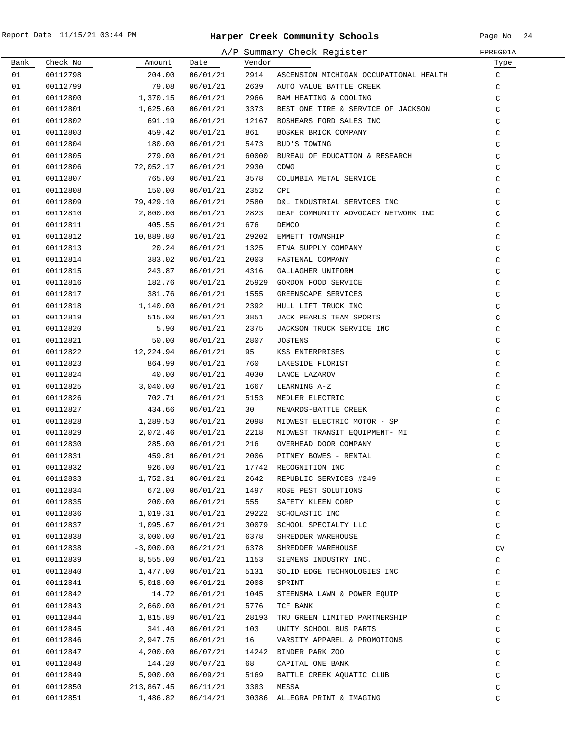# Harper Creek Community Schools

## A/P Summary Check Register

| Bank | Check No | Amount | Date | Vendor | | Type |
|---|---|---|---|---|---|---|
| 01 | 00112798 | 204.00 | 06/01/21 | 2914 | ASCENSION MICHIGAN OCCUPATIONAL HEALTH | C |
| 01 | 00112799 | 79.08 | 06/01/21 | 2639 | AUTO VALUE BATTLE CREEK | C |
| 01 | 00112800 | 1,370.15 | 06/01/21 | 2966 | BAM HEATING & COOLING | C |
| 01 | 00112801 | 1,625.60 | 06/01/21 | 3373 | BEST ONE TIRE & SERVICE OF JACKSON | C |
| 01 | 00112802 | 691.19 | 06/01/21 | 12167 | BOSHEARS FORD SALES INC | C |
| 01 | 00112803 | 459.42 | 06/01/21 | 861 | BOSKER BRICK COMPANY | C |
| 01 | 00112804 | 180.00 | 06/01/21 | 5473 | BUD'S TOWING | C |
| 01 | 00112805 | 279.00 | 06/01/21 | 60000 | BUREAU OF EDUCATION & RESEARCH | C |
| 01 | 00112806 | 72,052.17 | 06/01/21 | 2930 | CDWG | C |
| 01 | 00112807 | 765.00 | 06/01/21 | 3578 | COLUMBIA METAL SERVICE | C |
| 01 | 00112808 | 150.00 | 06/01/21 | 2352 | CPI | C |
| 01 | 00112809 | 79,429.10 | 06/01/21 | 2580 | D&L INDUSTRIAL SERVICES INC | C |
| 01 | 00112810 | 2,800.00 | 06/01/21 | 2823 | DEAF COMMUNITY ADVOCACY NETWORK INC | C |
| 01 | 00112811 | 405.55 | 06/01/21 | 676 | DEMCO | C |
| 01 | 00112812 | 10,889.80 | 06/01/21 | 29202 | EMMETT TOWNSHIP | C |
| 01 | 00112813 | 20.24 | 06/01/21 | 1325 | ETNA SUPPLY COMPANY | C |
| 01 | 00112814 | 383.02 | 06/01/21 | 2003 | FASTENAL COMPANY | C |
| 01 | 00112815 | 243.87 | 06/01/21 | 4316 | GALLAGHER UNIFORM | C |
| 01 | 00112816 | 182.76 | 06/01/21 | 25929 | GORDON FOOD SERVICE | C |
| 01 | 00112817 | 381.76 | 06/01/21 | 1555 | GREENSCAPE SERVICES | C |
| 01 | 00112818 | 1,140.00 | 06/01/21 | 2392 | HULL LIFT TRUCK INC | C |
| 01 | 00112819 | 515.00 | 06/01/21 | 3851 | JACK PEARLS TEAM SPORTS | C |
| 01 | 00112820 | 5.90 | 06/01/21 | 2375 | JACKSON TRUCK SERVICE INC | C |
| 01 | 00112821 | 50.00 | 06/01/21 | 2807 | JOSTENS | C |
| 01 | 00112822 | 12,224.94 | 06/01/21 | 95 | KSS ENTERPRISES | C |
| 01 | 00112823 | 864.99 | 06/01/21 | 760 | LAKESIDE FLORIST | C |
| 01 | 00112824 | 40.00 | 06/01/21 | 4030 | LANCE LAZAROV | C |
| 01 | 00112825 | 3,040.00 | 06/01/21 | 1667 | LEARNING A-Z | C |
| 01 | 00112826 | 702.71 | 06/01/21 | 5153 | MEDLER ELECTRIC | C |
| 01 | 00112827 | 434.66 | 06/01/21 | 30 | MENARDS-BATTLE CREEK | C |
| 01 | 00112828 | 1,289.53 | 06/01/21 | 2098 | MIDWEST ELECTRIC MOTOR - SP | C |
| 01 | 00112829 | 2,072.46 | 06/01/21 | 2218 | MIDWEST TRANSIT EQUIPMENT- MI | C |
| 01 | 00112830 | 285.00 | 06/01/21 | 216 | OVERHEAD DOOR COMPANY | C |
| 01 | 00112831 | 459.81 | 06/01/21 | 2006 | PITNEY BOWES - RENTAL | C |
| 01 | 00112832 | 926.00 | 06/01/21 | 17742 | RECOGNITION INC | C |
| 01 | 00112833 | 1,752.31 | 06/01/21 | 2642 | REPUBLIC SERVICES #249 | C |
| 01 | 00112834 | 672.00 | 06/01/21 | 1497 | ROSE PEST SOLUTIONS | C |
| 01 | 00112835 | 200.00 | 06/01/21 | 555 | SAFETY KLEEN CORP | C |
| 01 | 00112836 | 1,019.31 | 06/01/21 | 29222 | SCHOLASTIC INC | C |
| 01 | 00112837 | 1,095.67 | 06/01/21 | 30079 | SCHOOL SPECIALTY LLC | C |
| 01 | 00112838 | 3,000.00 | 06/01/21 | 6378 | SHREDDER WAREHOUSE | C |
| 01 | 00112838 | -3,000.00 | 06/21/21 | 6378 | SHREDDER WAREHOUSE | CV |
| 01 | 00112839 | 8,555.00 | 06/01/21 | 1153 | SIEMENS INDUSTRY INC. | C |
| 01 | 00112840 | 1,477.00 | 06/01/21 | 5131 | SOLID EDGE TECHNOLOGIES INC | C |
| 01 | 00112841 | 5,018.00 | 06/01/21 | 2008 | SPRINT | C |
| 01 | 00112842 | 14.72 | 06/01/21 | 1045 | STEENSMA LAWN & POWER EQUIP | C |
| 01 | 00112843 | 2,660.00 | 06/01/21 | 5776 | TCF BANK | C |
| 01 | 00112844 | 1,815.89 | 06/01/21 | 28193 | TRU GREEN LIMITED PARTNERSHIP | C |
| 01 | 00112845 | 341.40 | 06/01/21 | 103 | UNITY SCHOOL BUS PARTS | C |
| 01 | 00112846 | 2,947.75 | 06/01/21 | 16 | VARSITY APPAREL & PROMOTIONS | C |
| 01 | 00112847 | 4,200.00 | 06/07/21 | 14242 | BINDER PARK ZOO | C |
| 01 | 00112848 | 144.20 | 06/07/21 | 68 | CAPITAL ONE BANK | C |
| 01 | 00112849 | 5,900.00 | 06/09/21 | 5169 | BATTLE CREEK AQUATIC CLUB | C |
| 01 | 00112850 | 213,867.45 | 06/11/21 | 3383 | MESSA | C |
| 01 | 00112851 | 1,486.82 | 06/14/21 | 30386 | ALLEGRA PRINT & IMAGING | C |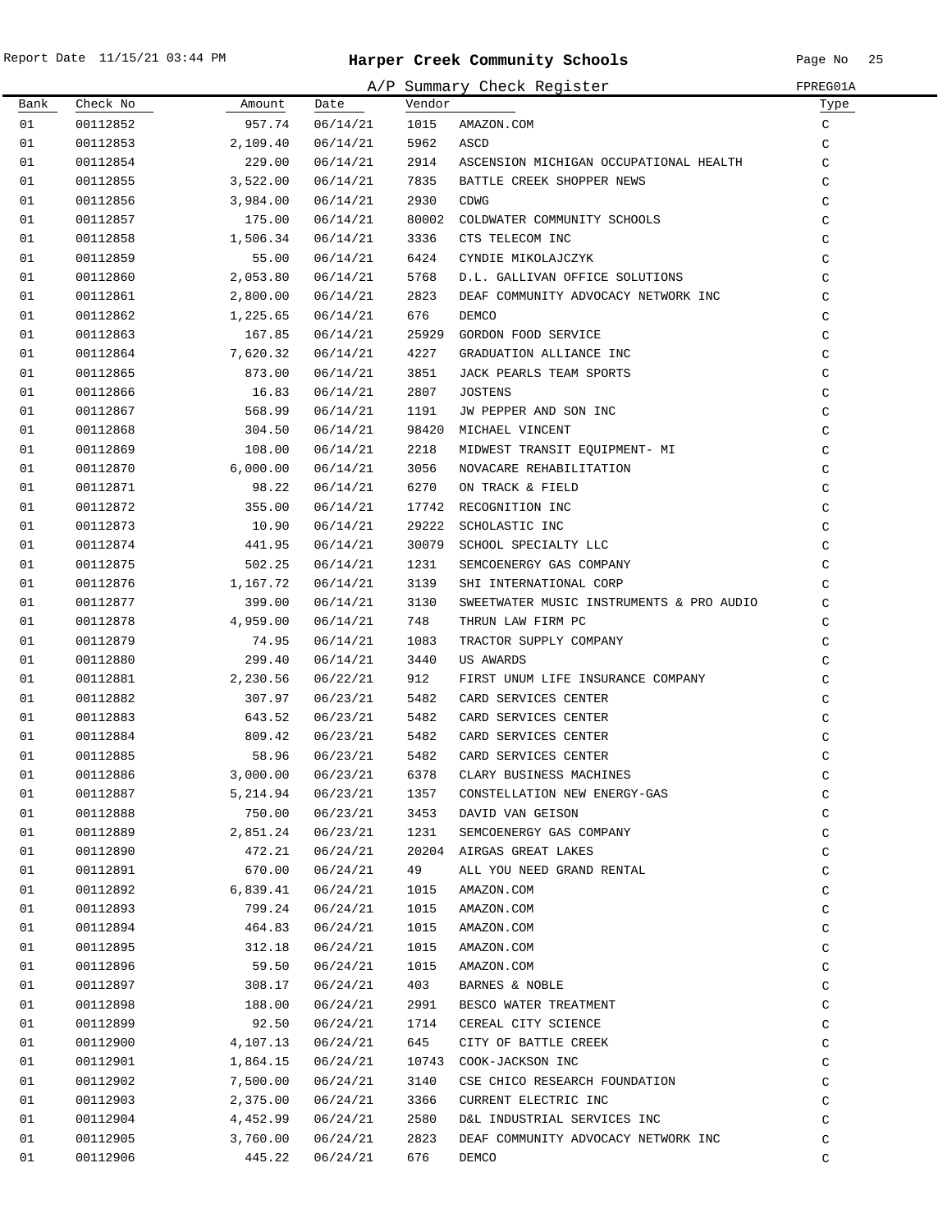# Harper Creek Community Schools

Report Date 11/15/21 03:44 PM

A/P Summary Check Register — FPREG01A

| Bank | Check No | Amount | Date | Vendor | | Type |
|---|---|---|---|---|---|---|
| 01 | 00112852 | 957.74 | 06/14/21 | 1015 | AMAZON.COM | C |
| 01 | 00112853 | 2,109.40 | 06/14/21 | 5962 | ASCD | C |
| 01 | 00112854 | 229.00 | 06/14/21 | 2914 | ASCENSION MICHIGAN OCCUPATIONAL HEALTH | C |
| 01 | 00112855 | 3,522.00 | 06/14/21 | 7835 | BATTLE CREEK SHOPPER NEWS | C |
| 01 | 00112856 | 3,984.00 | 06/14/21 | 2930 | CDWG | C |
| 01 | 00112857 | 175.00 | 06/14/21 | 80002 | COLDWATER COMMUNITY SCHOOLS | C |
| 01 | 00112858 | 1,506.34 | 06/14/21 | 3336 | CTS TELECOM INC | C |
| 01 | 00112859 | 55.00 | 06/14/21 | 6424 | CYNDIE MIKOLAJCZYK | C |
| 01 | 00112860 | 2,053.80 | 06/14/21 | 5768 | D.L. GALLIVAN OFFICE SOLUTIONS | C |
| 01 | 00112861 | 2,800.00 | 06/14/21 | 2823 | DEAF COMMUNITY ADVOCACY NETWORK INC | C |
| 01 | 00112862 | 1,225.65 | 06/14/21 | 676 | DEMCO | C |
| 01 | 00112863 | 167.85 | 06/14/21 | 25929 | GORDON FOOD SERVICE | C |
| 01 | 00112864 | 7,620.32 | 06/14/21 | 4227 | GRADUATION ALLIANCE INC | C |
| 01 | 00112865 | 873.00 | 06/14/21 | 3851 | JACK PEARLS TEAM SPORTS | C |
| 01 | 00112866 | 16.83 | 06/14/21 | 2807 | JOSTENS | C |
| 01 | 00112867 | 568.99 | 06/14/21 | 1191 | JW PEPPER AND SON INC | C |
| 01 | 00112868 | 304.50 | 06/14/21 | 98420 | MICHAEL VINCENT | C |
| 01 | 00112869 | 108.00 | 06/14/21 | 2218 | MIDWEST TRANSIT EQUIPMENT- MI | C |
| 01 | 00112870 | 6,000.00 | 06/14/21 | 3056 | NOVACARE REHABILITATION | C |
| 01 | 00112871 | 98.22 | 06/14/21 | 6270 | ON TRACK & FIELD | C |
| 01 | 00112872 | 355.00 | 06/14/21 | 17742 | RECOGNITION INC | C |
| 01 | 00112873 | 10.90 | 06/14/21 | 29222 | SCHOLASTIC INC | C |
| 01 | 00112874 | 441.95 | 06/14/21 | 30079 | SCHOOL SPECIALTY LLC | C |
| 01 | 00112875 | 502.25 | 06/14/21 | 1231 | SEMCOENERGY GAS COMPANY | C |
| 01 | 00112876 | 1,167.72 | 06/14/21 | 3139 | SHI INTERNATIONAL CORP | C |
| 01 | 00112877 | 399.00 | 06/14/21 | 3130 | SWEETWATER MUSIC INSTRUMENTS & PRO AUDIO | C |
| 01 | 00112878 | 4,959.00 | 06/14/21 | 748 | THRUN LAW FIRM PC | C |
| 01 | 00112879 | 74.95 | 06/14/21 | 1083 | TRACTOR SUPPLY COMPANY | C |
| 01 | 00112880 | 299.40 | 06/14/21 | 3440 | US AWARDS | C |
| 01 | 00112881 | 2,230.56 | 06/22/21 | 912 | FIRST UNUM LIFE INSURANCE COMPANY | C |
| 01 | 00112882 | 307.97 | 06/23/21 | 5482 | CARD SERVICES CENTER | C |
| 01 | 00112883 | 643.52 | 06/23/21 | 5482 | CARD SERVICES CENTER | C |
| 01 | 00112884 | 809.42 | 06/23/21 | 5482 | CARD SERVICES CENTER | C |
| 01 | 00112885 | 58.96 | 06/23/21 | 5482 | CARD SERVICES CENTER | C |
| 01 | 00112886 | 3,000.00 | 06/23/21 | 6378 | CLARY BUSINESS MACHINES | C |
| 01 | 00112887 | 5,214.94 | 06/23/21 | 1357 | CONSTELLATION NEW ENERGY-GAS | C |
| 01 | 00112888 | 750.00 | 06/23/21 | 3453 | DAVID VAN GEISON | C |
| 01 | 00112889 | 2,851.24 | 06/23/21 | 1231 | SEMCOENERGY GAS COMPANY | C |
| 01 | 00112890 | 472.21 | 06/24/21 | 20204 | AIRGAS GREAT LAKES | C |
| 01 | 00112891 | 670.00 | 06/24/21 | 49 | ALL YOU NEED GRAND RENTAL | C |
| 01 | 00112892 | 6,839.41 | 06/24/21 | 1015 | AMAZON.COM | C |
| 01 | 00112893 | 799.24 | 06/24/21 | 1015 | AMAZON.COM | C |
| 01 | 00112894 | 464.83 | 06/24/21 | 1015 | AMAZON.COM | C |
| 01 | 00112895 | 312.18 | 06/24/21 | 1015 | AMAZON.COM | C |
| 01 | 00112896 | 59.50 | 06/24/21 | 1015 | AMAZON.COM | C |
| 01 | 00112897 | 308.17 | 06/24/21 | 403 | BARNES & NOBLE | C |
| 01 | 00112898 | 188.00 | 06/24/21 | 2991 | BESCO WATER TREATMENT | C |
| 01 | 00112899 | 92.50 | 06/24/21 | 1714 | CEREAL CITY SCIENCE | C |
| 01 | 00112900 | 4,107.13 | 06/24/21 | 645 | CITY OF BATTLE CREEK | C |
| 01 | 00112901 | 1,864.15 | 06/24/21 | 10743 | COOK-JACKSON INC | C |
| 01 | 00112902 | 7,500.00 | 06/24/21 | 3140 | CSE CHICO RESEARCH FOUNDATION | C |
| 01 | 00112903 | 2,375.00 | 06/24/21 | 3366 | CURRENT ELECTRIC INC | C |
| 01 | 00112904 | 4,452.99 | 06/24/21 | 2580 | D&L INDUSTRIAL SERVICES INC | C |
| 01 | 00112905 | 3,760.00 | 06/24/21 | 2823 | DEAF COMMUNITY ADVOCACY NETWORK INC | C |
| 01 | 00112906 | 445.22 | 06/24/21 | 676 | DEMCO | C |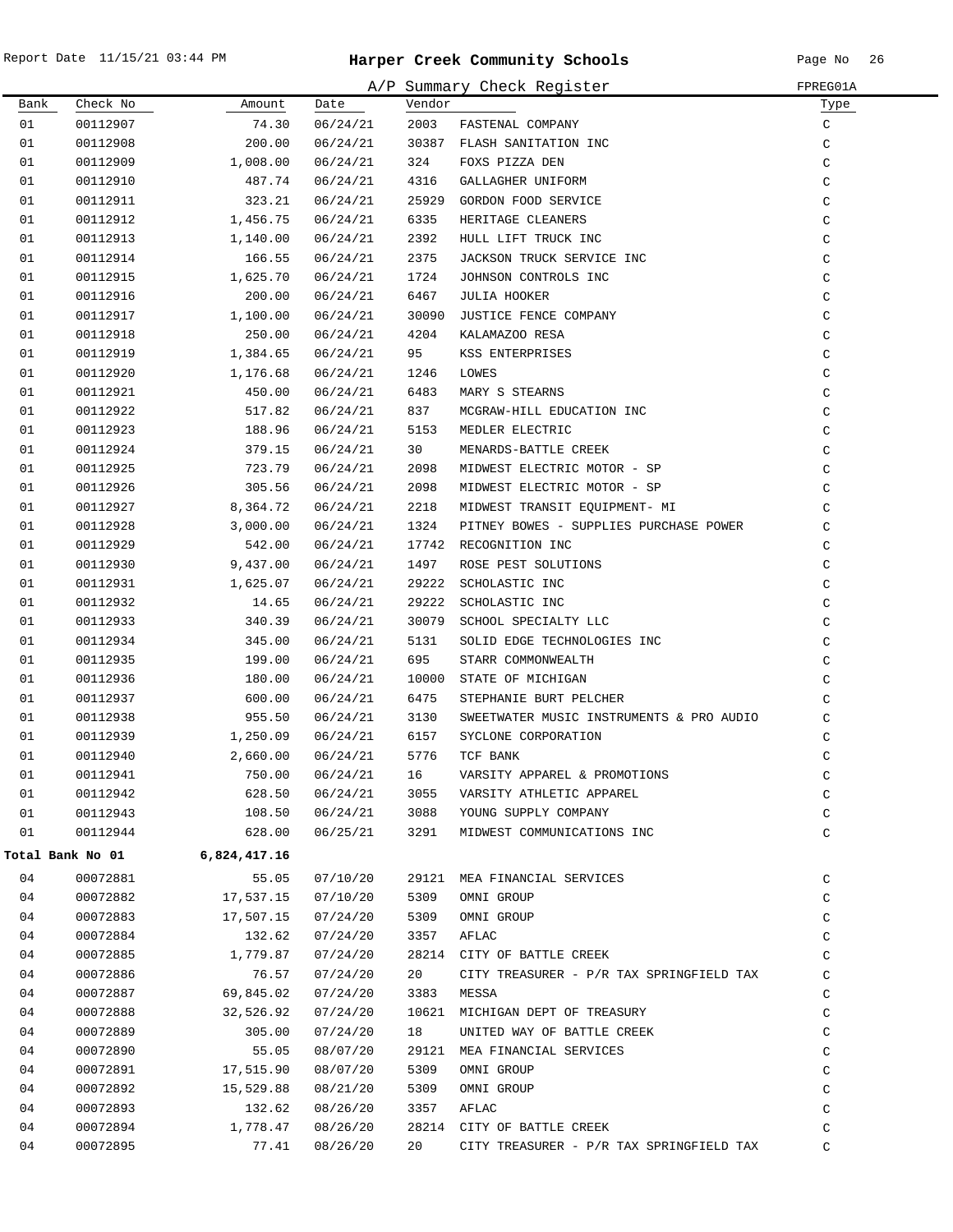# Harper Creek Community Schools

A/P Summary Check Register

FPREG01A

| Bank | Check No | Amount | Date | Vendor | | Type |
|---|---|---|---|---|---|---|
| 01 | 00112907 | 74.30 | 06/24/21 | 2003 | FASTENAL COMPANY | C |
| 01 | 00112908 | 200.00 | 06/24/21 | 30387 | FLASH SANITATION INC | C |
| 01 | 00112909 | 1,008.00 | 06/24/21 | 324 | FOXS PIZZA DEN | C |
| 01 | 00112910 | 487.74 | 06/24/21 | 4316 | GALLAGHER UNIFORM | C |
| 01 | 00112911 | 323.21 | 06/24/21 | 25929 | GORDON FOOD SERVICE | C |
| 01 | 00112912 | 1,456.75 | 06/24/21 | 6335 | HERITAGE CLEANERS | C |
| 01 | 00112913 | 1,140.00 | 06/24/21 | 2392 | HULL LIFT TRUCK INC | C |
| 01 | 00112914 | 166.55 | 06/24/21 | 2375 | JACKSON TRUCK SERVICE INC | C |
| 01 | 00112915 | 1,625.70 | 06/24/21 | 1724 | JOHNSON CONTROLS INC | C |
| 01 | 00112916 | 200.00 | 06/24/21 | 6467 | JULIA HOOKER | C |
| 01 | 00112917 | 1,100.00 | 06/24/21 | 30090 | JUSTICE FENCE COMPANY | C |
| 01 | 00112918 | 250.00 | 06/24/21 | 4204 | KALAMAZOO RESA | C |
| 01 | 00112919 | 1,384.65 | 06/24/21 | 95 | KSS ENTERPRISES | C |
| 01 | 00112920 | 1,176.68 | 06/24/21 | 1246 | LOWES | C |
| 01 | 00112921 | 450.00 | 06/24/21 | 6483 | MARY S STEARNS | C |
| 01 | 00112922 | 517.82 | 06/24/21 | 837 | MCGRAW-HILL EDUCATION INC | C |
| 01 | 00112923 | 188.96 | 06/24/21 | 5153 | MEDLER ELECTRIC | C |
| 01 | 00112924 | 379.15 | 06/24/21 | 30 | MENARDS-BATTLE CREEK | C |
| 01 | 00112925 | 723.79 | 06/24/21 | 2098 | MIDWEST ELECTRIC MOTOR - SP | C |
| 01 | 00112926 | 305.56 | 06/24/21 | 2098 | MIDWEST ELECTRIC MOTOR - SP | C |
| 01 | 00112927 | 8,364.72 | 06/24/21 | 2218 | MIDWEST TRANSIT EQUIPMENT- MI | C |
| 01 | 00112928 | 3,000.00 | 06/24/21 | 1324 | PITNEY BOWES - SUPPLIES PURCHASE POWER | C |
| 01 | 00112929 | 542.00 | 06/24/21 | 17742 | RECOGNITION INC | C |
| 01 | 00112930 | 9,437.00 | 06/24/21 | 1497 | ROSE PEST SOLUTIONS | C |
| 01 | 00112931 | 1,625.07 | 06/24/21 | 29222 | SCHOLASTIC INC | C |
| 01 | 00112932 | 14.65 | 06/24/21 | 29222 | SCHOLASTIC INC | C |
| 01 | 00112933 | 340.39 | 06/24/21 | 30079 | SCHOOL SPECIALTY LLC | C |
| 01 | 00112934 | 345.00 | 06/24/21 | 5131 | SOLID EDGE TECHNOLOGIES INC | C |
| 01 | 00112935 | 199.00 | 06/24/21 | 695 | STARR COMMONWEALTH | C |
| 01 | 00112936 | 180.00 | 06/24/21 | 10000 | STATE OF MICHIGAN | C |
| 01 | 00112937 | 600.00 | 06/24/21 | 6475 | STEPHANIE BURT PELCHER | C |
| 01 | 00112938 | 955.50 | 06/24/21 | 3130 | SWEETWATER MUSIC INSTRUMENTS & PRO AUDIO | C |
| 01 | 00112939 | 1,250.09 | 06/24/21 | 6157 | SYCLONE CORPORATION | C |
| 01 | 00112940 | 2,660.00 | 06/24/21 | 5776 | TCF BANK | C |
| 01 | 00112941 | 750.00 | 06/24/21 | 16 | VARSITY APPAREL & PROMOTIONS | C |
| 01 | 00112942 | 628.50 | 06/24/21 | 3055 | VARSITY ATHLETIC APPAREL | C |
| 01 | 00112943 | 108.50 | 06/24/21 | 3088 | YOUNG SUPPLY COMPANY | C |
| 01 | 00112944 | 628.00 | 06/25/21 | 3291 | MIDWEST COMMUNICATIONS INC | C |
| **Total Bank No 01** | | **6,824,417.16** | | | | |
| 04 | 00072881 | 55.05 | 07/10/20 | 29121 | MEA FINANCIAL SERVICES | C |
| 04 | 00072882 | 17,537.15 | 07/10/20 | 5309 | OMNI GROUP | C |
| 04 | 00072883 | 17,507.15 | 07/24/20 | 5309 | OMNI GROUP | C |
| 04 | 00072884 | 132.62 | 07/24/20 | 3357 | AFLAC | C |
| 04 | 00072885 | 1,779.87 | 07/24/20 | 28214 | CITY OF BATTLE CREEK | C |
| 04 | 00072886 | 76.57 | 07/24/20 | 20 | CITY TREASURER - P/R TAX SPRINGFIELD TAX | C |
| 04 | 00072887 | 69,845.02 | 07/24/20 | 3383 | MESSA | C |
| 04 | 00072888 | 32,526.92 | 07/24/20 | 10621 | MICHIGAN DEPT OF TREASURY | C |
| 04 | 00072889 | 305.00 | 07/24/20 | 18 | UNITED WAY OF BATTLE CREEK | C |
| 04 | 00072890 | 55.05 | 08/07/20 | 29121 | MEA FINANCIAL SERVICES | C |
| 04 | 00072891 | 17,515.90 | 08/07/20 | 5309 | OMNI GROUP | C |
| 04 | 00072892 | 15,529.88 | 08/21/20 | 5309 | OMNI GROUP | C |
| 04 | 00072893 | 132.62 | 08/26/20 | 3357 | AFLAC | C |
| 04 | 00072894 | 1,778.47 | 08/26/20 | 28214 | CITY OF BATTLE CREEK | C |
| 04 | 00072895 | 77.41 | 08/26/20 | 20 | CITY TREASURER - P/R TAX SPRINGFIELD TAX | C |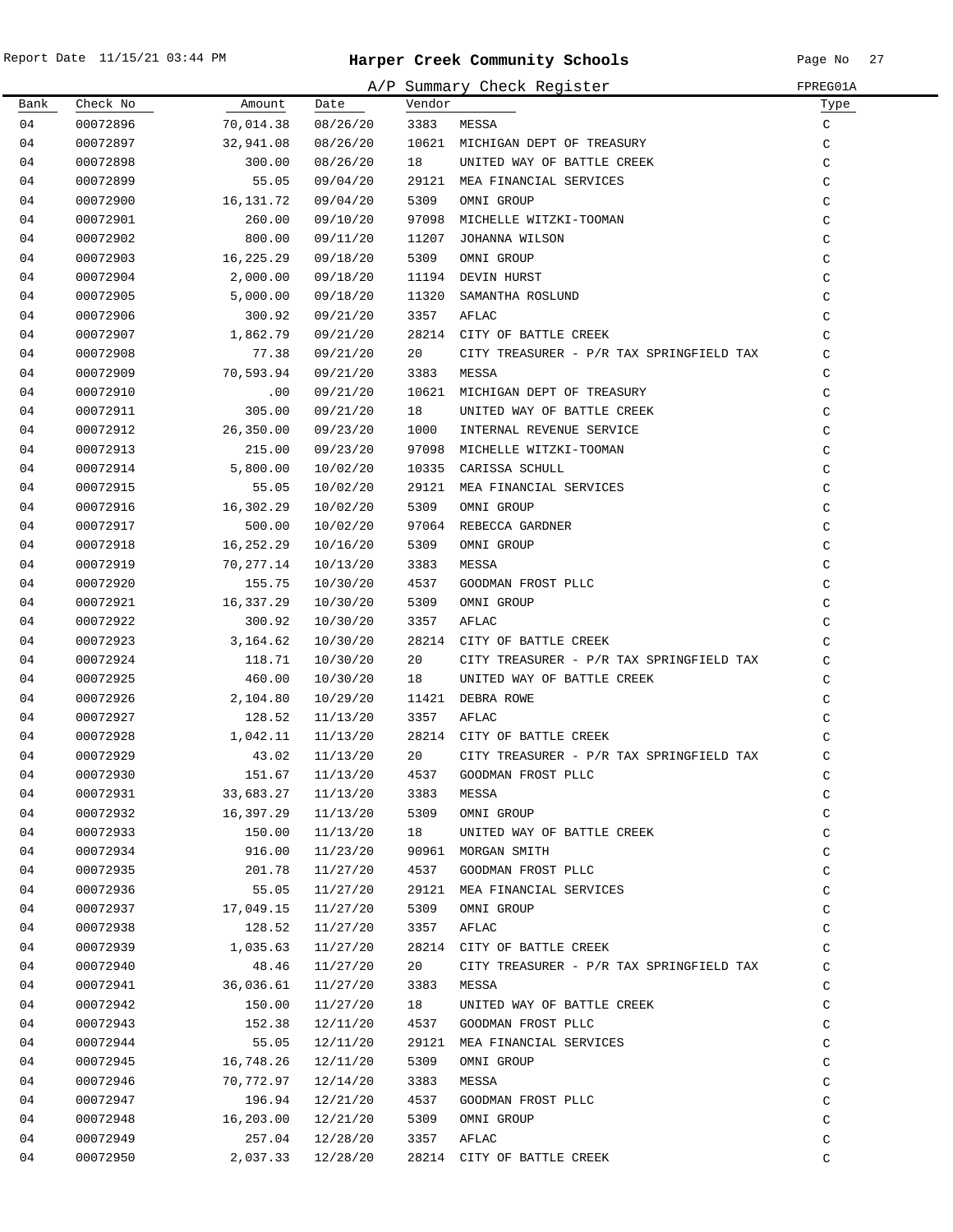# Harper Creek Community Schools

Report Date 11/15/21 03:44 PM

A/P Summary Check Register — FPREG01A

| Bank | Check No | Amount | Date | Vendor | | Type |
|---|---|---|---|---|---|---|
| 04 | 00072896 | 70,014.38 | 08/26/20 | 3383 | MESSA | C |
| 04 | 00072897 | 32,941.08 | 08/26/20 | 10621 | MICHIGAN DEPT OF TREASURY | C |
| 04 | 00072898 | 300.00 | 08/26/20 | 18 | UNITED WAY OF BATTLE CREEK | C |
| 04 | 00072899 | 55.05 | 09/04/20 | 29121 | MEA FINANCIAL SERVICES | C |
| 04 | 00072900 | 16,131.72 | 09/04/20 | 5309 | OMNI GROUP | C |
| 04 | 00072901 | 260.00 | 09/10/20 | 97098 | MICHELLE WITZKI-TOOMAN | C |
| 04 | 00072902 | 800.00 | 09/11/20 | 11207 | JOHANNA WILSON | C |
| 04 | 00072903 | 16,225.29 | 09/18/20 | 5309 | OMNI GROUP | C |
| 04 | 00072904 | 2,000.00 | 09/18/20 | 11194 | DEVIN HURST | C |
| 04 | 00072905 | 5,000.00 | 09/18/20 | 11320 | SAMANTHA ROSLUND | C |
| 04 | 00072906 | 300.92 | 09/21/20 | 3357 | AFLAC | C |
| 04 | 00072907 | 1,862.79 | 09/21/20 | 28214 | CITY OF BATTLE CREEK | C |
| 04 | 00072908 | 77.38 | 09/21/20 | 20 | CITY TREASURER - P/R TAX SPRINGFIELD TAX | C |
| 04 | 00072909 | 70,593.94 | 09/21/20 | 3383 | MESSA | C |
| 04 | 00072910 | .00 | 09/21/20 | 10621 | MICHIGAN DEPT OF TREASURY | C |
| 04 | 00072911 | 305.00 | 09/21/20 | 18 | UNITED WAY OF BATTLE CREEK | C |
| 04 | 00072912 | 26,350.00 | 09/23/20 | 1000 | INTERNAL REVENUE SERVICE | C |
| 04 | 00072913 | 215.00 | 09/23/20 | 97098 | MICHELLE WITZKI-TOOMAN | C |
| 04 | 00072914 | 5,800.00 | 10/02/20 | 10335 | CARISSA SCHULL | C |
| 04 | 00072915 | 55.05 | 10/02/20 | 29121 | MEA FINANCIAL SERVICES | C |
| 04 | 00072916 | 16,302.29 | 10/02/20 | 5309 | OMNI GROUP | C |
| 04 | 00072917 | 500.00 | 10/02/20 | 97064 | REBECCA GARDNER | C |
| 04 | 00072918 | 16,252.29 | 10/16/20 | 5309 | OMNI GROUP | C |
| 04 | 00072919 | 70,277.14 | 10/13/20 | 3383 | MESSA | C |
| 04 | 00072920 | 155.75 | 10/30/20 | 4537 | GOODMAN FROST PLLC | C |
| 04 | 00072921 | 16,337.29 | 10/30/20 | 5309 | OMNI GROUP | C |
| 04 | 00072922 | 300.92 | 10/30/20 | 3357 | AFLAC | C |
| 04 | 00072923 | 3,164.62 | 10/30/20 | 28214 | CITY OF BATTLE CREEK | C |
| 04 | 00072924 | 118.71 | 10/30/20 | 20 | CITY TREASURER - P/R TAX SPRINGFIELD TAX | C |
| 04 | 00072925 | 460.00 | 10/30/20 | 18 | UNITED WAY OF BATTLE CREEK | C |
| 04 | 00072926 | 2,104.80 | 10/29/20 | 11421 | DEBRA ROWE | C |
| 04 | 00072927 | 128.52 | 11/13/20 | 3357 | AFLAC | C |
| 04 | 00072928 | 1,042.11 | 11/13/20 | 28214 | CITY OF BATTLE CREEK | C |
| 04 | 00072929 | 43.02 | 11/13/20 | 20 | CITY TREASURER - P/R TAX SPRINGFIELD TAX | C |
| 04 | 00072930 | 151.67 | 11/13/20 | 4537 | GOODMAN FROST PLLC | C |
| 04 | 00072931 | 33,683.27 | 11/13/20 | 3383 | MESSA | C |
| 04 | 00072932 | 16,397.29 | 11/13/20 | 5309 | OMNI GROUP | C |
| 04 | 00072933 | 150.00 | 11/13/20 | 18 | UNITED WAY OF BATTLE CREEK | C |
| 04 | 00072934 | 916.00 | 11/23/20 | 90961 | MORGAN SMITH | C |
| 04 | 00072935 | 201.78 | 11/27/20 | 4537 | GOODMAN FROST PLLC | C |
| 04 | 00072936 | 55.05 | 11/27/20 | 29121 | MEA FINANCIAL SERVICES | C |
| 04 | 00072937 | 17,049.15 | 11/27/20 | 5309 | OMNI GROUP | C |
| 04 | 00072938 | 128.52 | 11/27/20 | 3357 | AFLAC | C |
| 04 | 00072939 | 1,035.63 | 11/27/20 | 28214 | CITY OF BATTLE CREEK | C |
| 04 | 00072940 | 48.46 | 11/27/20 | 20 | CITY TREASURER - P/R TAX SPRINGFIELD TAX | C |
| 04 | 00072941 | 36,036.61 | 11/27/20 | 3383 | MESSA | C |
| 04 | 00072942 | 150.00 | 11/27/20 | 18 | UNITED WAY OF BATTLE CREEK | C |
| 04 | 00072943 | 152.38 | 12/11/20 | 4537 | GOODMAN FROST PLLC | C |
| 04 | 00072944 | 55.05 | 12/11/20 | 29121 | MEA FINANCIAL SERVICES | C |
| 04 | 00072945 | 16,748.26 | 12/11/20 | 5309 | OMNI GROUP | C |
| 04 | 00072946 | 70,772.97 | 12/14/20 | 3383 | MESSA | C |
| 04 | 00072947 | 196.94 | 12/21/20 | 4537 | GOODMAN FROST PLLC | C |
| 04 | 00072948 | 16,203.00 | 12/21/20 | 5309 | OMNI GROUP | C |
| 04 | 00072949 | 257.04 | 12/28/20 | 3357 | AFLAC | C |
| 04 | 00072950 | 2,037.33 | 12/28/20 | 28214 | CITY OF BATTLE CREEK | C |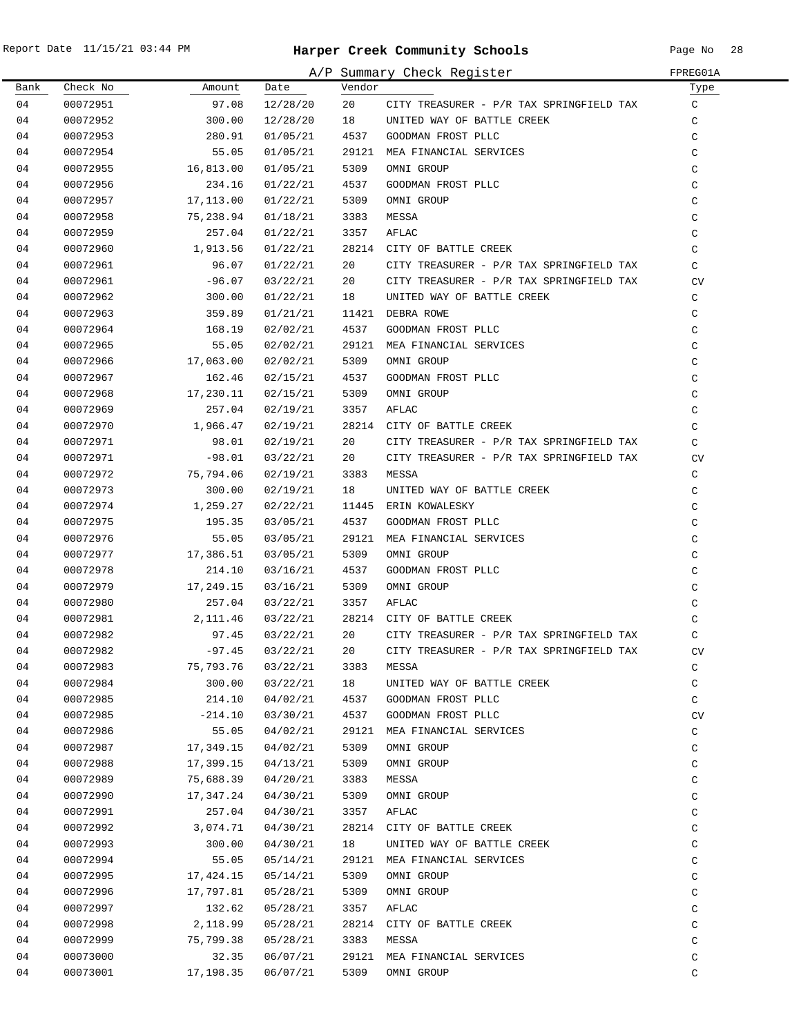# Harper Creek Community Schools

## A/P Summary Check Register

FPREG01A

| Bank | Check No | Amount | Date | Vendor | | Type |
|---|---|---|---|---|---|---|
| 04 | 00072951 | 97.08 | 12/28/20 | 20 | CITY TREASURER - P/R TAX SPRINGFIELD TAX | C |
| 04 | 00072952 | 300.00 | 12/28/20 | 18 | UNITED WAY OF BATTLE CREEK | C |
| 04 | 00072953 | 280.91 | 01/05/21 | 4537 | GOODMAN FROST PLLC | C |
| 04 | 00072954 | 55.05 | 01/05/21 | 29121 | MEA FINANCIAL SERVICES | C |
| 04 | 00072955 | 16,813.00 | 01/05/21 | 5309 | OMNI GROUP | C |
| 04 | 00072956 | 234.16 | 01/22/21 | 4537 | GOODMAN FROST PLLC | C |
| 04 | 00072957 | 17,113.00 | 01/22/21 | 5309 | OMNI GROUP | C |
| 04 | 00072958 | 75,238.94 | 01/18/21 | 3383 | MESSA | C |
| 04 | 00072959 | 257.04 | 01/22/21 | 3357 | AFLAC | C |
| 04 | 00072960 | 1,913.56 | 01/22/21 | 28214 | CITY OF BATTLE CREEK | C |
| 04 | 00072961 | 96.07 | 01/22/21 | 20 | CITY TREASURER - P/R TAX SPRINGFIELD TAX | C |
| 04 | 00072961 | -96.07 | 03/22/21 | 20 | CITY TREASURER - P/R TAX SPRINGFIELD TAX | CV |
| 04 | 00072962 | 300.00 | 01/22/21 | 18 | UNITED WAY OF BATTLE CREEK | C |
| 04 | 00072963 | 359.89 | 01/21/21 | 11421 | DEBRA ROWE | C |
| 04 | 00072964 | 168.19 | 02/02/21 | 4537 | GOODMAN FROST PLLC | C |
| 04 | 00072965 | 55.05 | 02/02/21 | 29121 | MEA FINANCIAL SERVICES | C |
| 04 | 00072966 | 17,063.00 | 02/02/21 | 5309 | OMNI GROUP | C |
| 04 | 00072967 | 162.46 | 02/15/21 | 4537 | GOODMAN FROST PLLC | C |
| 04 | 00072968 | 17,230.11 | 02/15/21 | 5309 | OMNI GROUP | C |
| 04 | 00072969 | 257.04 | 02/19/21 | 3357 | AFLAC | C |
| 04 | 00072970 | 1,966.47 | 02/19/21 | 28214 | CITY OF BATTLE CREEK | C |
| 04 | 00072971 | 98.01 | 02/19/21 | 20 | CITY TREASURER - P/R TAX SPRINGFIELD TAX | C |
| 04 | 00072971 | -98.01 | 03/22/21 | 20 | CITY TREASURER - P/R TAX SPRINGFIELD TAX | CV |
| 04 | 00072972 | 75,794.06 | 02/19/21 | 3383 | MESSA | C |
| 04 | 00072973 | 300.00 | 02/19/21 | 18 | UNITED WAY OF BATTLE CREEK | C |
| 04 | 00072974 | 1,259.27 | 02/22/21 | 11445 | ERIN KOWALESKY | C |
| 04 | 00072975 | 195.35 | 03/05/21 | 4537 | GOODMAN FROST PLLC | C |
| 04 | 00072976 | 55.05 | 03/05/21 | 29121 | MEA FINANCIAL SERVICES | C |
| 04 | 00072977 | 17,386.51 | 03/05/21 | 5309 | OMNI GROUP | C |
| 04 | 00072978 | 214.10 | 03/16/21 | 4537 | GOODMAN FROST PLLC | C |
| 04 | 00072979 | 17,249.15 | 03/16/21 | 5309 | OMNI GROUP | C |
| 04 | 00072980 | 257.04 | 03/22/21 | 3357 | AFLAC | C |
| 04 | 00072981 | 2,111.46 | 03/22/21 | 28214 | CITY OF BATTLE CREEK | C |
| 04 | 00072982 | 97.45 | 03/22/21 | 20 | CITY TREASURER - P/R TAX SPRINGFIELD TAX | C |
| 04 | 00072982 | -97.45 | 03/22/21 | 20 | CITY TREASURER - P/R TAX SPRINGFIELD TAX | CV |
| 04 | 00072983 | 75,793.76 | 03/22/21 | 3383 | MESSA | C |
| 04 | 00072984 | 300.00 | 03/22/21 | 18 | UNITED WAY OF BATTLE CREEK | C |
| 04 | 00072985 | 214.10 | 04/02/21 | 4537 | GOODMAN FROST PLLC | C |
| 04 | 00072985 | -214.10 | 03/30/21 | 4537 | GOODMAN FROST PLLC | CV |
| 04 | 00072986 | 55.05 | 04/02/21 | 29121 | MEA FINANCIAL SERVICES | C |
| 04 | 00072987 | 17,349.15 | 04/02/21 | 5309 | OMNI GROUP | C |
| 04 | 00072988 | 17,399.15 | 04/13/21 | 5309 | OMNI GROUP | C |
| 04 | 00072989 | 75,688.39 | 04/20/21 | 3383 | MESSA | C |
| 04 | 00072990 | 17,347.24 | 04/30/21 | 5309 | OMNI GROUP | C |
| 04 | 00072991 | 257.04 | 04/30/21 | 3357 | AFLAC | C |
| 04 | 00072992 | 3,074.71 | 04/30/21 | 28214 | CITY OF BATTLE CREEK | C |
| 04 | 00072993 | 300.00 | 04/30/21 | 18 | UNITED WAY OF BATTLE CREEK | C |
| 04 | 00072994 | 55.05 | 05/14/21 | 29121 | MEA FINANCIAL SERVICES | C |
| 04 | 00072995 | 17,424.15 | 05/14/21 | 5309 | OMNI GROUP | C |
| 04 | 00072996 | 17,797.81 | 05/28/21 | 5309 | OMNI GROUP | C |
| 04 | 00072997 | 132.62 | 05/28/21 | 3357 | AFLAC | C |
| 04 | 00072998 | 2,118.99 | 05/28/21 | 28214 | CITY OF BATTLE CREEK | C |
| 04 | 00072999 | 75,799.38 | 05/28/21 | 3383 | MESSA | C |
| 04 | 00073000 | 32.35 | 06/07/21 | 29121 | MEA FINANCIAL SERVICES | C |
| 04 | 00073001 | 17,198.35 | 06/07/21 | 5309 | OMNI GROUP | C |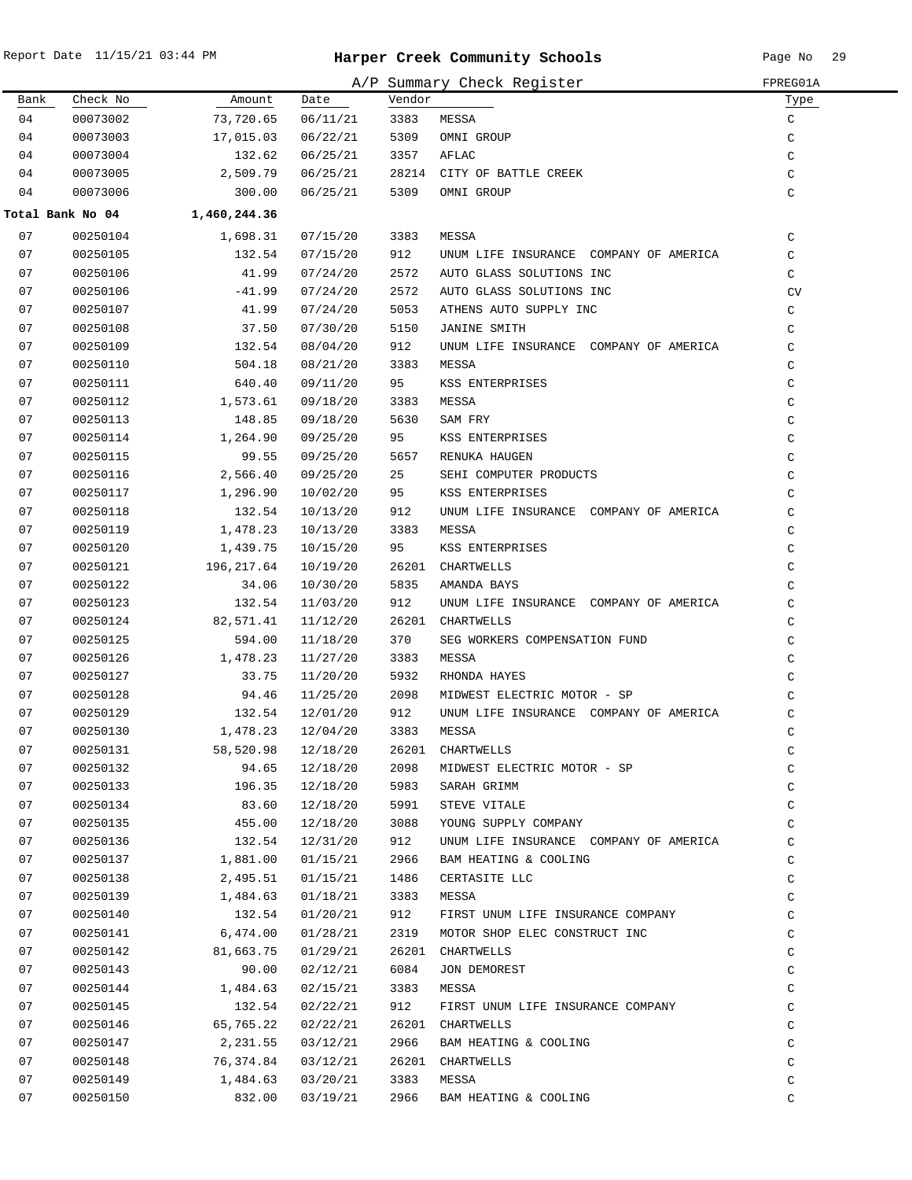# Harper Creek Community Schools

Report Date 11/15/21 03:44 PM

A/P Summary Check Register — FPREG01A

| Bank | Check No | Amount | Date | Vendor | | Type |
|---|---|---|---|---|---|---|
| 04 | 00073002 | 73,720.65 | 06/11/21 | 3383 | MESSA | C |
| 04 | 00073003 | 17,015.03 | 06/22/21 | 5309 | OMNI GROUP | C |
| 04 | 00073004 | 132.62 | 06/25/21 | 3357 | AFLAC | C |
| 04 | 00073005 | 2,509.79 | 06/25/21 | 28214 | CITY OF BATTLE CREEK | C |
| 04 | 00073006 | 300.00 | 06/25/21 | 5309 | OMNI GROUP | C |
| **Total Bank No 04** | | **1,460,244.36** | | | | |
| 07 | 00250104 | 1,698.31 | 07/15/20 | 3383 | MESSA | C |
| 07 | 00250105 | 132.54 | 07/15/20 | 912 | UNUM LIFE INSURANCE COMPANY OF AMERICA | C |
| 07 | 00250106 | 41.99 | 07/24/20 | 2572 | AUTO GLASS SOLUTIONS INC | C |
| 07 | 00250106 | -41.99 | 07/24/20 | 2572 | AUTO GLASS SOLUTIONS INC | CV |
| 07 | 00250107 | 41.99 | 07/24/20 | 5053 | ATHENS AUTO SUPPLY INC | C |
| 07 | 00250108 | 37.50 | 07/30/20 | 5150 | JANINE SMITH | C |
| 07 | 00250109 | 132.54 | 08/04/20 | 912 | UNUM LIFE INSURANCE COMPANY OF AMERICA | C |
| 07 | 00250110 | 504.18 | 08/21/20 | 3383 | MESSA | C |
| 07 | 00250111 | 640.40 | 09/11/20 | 95 | KSS ENTERPRISES | C |
| 07 | 00250112 | 1,573.61 | 09/18/20 | 3383 | MESSA | C |
| 07 | 00250113 | 148.85 | 09/18/20 | 5630 | SAM FRY | C |
| 07 | 00250114 | 1,264.90 | 09/25/20 | 95 | KSS ENTERPRISES | C |
| 07 | 00250115 | 99.55 | 09/25/20 | 5657 | RENUKA HAUGEN | C |
| 07 | 00250116 | 2,566.40 | 09/25/20 | 25 | SEHI COMPUTER PRODUCTS | C |
| 07 | 00250117 | 1,296.90 | 10/02/20 | 95 | KSS ENTERPRISES | C |
| 07 | 00250118 | 132.54 | 10/13/20 | 912 | UNUM LIFE INSURANCE COMPANY OF AMERICA | C |
| 07 | 00250119 | 1,478.23 | 10/13/20 | 3383 | MESSA | C |
| 07 | 00250120 | 1,439.75 | 10/15/20 | 95 | KSS ENTERPRISES | C |
| 07 | 00250121 | 196,217.64 | 10/19/20 | 26201 | CHARTWELLS | C |
| 07 | 00250122 | 34.06 | 10/30/20 | 5835 | AMANDA BAYS | C |
| 07 | 00250123 | 132.54 | 11/03/20 | 912 | UNUM LIFE INSURANCE COMPANY OF AMERICA | C |
| 07 | 00250124 | 82,571.41 | 11/12/20 | 26201 | CHARTWELLS | C |
| 07 | 00250125 | 594.00 | 11/18/20 | 370 | SEG WORKERS COMPENSATION FUND | C |
| 07 | 00250126 | 1,478.23 | 11/27/20 | 3383 | MESSA | C |
| 07 | 00250127 | 33.75 | 11/20/20 | 5932 | RHONDA HAYES | C |
| 07 | 00250128 | 94.46 | 11/25/20 | 2098 | MIDWEST ELECTRIC MOTOR - SP | C |
| 07 | 00250129 | 132.54 | 12/01/20 | 912 | UNUM LIFE INSURANCE COMPANY OF AMERICA | C |
| 07 | 00250130 | 1,478.23 | 12/04/20 | 3383 | MESSA | C |
| 07 | 00250131 | 58,520.98 | 12/18/20 | 26201 | CHARTWELLS | C |
| 07 | 00250132 | 94.65 | 12/18/20 | 2098 | MIDWEST ELECTRIC MOTOR - SP | C |
| 07 | 00250133 | 196.35 | 12/18/20 | 5983 | SARAH GRIMM | C |
| 07 | 00250134 | 83.60 | 12/18/20 | 5991 | STEVE VITALE | C |
| 07 | 00250135 | 455.00 | 12/18/20 | 3088 | YOUNG SUPPLY COMPANY | C |
| 07 | 00250136 | 132.54 | 12/31/20 | 912 | UNUM LIFE INSURANCE COMPANY OF AMERICA | C |
| 07 | 00250137 | 1,881.00 | 01/15/21 | 2966 | BAM HEATING & COOLING | C |
| 07 | 00250138 | 2,495.51 | 01/15/21 | 1486 | CERTASITE LLC | C |
| 07 | 00250139 | 1,484.63 | 01/18/21 | 3383 | MESSA | C |
| 07 | 00250140 | 132.54 | 01/20/21 | 912 | FIRST UNUM LIFE INSURANCE COMPANY | C |
| 07 | 00250141 | 6,474.00 | 01/28/21 | 2319 | MOTOR SHOP ELEC CONSTRUCT INC | C |
| 07 | 00250142 | 81,663.75 | 01/29/21 | 26201 | CHARTWELLS | C |
| 07 | 00250143 | 90.00 | 02/12/21 | 6084 | JON DEMOREST | C |
| 07 | 00250144 | 1,484.63 | 02/15/21 | 3383 | MESSA | C |
| 07 | 00250145 | 132.54 | 02/22/21 | 912 | FIRST UNUM LIFE INSURANCE COMPANY | C |
| 07 | 00250146 | 65,765.22 | 02/22/21 | 26201 | CHARTWELLS | C |
| 07 | 00250147 | 2,231.55 | 03/12/21 | 2966 | BAM HEATING & COOLING | C |
| 07 | 00250148 | 76,374.84 | 03/12/21 | 26201 | CHARTWELLS | C |
| 07 | 00250149 | 1,484.63 | 03/20/21 | 3383 | MESSA | C |
| 07 | 00250150 | 832.00 | 03/19/21 | 2966 | BAM HEATING & COOLING | C |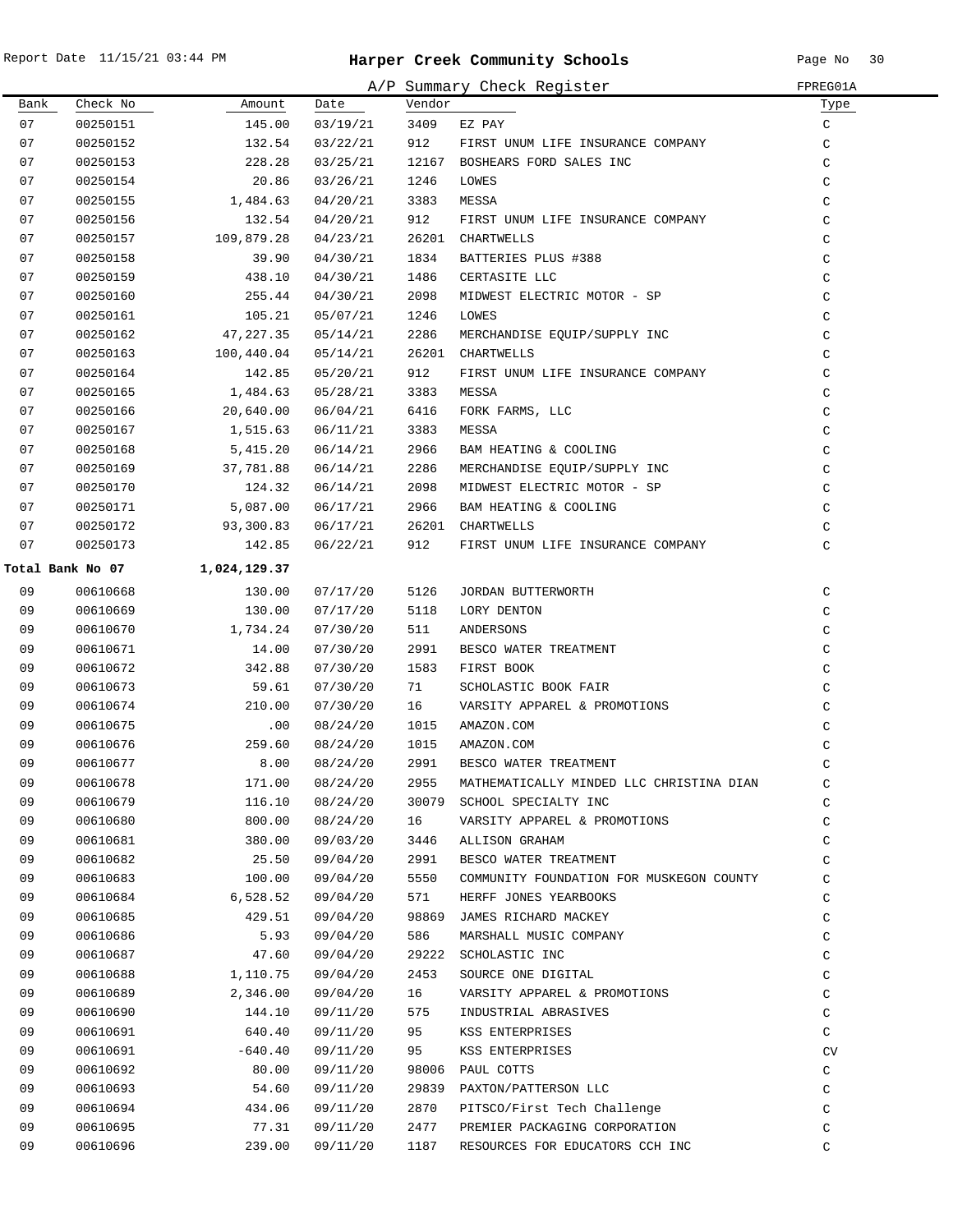Report Date 11/15/21 03:44 PM

# Harper Creek Community Schools

A/P Summary Check Register FPREG01A

| Bank | Check No | Amount | Date | Vendor | | Type |
|---|---|---|---|---|---|---|
| 07 | 00250151 | 145.00 | 03/19/21 | 3409 | EZ PAY | C |
| 07 | 00250152 | 132.54 | 03/22/21 | 912 | FIRST UNUM LIFE INSURANCE COMPANY | C |
| 07 | 00250153 | 228.28 | 03/25/21 | 12167 | BOSHEARS FORD SALES INC | C |
| 07 | 00250154 | 20.86 | 03/26/21 | 1246 | LOWES | C |
| 07 | 00250155 | 1,484.63 | 04/20/21 | 3383 | MESSA | C |
| 07 | 00250156 | 132.54 | 04/20/21 | 912 | FIRST UNUM LIFE INSURANCE COMPANY | C |
| 07 | 00250157 | 109,879.28 | 04/23/21 | 26201 | CHARTWELLS | C |
| 07 | 00250158 | 39.90 | 04/30/21 | 1834 | BATTERIES PLUS #388 | C |
| 07 | 00250159 | 438.10 | 04/30/21 | 1486 | CERTASITE LLC | C |
| 07 | 00250160 | 255.44 | 04/30/21 | 2098 | MIDWEST ELECTRIC MOTOR - SP | C |
| 07 | 00250161 | 105.21 | 05/07/21 | 1246 | LOWES | C |
| 07 | 00250162 | 47,227.35 | 05/14/21 | 2286 | MERCHANDISE EQUIP/SUPPLY INC | C |
| 07 | 00250163 | 100,440.04 | 05/14/21 | 26201 | CHARTWELLS | C |
| 07 | 00250164 | 142.85 | 05/20/21 | 912 | FIRST UNUM LIFE INSURANCE COMPANY | C |
| 07 | 00250165 | 1,484.63 | 05/28/21 | 3383 | MESSA | C |
| 07 | 00250166 | 20,640.00 | 06/04/21 | 6416 | FORK FARMS, LLC | C |
| 07 | 00250167 | 1,515.63 | 06/11/21 | 3383 | MESSA | C |
| 07 | 00250168 | 5,415.20 | 06/14/21 | 2966 | BAM HEATING & COOLING | C |
| 07 | 00250169 | 37,781.88 | 06/14/21 | 2286 | MERCHANDISE EQUIP/SUPPLY INC | C |
| 07 | 00250170 | 124.32 | 06/14/21 | 2098 | MIDWEST ELECTRIC MOTOR - SP | C |
| 07 | 00250171 | 5,087.00 | 06/17/21 | 2966 | BAM HEATING & COOLING | C |
| 07 | 00250172 | 93,300.83 | 06/17/21 | 26201 | CHARTWELLS | C |
| 07 | 00250173 | 142.85 | 06/22/21 | 912 | FIRST UNUM LIFE INSURANCE COMPANY | C |
| **Total Bank No 07** | | **1,024,129.37** | | | | |
| 09 | 00610668 | 130.00 | 07/17/20 | 5126 | JORDAN BUTTERWORTH | C |
| 09 | 00610669 | 130.00 | 07/17/20 | 5118 | LORY DENTON | C |
| 09 | 00610670 | 1,734.24 | 07/30/20 | 511 | ANDERSONS | C |
| 09 | 00610671 | 14.00 | 07/30/20 | 2991 | BESCO WATER TREATMENT | C |
| 09 | 00610672 | 342.88 | 07/30/20 | 1583 | FIRST BOOK | C |
| 09 | 00610673 | 59.61 | 07/30/20 | 71 | SCHOLASTIC BOOK FAIR | C |
| 09 | 00610674 | 210.00 | 07/30/20 | 16 | VARSITY APPAREL & PROMOTIONS | C |
| 09 | 00610675 | .00 | 08/24/20 | 1015 | AMAZON.COM | C |
| 09 | 00610676 | 259.60 | 08/24/20 | 1015 | AMAZON.COM | C |
| 09 | 00610677 | 8.00 | 08/24/20 | 2991 | BESCO WATER TREATMENT | C |
| 09 | 00610678 | 171.00 | 08/24/20 | 2955 | MATHEMATICALLY MINDED LLC CHRISTINA DIAN | C |
| 09 | 00610679 | 116.10 | 08/24/20 | 30079 | SCHOOL SPECIALTY INC | C |
| 09 | 00610680 | 800.00 | 08/24/20 | 16 | VARSITY APPAREL & PROMOTIONS | C |
| 09 | 00610681 | 380.00 | 09/03/20 | 3446 | ALLISON GRAHAM | C |
| 09 | 00610682 | 25.50 | 09/04/20 | 2991 | BESCO WATER TREATMENT | C |
| 09 | 00610683 | 100.00 | 09/04/20 | 5550 | COMMUNITY FOUNDATION FOR MUSKEGON COUNTY | C |
| 09 | 00610684 | 6,528.52 | 09/04/20 | 571 | HERFF JONES YEARBOOKS | C |
| 09 | 00610685 | 429.51 | 09/04/20 | 98869 | JAMES RICHARD MACKEY | C |
| 09 | 00610686 | 5.93 | 09/04/20 | 586 | MARSHALL MUSIC COMPANY | C |
| 09 | 00610687 | 47.60 | 09/04/20 | 29222 | SCHOLASTIC INC | C |
| 09 | 00610688 | 1,110.75 | 09/04/20 | 2453 | SOURCE ONE DIGITAL | C |
| 09 | 00610689 | 2,346.00 | 09/04/20 | 16 | VARSITY APPAREL & PROMOTIONS | C |
| 09 | 00610690 | 144.10 | 09/11/20 | 575 | INDUSTRIAL ABRASIVES | C |
| 09 | 00610691 | 640.40 | 09/11/20 | 95 | KSS ENTERPRISES | C |
| 09 | 00610691 | -640.40 | 09/11/20 | 95 | KSS ENTERPRISES | CV |
| 09 | 00610692 | 80.00 | 09/11/20 | 98006 | PAUL COTTS | C |
| 09 | 00610693 | 54.60 | 09/11/20 | 29839 | PAXTON/PATTERSON LLC | C |
| 09 | 00610694 | 434.06 | 09/11/20 | 2870 | PITSCO/First Tech Challenge | C |
| 09 | 00610695 | 77.31 | 09/11/20 | 2477 | PREMIER PACKAGING CORPORATION | C |
| 09 | 00610696 | 239.00 | 09/11/20 | 1187 | RESOURCES FOR EDUCATORS CCH INC | C |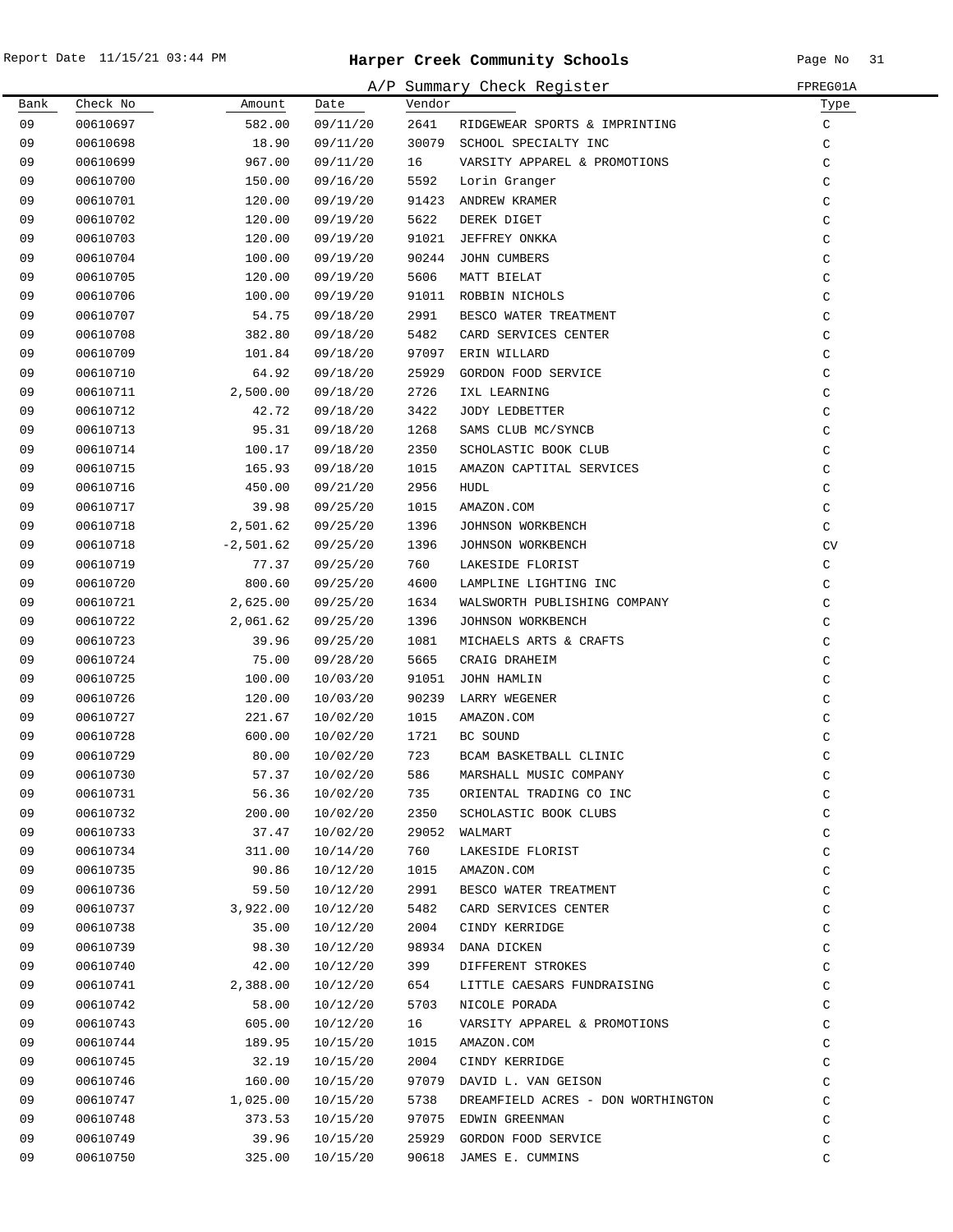# Harper Creek Community Schools

Report Date 11/15/21 03:44 PM

A/P Summary Check Register — FPREG01A

| Bank | Check No | Amount | Date | Vendor | | Type |
|---|---|---|---|---|---|---|
| 09 | 00610697 | 582.00 | 09/11/20 | 2641 | RIDGEWEAR SPORTS & IMPRINTING | C |
| 09 | 00610698 | 18.90 | 09/11/20 | 30079 | SCHOOL SPECIALTY INC | C |
| 09 | 00610699 | 967.00 | 09/11/20 | 16 | VARSITY APPAREL & PROMOTIONS | C |
| 09 | 00610700 | 150.00 | 09/16/20 | 5592 | Lorin Granger | C |
| 09 | 00610701 | 120.00 | 09/19/20 | 91423 | ANDREW KRAMER | C |
| 09 | 00610702 | 120.00 | 09/19/20 | 5622 | DEREK DIGET | C |
| 09 | 00610703 | 120.00 | 09/19/20 | 91021 | JEFFREY ONKKA | C |
| 09 | 00610704 | 100.00 | 09/19/20 | 90244 | JOHN CUMBERS | C |
| 09 | 00610705 | 120.00 | 09/19/20 | 5606 | MATT BIELAT | C |
| 09 | 00610706 | 100.00 | 09/19/20 | 91011 | ROBBIN NICHOLS | C |
| 09 | 00610707 | 54.75 | 09/18/20 | 2991 | BESCO WATER TREATMENT | C |
| 09 | 00610708 | 382.80 | 09/18/20 | 5482 | CARD SERVICES CENTER | C |
| 09 | 00610709 | 101.84 | 09/18/20 | 97097 | ERIN WILLARD | C |
| 09 | 00610710 | 64.92 | 09/18/20 | 25929 | GORDON FOOD SERVICE | C |
| 09 | 00610711 | 2,500.00 | 09/18/20 | 2726 | IXL LEARNING | C |
| 09 | 00610712 | 42.72 | 09/18/20 | 3422 | JODY LEDBETTER | C |
| 09 | 00610713 | 95.31 | 09/18/20 | 1268 | SAMS CLUB MC/SYNCB | C |
| 09 | 00610714 | 100.17 | 09/18/20 | 2350 | SCHOLASTIC BOOK CLUB | C |
| 09 | 00610715 | 165.93 | 09/18/20 | 1015 | AMAZON CAPTITAL SERVICES | C |
| 09 | 00610716 | 450.00 | 09/21/20 | 2956 | HUDL | C |
| 09 | 00610717 | 39.98 | 09/25/20 | 1015 | AMAZON.COM | C |
| 09 | 00610718 | 2,501.62 | 09/25/20 | 1396 | JOHNSON WORKBENCH | C |
| 09 | 00610718 | -2,501.62 | 09/25/20 | 1396 | JOHNSON WORKBENCH | CV |
| 09 | 00610719 | 77.37 | 09/25/20 | 760 | LAKESIDE FLORIST | C |
| 09 | 00610720 | 800.60 | 09/25/20 | 4600 | LAMPLINE LIGHTING INC | C |
| 09 | 00610721 | 2,625.00 | 09/25/20 | 1634 | WALSWORTH PUBLISHING COMPANY | C |
| 09 | 00610722 | 2,061.62 | 09/25/20 | 1396 | JOHNSON WORKBENCH | C |
| 09 | 00610723 | 39.96 | 09/25/20 | 1081 | MICHAELS ARTS & CRAFTS | C |
| 09 | 00610724 | 75.00 | 09/28/20 | 5665 | CRAIG DRAHEIM | C |
| 09 | 00610725 | 100.00 | 10/03/20 | 91051 | JOHN HAMLIN | C |
| 09 | 00610726 | 120.00 | 10/03/20 | 90239 | LARRY WEGENER | C |
| 09 | 00610727 | 221.67 | 10/02/20 | 1015 | AMAZON.COM | C |
| 09 | 00610728 | 600.00 | 10/02/20 | 1721 | BC SOUND | C |
| 09 | 00610729 | 80.00 | 10/02/20 | 723 | BCAM BASKETBALL CLINIC | C |
| 09 | 00610730 | 57.37 | 10/02/20 | 586 | MARSHALL MUSIC COMPANY | C |
| 09 | 00610731 | 56.36 | 10/02/20 | 735 | ORIENTAL TRADING CO INC | C |
| 09 | 00610732 | 200.00 | 10/02/20 | 2350 | SCHOLASTIC BOOK CLUBS | C |
| 09 | 00610733 | 37.47 | 10/02/20 | 29052 | WALMART | C |
| 09 | 00610734 | 311.00 | 10/14/20 | 760 | LAKESIDE FLORIST | C |
| 09 | 00610735 | 90.86 | 10/12/20 | 1015 | AMAZON.COM | C |
| 09 | 00610736 | 59.50 | 10/12/20 | 2991 | BESCO WATER TREATMENT | C |
| 09 | 00610737 | 3,922.00 | 10/12/20 | 5482 | CARD SERVICES CENTER | C |
| 09 | 00610738 | 35.00 | 10/12/20 | 2004 | CINDY KERRIDGE | C |
| 09 | 00610739 | 98.30 | 10/12/20 | 98934 | DANA DICKEN | C |
| 09 | 00610740 | 42.00 | 10/12/20 | 399 | DIFFERENT STROKES | C |
| 09 | 00610741 | 2,388.00 | 10/12/20 | 654 | LITTLE CAESARS FUNDRAISING | C |
| 09 | 00610742 | 58.00 | 10/12/20 | 5703 | NICOLE PORADA | C |
| 09 | 00610743 | 605.00 | 10/12/20 | 16 | VARSITY APPAREL & PROMOTIONS | C |
| 09 | 00610744 | 189.95 | 10/15/20 | 1015 | AMAZON.COM | C |
| 09 | 00610745 | 32.19 | 10/15/20 | 2004 | CINDY KERRIDGE | C |
| 09 | 00610746 | 160.00 | 10/15/20 | 97079 | DAVID L. VAN GEISON | C |
| 09 | 00610747 | 1,025.00 | 10/15/20 | 5738 | DREAMFIELD ACRES - DON WORTHINGTON | C |
| 09 | 00610748 | 373.53 | 10/15/20 | 97075 | EDWIN GREENMAN | C |
| 09 | 00610749 | 39.96 | 10/15/20 | 25929 | GORDON FOOD SERVICE | C |
| 09 | 00610750 | 325.00 | 10/15/20 | 90618 | JAMES E. CUMMINS | C |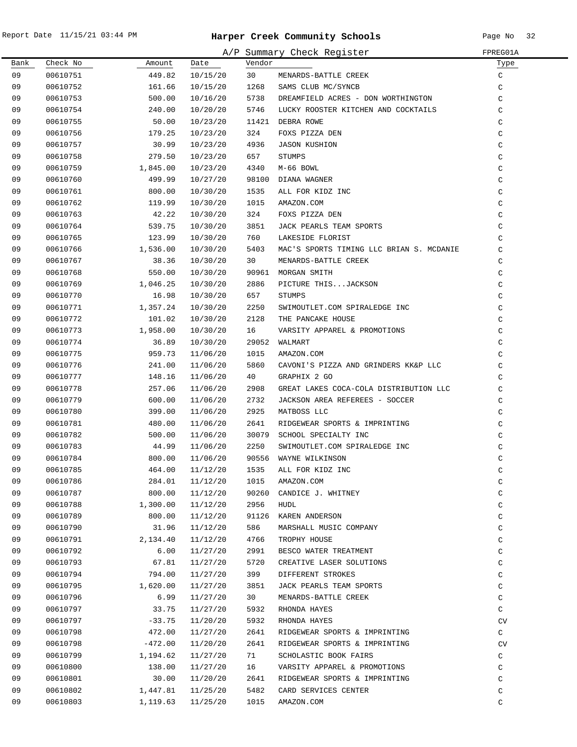# Harper Creek Community Schools

Report Date 11/15/21 03:44 PM

## A/P Summary Check Register

FPREG01A

| Bank | Check No | Amount | Date | Vendor | | Type |
|---|---|---|---|---|---|---|
| 09 | 00610751 | 449.82 | 10/15/20 | 30 | MENARDS-BATTLE CREEK | C |
| 09 | 00610752 | 161.66 | 10/15/20 | 1268 | SAMS CLUB MC/SYNCB | C |
| 09 | 00610753 | 500.00 | 10/16/20 | 5738 | DREAMFIELD ACRES - DON WORTHINGTON | C |
| 09 | 00610754 | 240.00 | 10/20/20 | 5746 | LUCKY ROOSTER KITCHEN AND COCKTAILS | C |
| 09 | 00610755 | 50.00 | 10/23/20 | 11421 | DEBRA ROWE | C |
| 09 | 00610756 | 179.25 | 10/23/20 | 324 | FOXS PIZZA DEN | C |
| 09 | 00610757 | 30.99 | 10/23/20 | 4936 | JASON KUSHION | C |
| 09 | 00610758 | 279.50 | 10/23/20 | 657 | STUMPS | C |
| 09 | 00610759 | 1,845.00 | 10/23/20 | 4340 | M-66 BOWL | C |
| 09 | 00610760 | 499.99 | 10/27/20 | 98100 | DIANA WAGNER | C |
| 09 | 00610761 | 800.00 | 10/30/20 | 1535 | ALL FOR KIDZ INC | C |
| 09 | 00610762 | 119.99 | 10/30/20 | 1015 | AMAZON.COM | C |
| 09 | 00610763 | 42.22 | 10/30/20 | 324 | FOXS PIZZA DEN | C |
| 09 | 00610764 | 539.75 | 10/30/20 | 3851 | JACK PEARLS TEAM SPORTS | C |
| 09 | 00610765 | 123.99 | 10/30/20 | 760 | LAKESIDE FLORIST | C |
| 09 | 00610766 | 1,536.00 | 10/30/20 | 5403 | MAC'S SPORTS TIMING LLC BRIAN S. MCDANIE | C |
| 09 | 00610767 | 38.36 | 10/30/20 | 30 | MENARDS-BATTLE CREEK | C |
| 09 | 00610768 | 550.00 | 10/30/20 | 90961 | MORGAN SMITH | C |
| 09 | 00610769 | 1,046.25 | 10/30/20 | 2886 | PICTURE THIS...JACKSON | C |
| 09 | 00610770 | 16.98 | 10/30/20 | 657 | STUMPS | C |
| 09 | 00610771 | 1,357.24 | 10/30/20 | 2250 | SWIMOUTLET.COM SPIRALEDGE INC | C |
| 09 | 00610772 | 101.02 | 10/30/20 | 2128 | THE PANCAKE HOUSE | C |
| 09 | 00610773 | 1,958.00 | 10/30/20 | 16 | VARSITY APPAREL & PROMOTIONS | C |
| 09 | 00610774 | 36.89 | 10/30/20 | 29052 | WALMART | C |
| 09 | 00610775 | 959.73 | 11/06/20 | 1015 | AMAZON.COM | C |
| 09 | 00610776 | 241.00 | 11/06/20 | 5860 | CAVONI'S PIZZA AND GRINDERS KK&P LLC | C |
| 09 | 00610777 | 148.16 | 11/06/20 | 40 | GRAPHIX 2 GO | C |
| 09 | 00610778 | 257.06 | 11/06/20 | 2908 | GREAT LAKES COCA-COLA DISTRIBUTION LLC | C |
| 09 | 00610779 | 600.00 | 11/06/20 | 2732 | JACKSON AREA REFEREES - SOCCER | C |
| 09 | 00610780 | 399.00 | 11/06/20 | 2925 | MATBOSS LLC | C |
| 09 | 00610781 | 480.00 | 11/06/20 | 2641 | RIDGEWEAR SPORTS & IMPRINTING | C |
| 09 | 00610782 | 500.00 | 11/06/20 | 30079 | SCHOOL SPECIALTY INC | C |
| 09 | 00610783 | 44.99 | 11/06/20 | 2250 | SWIMOUTLET.COM SPIRALEDGE INC | C |
| 09 | 00610784 | 800.00 | 11/06/20 | 90556 | WAYNE WILKINSON | C |
| 09 | 00610785 | 464.00 | 11/12/20 | 1535 | ALL FOR KIDZ INC | C |
| 09 | 00610786 | 284.01 | 11/12/20 | 1015 | AMAZON.COM | C |
| 09 | 00610787 | 800.00 | 11/12/20 | 90260 | CANDICE J. WHITNEY | C |
| 09 | 00610788 | 1,300.00 | 11/12/20 | 2956 | HUDL | C |
| 09 | 00610789 | 800.00 | 11/12/20 | 91126 | KAREN ANDERSON | C |
| 09 | 00610790 | 31.96 | 11/12/20 | 586 | MARSHALL MUSIC COMPANY | C |
| 09 | 00610791 | 2,134.40 | 11/12/20 | 4766 | TROPHY HOUSE | C |
| 09 | 00610792 | 6.00 | 11/27/20 | 2991 | BESCO WATER TREATMENT | C |
| 09 | 00610793 | 67.81 | 11/27/20 | 5720 | CREATIVE LASER SOLUTIONS | C |
| 09 | 00610794 | 794.00 | 11/27/20 | 399 | DIFFERENT STROKES | C |
| 09 | 00610795 | 1,620.00 | 11/27/20 | 3851 | JACK PEARLS TEAM SPORTS | C |
| 09 | 00610796 | 6.99 | 11/27/20 | 30 | MENARDS-BATTLE CREEK | C |
| 09 | 00610797 | 33.75 | 11/27/20 | 5932 | RHONDA HAYES | C |
| 09 | 00610797 | -33.75 | 11/20/20 | 5932 | RHONDA HAYES | CV |
| 09 | 00610798 | 472.00 | 11/27/20 | 2641 | RIDGEWEAR SPORTS & IMPRINTING | C |
| 09 | 00610798 | -472.00 | 11/20/20 | 2641 | RIDGEWEAR SPORTS & IMPRINTING | CV |
| 09 | 00610799 | 1,194.62 | 11/27/20 | 71 | SCHOLASTIC BOOK FAIRS | C |
| 09 | 00610800 | 138.00 | 11/27/20 | 16 | VARSITY APPAREL & PROMOTIONS | C |
| 09 | 00610801 | 30.00 | 11/20/20 | 2641 | RIDGEWEAR SPORTS & IMPRINTING | C |
| 09 | 00610802 | 1,447.81 | 11/25/20 | 5482 | CARD SERVICES CENTER | C |
| 09 | 00610803 | 1,119.63 | 11/25/20 | 1015 | AMAZON.COM | C |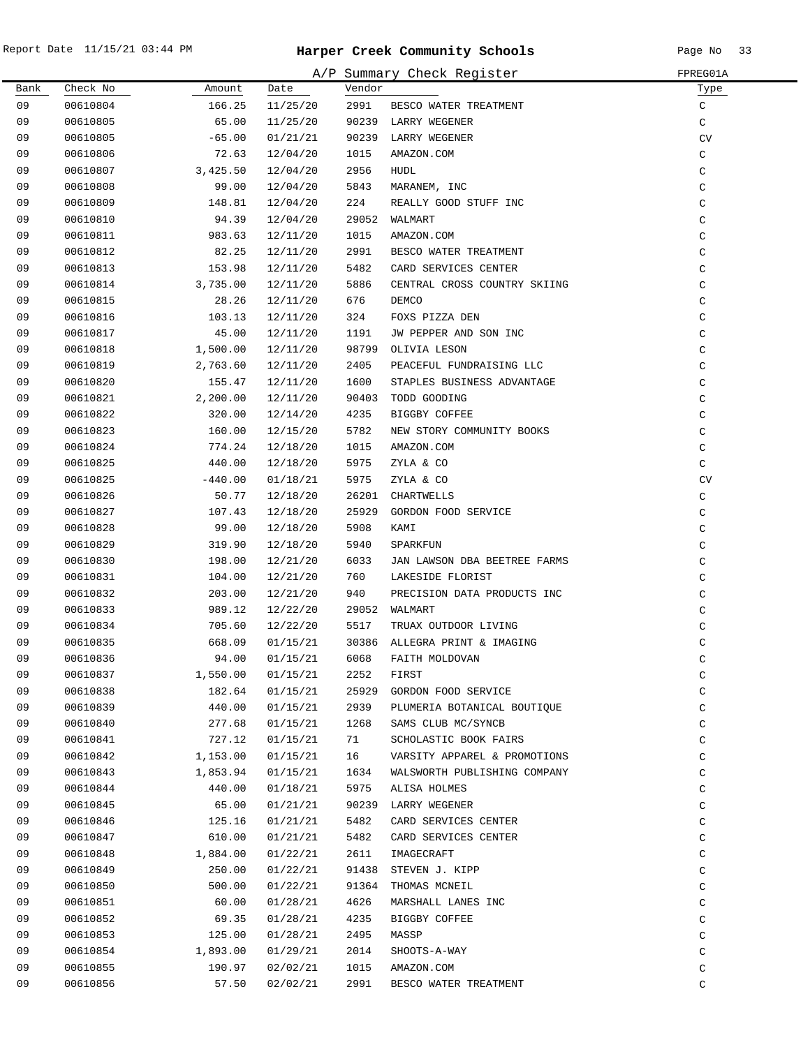# Harper Creek Community Schools

## A/P Summary Check Register

Report Date 11/15/21 03:44 PM — FPREG01A

| Bank | Check No | Amount | Date | Vendor | | Type |
|---|---|---|---|---|---|---|
| 09 | 00610804 | 166.25 | 11/25/20 | 2991 | BESCO WATER TREATMENT | C |
| 09 | 00610805 | 65.00 | 11/25/20 | 90239 | LARRY WEGENER | C |
| 09 | 00610805 | -65.00 | 01/21/21 | 90239 | LARRY WEGENER | CV |
| 09 | 00610806 | 72.63 | 12/04/20 | 1015 | AMAZON.COM | C |
| 09 | 00610807 | 3,425.50 | 12/04/20 | 2956 | HUDL | C |
| 09 | 00610808 | 99.00 | 12/04/20 | 5843 | MARANEM, INC | C |
| 09 | 00610809 | 148.81 | 12/04/20 | 224 | REALLY GOOD STUFF INC | C |
| 09 | 00610810 | 94.39 | 12/04/20 | 29052 | WALMART | C |
| 09 | 00610811 | 983.63 | 12/11/20 | 1015 | AMAZON.COM | C |
| 09 | 00610812 | 82.25 | 12/11/20 | 2991 | BESCO WATER TREATMENT | C |
| 09 | 00610813 | 153.98 | 12/11/20 | 5482 | CARD SERVICES CENTER | C |
| 09 | 00610814 | 3,735.00 | 12/11/20 | 5886 | CENTRAL CROSS COUNTRY SKIING | C |
| 09 | 00610815 | 28.26 | 12/11/20 | 676 | DEMCO | C |
| 09 | 00610816 | 103.13 | 12/11/20 | 324 | FOXS PIZZA DEN | C |
| 09 | 00610817 | 45.00 | 12/11/20 | 1191 | JW PEPPER AND SON INC | C |
| 09 | 00610818 | 1,500.00 | 12/11/20 | 98799 | OLIVIA LESON | C |
| 09 | 00610819 | 2,763.60 | 12/11/20 | 2405 | PEACEFUL FUNDRAISING LLC | C |
| 09 | 00610820 | 155.47 | 12/11/20 | 1600 | STAPLES BUSINESS ADVANTAGE | C |
| 09 | 00610821 | 2,200.00 | 12/11/20 | 90403 | TODD GOODING | C |
| 09 | 00610822 | 320.00 | 12/14/20 | 4235 | BIGGBY COFFEE | C |
| 09 | 00610823 | 160.00 | 12/15/20 | 5782 | NEW STORY COMMUNITY BOOKS | C |
| 09 | 00610824 | 774.24 | 12/18/20 | 1015 | AMAZON.COM | C |
| 09 | 00610825 | 440.00 | 12/18/20 | 5975 | ZYLA & CO | C |
| 09 | 00610825 | -440.00 | 01/18/21 | 5975 | ZYLA & CO | CV |
| 09 | 00610826 | 50.77 | 12/18/20 | 26201 | CHARTWELLS | C |
| 09 | 00610827 | 107.43 | 12/18/20 | 25929 | GORDON FOOD SERVICE | C |
| 09 | 00610828 | 99.00 | 12/18/20 | 5908 | KAMI | C |
| 09 | 00610829 | 319.90 | 12/18/20 | 5940 | SPARKFUN | C |
| 09 | 00610830 | 198.00 | 12/21/20 | 6033 | JAN LAWSON DBA BEETREE FARMS | C |
| 09 | 00610831 | 104.00 | 12/21/20 | 760 | LAKESIDE FLORIST | C |
| 09 | 00610832 | 203.00 | 12/21/20 | 940 | PRECISION DATA PRODUCTS INC | C |
| 09 | 00610833 | 989.12 | 12/22/20 | 29052 | WALMART | C |
| 09 | 00610834 | 705.60 | 12/22/20 | 5517 | TRUAX OUTDOOR LIVING | C |
| 09 | 00610835 | 668.09 | 01/15/21 | 30386 | ALLEGRA PRINT & IMAGING | C |
| 09 | 00610836 | 94.00 | 01/15/21 | 6068 | FAITH MOLDOVAN | C |
| 09 | 00610837 | 1,550.00 | 01/15/21 | 2252 | FIRST | C |
| 09 | 00610838 | 182.64 | 01/15/21 | 25929 | GORDON FOOD SERVICE | C |
| 09 | 00610839 | 440.00 | 01/15/21 | 2939 | PLUMERIA BOTANICAL BOUTIQUE | C |
| 09 | 00610840 | 277.68 | 01/15/21 | 1268 | SAMS CLUB MC/SYNCB | C |
| 09 | 00610841 | 727.12 | 01/15/21 | 71 | SCHOLASTIC BOOK FAIRS | C |
| 09 | 00610842 | 1,153.00 | 01/15/21 | 16 | VARSITY APPAREL & PROMOTIONS | C |
| 09 | 00610843 | 1,853.94 | 01/15/21 | 1634 | WALSWORTH PUBLISHING COMPANY | C |
| 09 | 00610844 | 440.00 | 01/18/21 | 5975 | ALISA HOLMES | C |
| 09 | 00610845 | 65.00 | 01/21/21 | 90239 | LARRY WEGENER | C |
| 09 | 00610846 | 125.16 | 01/21/21 | 5482 | CARD SERVICES CENTER | C |
| 09 | 00610847 | 610.00 | 01/21/21 | 5482 | CARD SERVICES CENTER | C |
| 09 | 00610848 | 1,884.00 | 01/22/21 | 2611 | IMAGECRAFT | C |
| 09 | 00610849 | 250.00 | 01/22/21 | 91438 | STEVEN J. KIPP | C |
| 09 | 00610850 | 500.00 | 01/22/21 | 91364 | THOMAS MCNEIL | C |
| 09 | 00610851 | 60.00 | 01/28/21 | 4626 | MARSHALL LANES INC | C |
| 09 | 00610852 | 69.35 | 01/28/21 | 4235 | BIGGBY COFFEE | C |
| 09 | 00610853 | 125.00 | 01/28/21 | 2495 | MASSP | C |
| 09 | 00610854 | 1,893.00 | 01/29/21 | 2014 | SHOOTS-A-WAY | C |
| 09 | 00610855 | 190.97 | 02/02/21 | 1015 | AMAZON.COM | C |
| 09 | 00610856 | 57.50 | 02/02/21 | 2991 | BESCO WATER TREATMENT | C |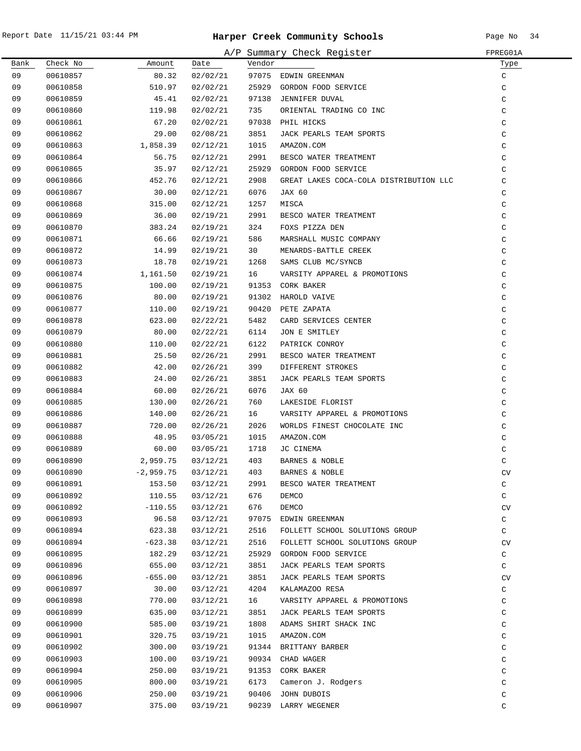# Harper Creek Community Schools

## A/P Summary Check Register

FPREG01A

| Bank | Check No | Amount | Date | Vendor | | Type |
|---|---|---|---|---|---|---|
| 09 | 00610857 | 80.32 | 02/02/21 | 97075 | EDWIN GREENMAN | C |
| 09 | 00610858 | 510.97 | 02/02/21 | 25929 | GORDON FOOD SERVICE | C |
| 09 | 00610859 | 45.41 | 02/02/21 | 97138 | JENNIFER DUVAL | C |
| 09 | 00610860 | 119.98 | 02/02/21 | 735 | ORIENTAL TRADING CO INC | C |
| 09 | 00610861 | 67.20 | 02/02/21 | 97038 | PHIL HICKS | C |
| 09 | 00610862 | 29.00 | 02/08/21 | 3851 | JACK PEARLS TEAM SPORTS | C |
| 09 | 00610863 | 1,858.39 | 02/12/21 | 1015 | AMAZON.COM | C |
| 09 | 00610864 | 56.75 | 02/12/21 | 2991 | BESCO WATER TREATMENT | C |
| 09 | 00610865 | 35.97 | 02/12/21 | 25929 | GORDON FOOD SERVICE | C |
| 09 | 00610866 | 452.76 | 02/12/21 | 2908 | GREAT LAKES COCA-COLA DISTRIBUTION LLC | C |
| 09 | 00610867 | 30.00 | 02/12/21 | 6076 | JAX 60 | C |
| 09 | 00610868 | 315.00 | 02/12/21 | 1257 | MISCA | C |
| 09 | 00610869 | 36.00 | 02/19/21 | 2991 | BESCO WATER TREATMENT | C |
| 09 | 00610870 | 383.24 | 02/19/21 | 324 | FOXS PIZZA DEN | C |
| 09 | 00610871 | 66.66 | 02/19/21 | 586 | MARSHALL MUSIC COMPANY | C |
| 09 | 00610872 | 14.99 | 02/19/21 | 30 | MENARDS-BATTLE CREEK | C |
| 09 | 00610873 | 18.78 | 02/19/21 | 1268 | SAMS CLUB MC/SYNCB | C |
| 09 | 00610874 | 1,161.50 | 02/19/21 | 16 | VARSITY APPAREL & PROMOTIONS | C |
| 09 | 00610875 | 100.00 | 02/19/21 | 91353 | CORK BAKER | C |
| 09 | 00610876 | 80.00 | 02/19/21 | 91302 | HAROLD VAIVE | C |
| 09 | 00610877 | 110.00 | 02/19/21 | 90420 | PETE ZAPATA | C |
| 09 | 00610878 | 623.00 | 02/22/21 | 5482 | CARD SERVICES CENTER | C |
| 09 | 00610879 | 80.00 | 02/22/21 | 6114 | JON E SMITLEY | C |
| 09 | 00610880 | 110.00 | 02/22/21 | 6122 | PATRICK CONROY | C |
| 09 | 00610881 | 25.50 | 02/26/21 | 2991 | BESCO WATER TREATMENT | C |
| 09 | 00610882 | 42.00 | 02/26/21 | 399 | DIFFERENT STROKES | C |
| 09 | 00610883 | 24.00 | 02/26/21 | 3851 | JACK PEARLS TEAM SPORTS | C |
| 09 | 00610884 | 60.00 | 02/26/21 | 6076 | JAX 60 | C |
| 09 | 00610885 | 130.00 | 02/26/21 | 760 | LAKESIDE FLORIST | C |
| 09 | 00610886 | 140.00 | 02/26/21 | 16 | VARSITY APPAREL & PROMOTIONS | C |
| 09 | 00610887 | 720.00 | 02/26/21 | 2026 | WORLDS FINEST CHOCOLATE INC | C |
| 09 | 00610888 | 48.95 | 03/05/21 | 1015 | AMAZON.COM | C |
| 09 | 00610889 | 60.00 | 03/05/21 | 1718 | JC CINEMA | C |
| 09 | 00610890 | 2,959.75 | 03/12/21 | 403 | BARNES & NOBLE | C |
| 09 | 00610890 | -2,959.75 | 03/12/21 | 403 | BARNES & NOBLE | CV |
| 09 | 00610891 | 153.50 | 03/12/21 | 2991 | BESCO WATER TREATMENT | C |
| 09 | 00610892 | 110.55 | 03/12/21 | 676 | DEMCO | C |
| 09 | 00610892 | -110.55 | 03/12/21 | 676 | DEMCO | CV |
| 09 | 00610893 | 96.58 | 03/12/21 | 97075 | EDWIN GREENMAN | C |
| 09 | 00610894 | 623.38 | 03/12/21 | 2516 | FOLLETT SCHOOL SOLUTIONS GROUP | C |
| 09 | 00610894 | -623.38 | 03/12/21 | 2516 | FOLLETT SCHOOL SOLUTIONS GROUP | CV |
| 09 | 00610895 | 182.29 | 03/12/21 | 25929 | GORDON FOOD SERVICE | C |
| 09 | 00610896 | 655.00 | 03/12/21 | 3851 | JACK PEARLS TEAM SPORTS | C |
| 09 | 00610896 | -655.00 | 03/12/21 | 3851 | JACK PEARLS TEAM SPORTS | CV |
| 09 | 00610897 | 30.00 | 03/12/21 | 4204 | KALAMAZOO RESA | C |
| 09 | 00610898 | 770.00 | 03/12/21 | 16 | VARSITY APPAREL & PROMOTIONS | C |
| 09 | 00610899 | 635.00 | 03/12/21 | 3851 | JACK PEARLS TEAM SPORTS | C |
| 09 | 00610900 | 585.00 | 03/19/21 | 1808 | ADAMS SHIRT SHACK INC | C |
| 09 | 00610901 | 320.75 | 03/19/21 | 1015 | AMAZON.COM | C |
| 09 | 00610902 | 300.00 | 03/19/21 | 91344 | BRITTANY BARBER | C |
| 09 | 00610903 | 100.00 | 03/19/21 | 90934 | CHAD WAGER | C |
| 09 | 00610904 | 250.00 | 03/19/21 | 91353 | CORK BAKER | C |
| 09 | 00610905 | 800.00 | 03/19/21 | 6173 | Cameron J. Rodgers | C |
| 09 | 00610906 | 250.00 | 03/19/21 | 90406 | JOHN DUBOIS | C |
| 09 | 00610907 | 375.00 | 03/19/21 | 90239 | LARRY WEGENER | C |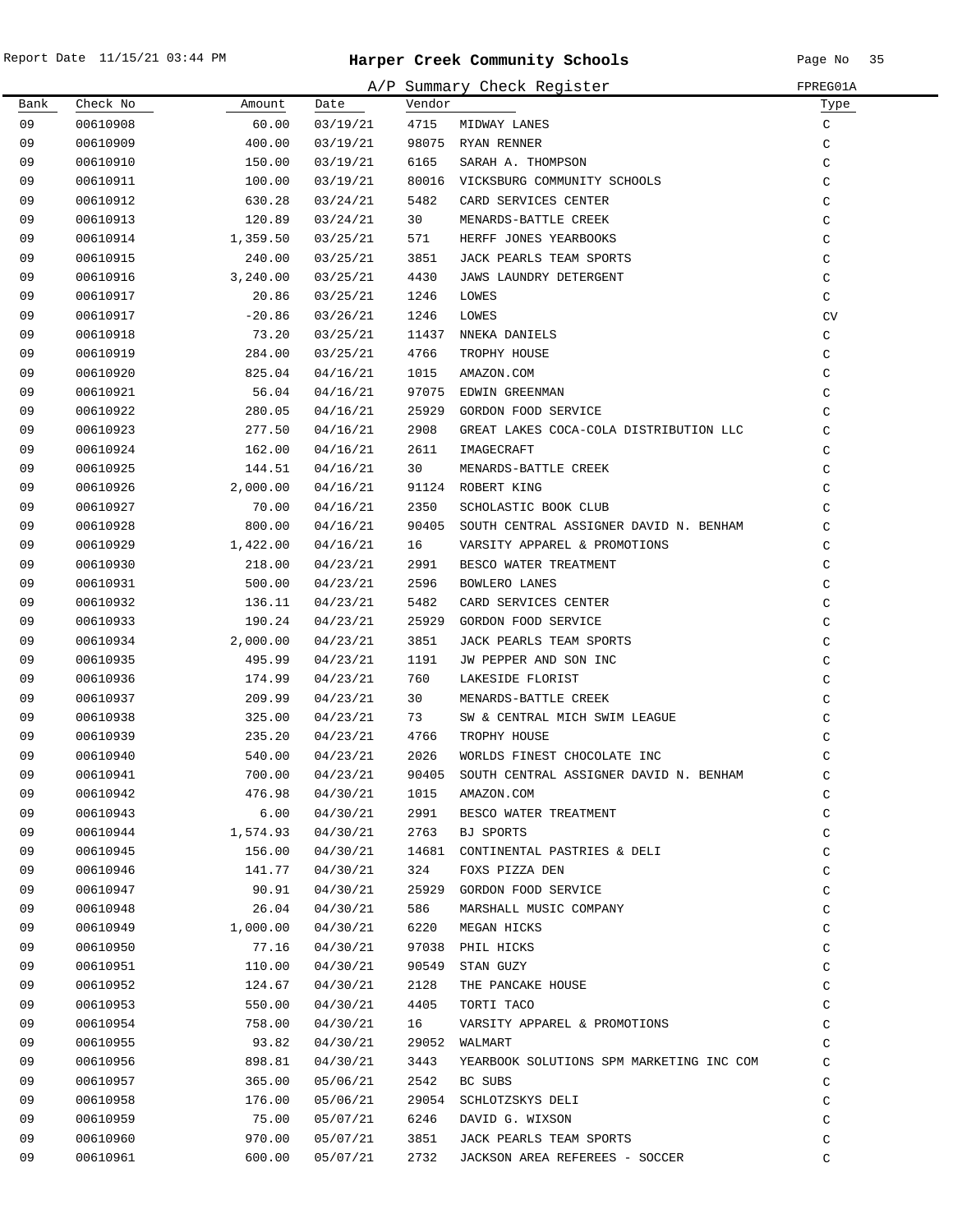Report Date 11/15/21 03:44 PM

# Harper Creek Community Schools

## A/P Summary Check Register

FPREG01A

| Bank | Check No | Amount | Date | Vendor | | Type |
|---|---|---|---|---|---|---|
| 09 | 00610908 | 60.00 | 03/19/21 | 4715 | MIDWAY LANES | C |
| 09 | 00610909 | 400.00 | 03/19/21 | 98075 | RYAN RENNER | C |
| 09 | 00610910 | 150.00 | 03/19/21 | 6165 | SARAH A. THOMPSON | C |
| 09 | 00610911 | 100.00 | 03/19/21 | 80016 | VICKSBURG COMMUNITY SCHOOLS | C |
| 09 | 00610912 | 630.28 | 03/24/21 | 5482 | CARD SERVICES CENTER | C |
| 09 | 00610913 | 120.89 | 03/24/21 | 30 | MENARDS-BATTLE CREEK | C |
| 09 | 00610914 | 1,359.50 | 03/25/21 | 571 | HERFF JONES YEARBOOKS | C |
| 09 | 00610915 | 240.00 | 03/25/21 | 3851 | JACK PEARLS TEAM SPORTS | C |
| 09 | 00610916 | 3,240.00 | 03/25/21 | 4430 | JAWS LAUNDRY DETERGENT | C |
| 09 | 00610917 | 20.86 | 03/25/21 | 1246 | LOWES | C |
| 09 | 00610917 | -20.86 | 03/26/21 | 1246 | LOWES | CV |
| 09 | 00610918 | 73.20 | 03/25/21 | 11437 | NNEKA DANIELS | C |
| 09 | 00610919 | 284.00 | 03/25/21 | 4766 | TROPHY HOUSE | C |
| 09 | 00610920 | 825.04 | 04/16/21 | 1015 | AMAZON.COM | C |
| 09 | 00610921 | 56.04 | 04/16/21 | 97075 | EDWIN GREENMAN | C |
| 09 | 00610922 | 280.05 | 04/16/21 | 25929 | GORDON FOOD SERVICE | C |
| 09 | 00610923 | 277.50 | 04/16/21 | 2908 | GREAT LAKES COCA-COLA DISTRIBUTION LLC | C |
| 09 | 00610924 | 162.00 | 04/16/21 | 2611 | IMAGECRAFT | C |
| 09 | 00610925 | 144.51 | 04/16/21 | 30 | MENARDS-BATTLE CREEK | C |
| 09 | 00610926 | 2,000.00 | 04/16/21 | 91124 | ROBERT KING | C |
| 09 | 00610927 | 70.00 | 04/16/21 | 2350 | SCHOLASTIC BOOK CLUB | C |
| 09 | 00610928 | 800.00 | 04/16/21 | 90405 | SOUTH CENTRAL ASSIGNER DAVID N. BENHAM | C |
| 09 | 00610929 | 1,422.00 | 04/16/21 | 16 | VARSITY APPAREL & PROMOTIONS | C |
| 09 | 00610930 | 218.00 | 04/23/21 | 2991 | BESCO WATER TREATMENT | C |
| 09 | 00610931 | 500.00 | 04/23/21 | 2596 | BOWLERO LANES | C |
| 09 | 00610932 | 136.11 | 04/23/21 | 5482 | CARD SERVICES CENTER | C |
| 09 | 00610933 | 190.24 | 04/23/21 | 25929 | GORDON FOOD SERVICE | C |
| 09 | 00610934 | 2,000.00 | 04/23/21 | 3851 | JACK PEARLS TEAM SPORTS | C |
| 09 | 00610935 | 495.99 | 04/23/21 | 1191 | JW PEPPER AND SON INC | C |
| 09 | 00610936 | 174.99 | 04/23/21 | 760 | LAKESIDE FLORIST | C |
| 09 | 00610937 | 209.99 | 04/23/21 | 30 | MENARDS-BATTLE CREEK | C |
| 09 | 00610938 | 325.00 | 04/23/21 | 73 | SW & CENTRAL MICH SWIM LEAGUE | C |
| 09 | 00610939 | 235.20 | 04/23/21 | 4766 | TROPHY HOUSE | C |
| 09 | 00610940 | 540.00 | 04/23/21 | 2026 | WORLDS FINEST CHOCOLATE INC | C |
| 09 | 00610941 | 700.00 | 04/23/21 | 90405 | SOUTH CENTRAL ASSIGNER DAVID N. BENHAM | C |
| 09 | 00610942 | 476.98 | 04/30/21 | 1015 | AMAZON.COM | C |
| 09 | 00610943 | 6.00 | 04/30/21 | 2991 | BESCO WATER TREATMENT | C |
| 09 | 00610944 | 1,574.93 | 04/30/21 | 2763 | BJ SPORTS | C |
| 09 | 00610945 | 156.00 | 04/30/21 | 14681 | CONTINENTAL PASTRIES & DELI | C |
| 09 | 00610946 | 141.77 | 04/30/21 | 324 | FOXS PIZZA DEN | C |
| 09 | 00610947 | 90.91 | 04/30/21 | 25929 | GORDON FOOD SERVICE | C |
| 09 | 00610948 | 26.04 | 04/30/21 | 586 | MARSHALL MUSIC COMPANY | C |
| 09 | 00610949 | 1,000.00 | 04/30/21 | 6220 | MEGAN HICKS | C |
| 09 | 00610950 | 77.16 | 04/30/21 | 97038 | PHIL HICKS | C |
| 09 | 00610951 | 110.00 | 04/30/21 | 90549 | STAN GUZY | C |
| 09 | 00610952 | 124.67 | 04/30/21 | 2128 | THE PANCAKE HOUSE | C |
| 09 | 00610953 | 550.00 | 04/30/21 | 4405 | TORTI TACO | C |
| 09 | 00610954 | 758.00 | 04/30/21 | 16 | VARSITY APPAREL & PROMOTIONS | C |
| 09 | 00610955 | 93.82 | 04/30/21 | 29052 | WALMART | C |
| 09 | 00610956 | 898.81 | 04/30/21 | 3443 | YEARBOOK SOLUTIONS SPM MARKETING INC COM | C |
| 09 | 00610957 | 365.00 | 05/06/21 | 2542 | BC SUBS | C |
| 09 | 00610958 | 176.00 | 05/06/21 | 29054 | SCHLOTZSKYS DELI | C |
| 09 | 00610959 | 75.00 | 05/07/21 | 6246 | DAVID G. WIXSON | C |
| 09 | 00610960 | 970.00 | 05/07/21 | 3851 | JACK PEARLS TEAM SPORTS | C |
| 09 | 00610961 | 600.00 | 05/07/21 | 2732 | JACKSON AREA REFEREES - SOCCER | C |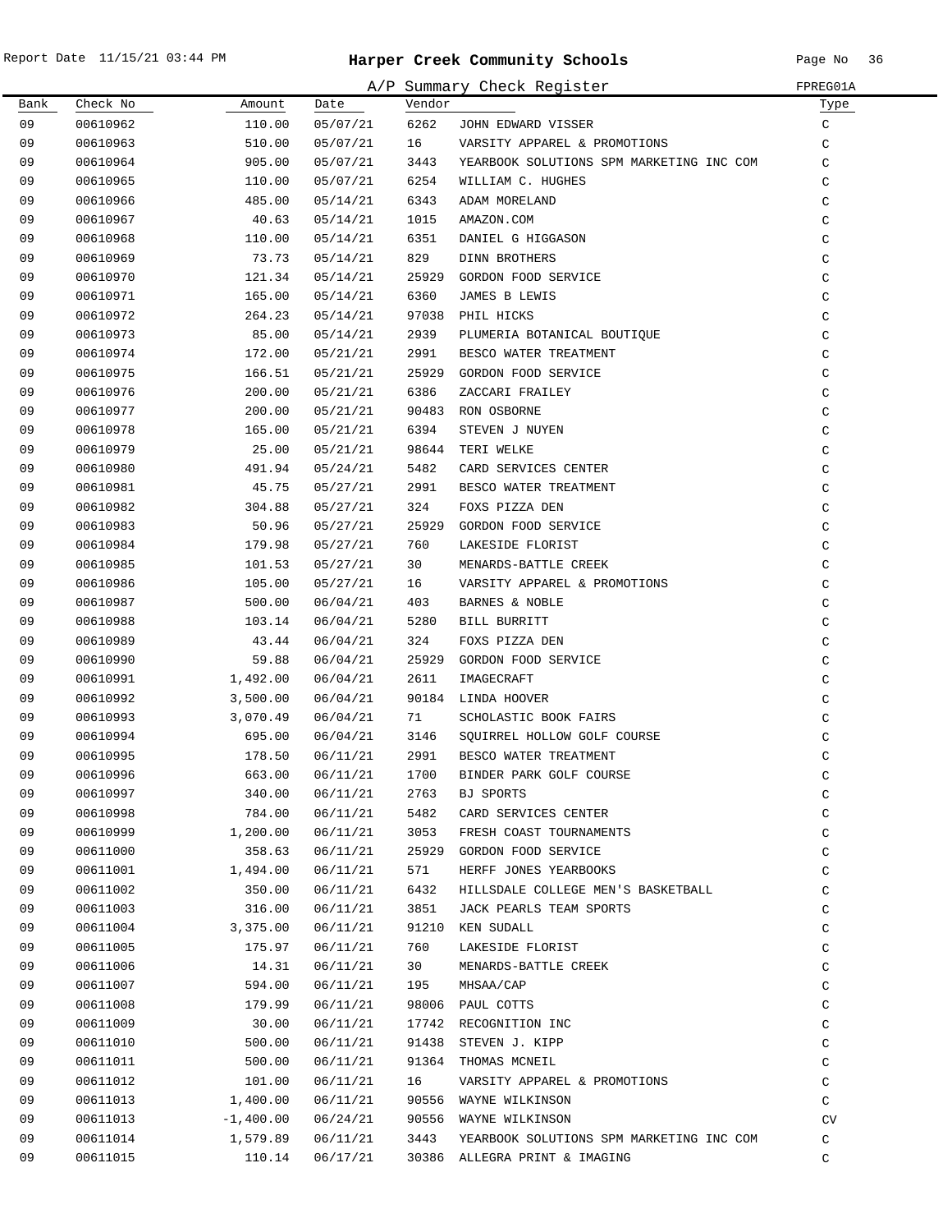Report Date 11/15/21 03:44 PM

# Harper Creek Community Schools

## A/P Summary Check Register

FPREG01A

| Bank | Check No | Amount | Date | Vendor | | Type |
|---|---|---|---|---|---|---|
| 09 | 00610962 | 110.00 | 05/07/21 | 6262 | JOHN EDWARD VISSER | C |
| 09 | 00610963 | 510.00 | 05/07/21 | 16 | VARSITY APPAREL & PROMOTIONS | C |
| 09 | 00610964 | 905.00 | 05/07/21 | 3443 | YEARBOOK SOLUTIONS SPM MARKETING INC COM | C |
| 09 | 00610965 | 110.00 | 05/07/21 | 6254 | WILLIAM C. HUGHES | C |
| 09 | 00610966 | 485.00 | 05/14/21 | 6343 | ADAM MORELAND | C |
| 09 | 00610967 | 40.63 | 05/14/21 | 1015 | AMAZON.COM | C |
| 09 | 00610968 | 110.00 | 05/14/21 | 6351 | DANIEL G HIGGASON | C |
| 09 | 00610969 | 73.73 | 05/14/21 | 829 | DINN BROTHERS | C |
| 09 | 00610970 | 121.34 | 05/14/21 | 25929 | GORDON FOOD SERVICE | C |
| 09 | 00610971 | 165.00 | 05/14/21 | 6360 | JAMES B LEWIS | C |
| 09 | 00610972 | 264.23 | 05/14/21 | 97038 | PHIL HICKS | C |
| 09 | 00610973 | 85.00 | 05/14/21 | 2939 | PLUMERIA BOTANICAL BOUTIQUE | C |
| 09 | 00610974 | 172.00 | 05/21/21 | 2991 | BESCO WATER TREATMENT | C |
| 09 | 00610975 | 166.51 | 05/21/21 | 25929 | GORDON FOOD SERVICE | C |
| 09 | 00610976 | 200.00 | 05/21/21 | 6386 | ZACCARI FRAILEY | C |
| 09 | 00610977 | 200.00 | 05/21/21 | 90483 | RON OSBORNE | C |
| 09 | 00610978 | 165.00 | 05/21/21 | 6394 | STEVEN J NUYEN | C |
| 09 | 00610979 | 25.00 | 05/21/21 | 98644 | TERI WELKE | C |
| 09 | 00610980 | 491.94 | 05/24/21 | 5482 | CARD SERVICES CENTER | C |
| 09 | 00610981 | 45.75 | 05/27/21 | 2991 | BESCO WATER TREATMENT | C |
| 09 | 00610982 | 304.88 | 05/27/21 | 324 | FOXS PIZZA DEN | C |
| 09 | 00610983 | 50.96 | 05/27/21 | 25929 | GORDON FOOD SERVICE | C |
| 09 | 00610984 | 179.98 | 05/27/21 | 760 | LAKESIDE FLORIST | C |
| 09 | 00610985 | 101.53 | 05/27/21 | 30 | MENARDS-BATTLE CREEK | C |
| 09 | 00610986 | 105.00 | 05/27/21 | 16 | VARSITY APPAREL & PROMOTIONS | C |
| 09 | 00610987 | 500.00 | 06/04/21 | 403 | BARNES & NOBLE | C |
| 09 | 00610988 | 103.14 | 06/04/21 | 5280 | BILL BURRITT | C |
| 09 | 00610989 | 43.44 | 06/04/21 | 324 | FOXS PIZZA DEN | C |
| 09 | 00610990 | 59.88 | 06/04/21 | 25929 | GORDON FOOD SERVICE | C |
| 09 | 00610991 | 1,492.00 | 06/04/21 | 2611 | IMAGECRAFT | C |
| 09 | 00610992 | 3,500.00 | 06/04/21 | 90184 | LINDA HOOVER | C |
| 09 | 00610993 | 3,070.49 | 06/04/21 | 71 | SCHOLASTIC BOOK FAIRS | C |
| 09 | 00610994 | 695.00 | 06/04/21 | 3146 | SQUIRREL HOLLOW GOLF COURSE | C |
| 09 | 00610995 | 178.50 | 06/11/21 | 2991 | BESCO WATER TREATMENT | C |
| 09 | 00610996 | 663.00 | 06/11/21 | 1700 | BINDER PARK GOLF COURSE | C |
| 09 | 00610997 | 340.00 | 06/11/21 | 2763 | BJ SPORTS | C |
| 09 | 00610998 | 784.00 | 06/11/21 | 5482 | CARD SERVICES CENTER | C |
| 09 | 00610999 | 1,200.00 | 06/11/21 | 3053 | FRESH COAST TOURNAMENTS | C |
| 09 | 00611000 | 358.63 | 06/11/21 | 25929 | GORDON FOOD SERVICE | C |
| 09 | 00611001 | 1,494.00 | 06/11/21 | 571 | HERFF JONES YEARBOOKS | C |
| 09 | 00611002 | 350.00 | 06/11/21 | 6432 | HILLSDALE COLLEGE MEN'S BASKETBALL | C |
| 09 | 00611003 | 316.00 | 06/11/21 | 3851 | JACK PEARLS TEAM SPORTS | C |
| 09 | 00611004 | 3,375.00 | 06/11/21 | 91210 | KEN SUDALL | C |
| 09 | 00611005 | 175.97 | 06/11/21 | 760 | LAKESIDE FLORIST | C |
| 09 | 00611006 | 14.31 | 06/11/21 | 30 | MENARDS-BATTLE CREEK | C |
| 09 | 00611007 | 594.00 | 06/11/21 | 195 | MHSAA/CAP | C |
| 09 | 00611008 | 179.99 | 06/11/21 | 98006 | PAUL COTTS | C |
| 09 | 00611009 | 30.00 | 06/11/21 | 17742 | RECOGNITION INC | C |
| 09 | 00611010 | 500.00 | 06/11/21 | 91438 | STEVEN J. KIPP | C |
| 09 | 00611011 | 500.00 | 06/11/21 | 91364 | THOMAS MCNEIL | C |
| 09 | 00611012 | 101.00 | 06/11/21 | 16 | VARSITY APPAREL & PROMOTIONS | C |
| 09 | 00611013 | 1,400.00 | 06/11/21 | 90556 | WAYNE WILKINSON | C |
| 09 | 00611013 | -1,400.00 | 06/24/21 | 90556 | WAYNE WILKINSON | CV |
| 09 | 00611014 | 1,579.89 | 06/11/21 | 3443 | YEARBOOK SOLUTIONS SPM MARKETING INC COM | C |
| 09 | 00611015 | 110.14 | 06/17/21 | 30386 | ALLEGRA PRINT & IMAGING | C |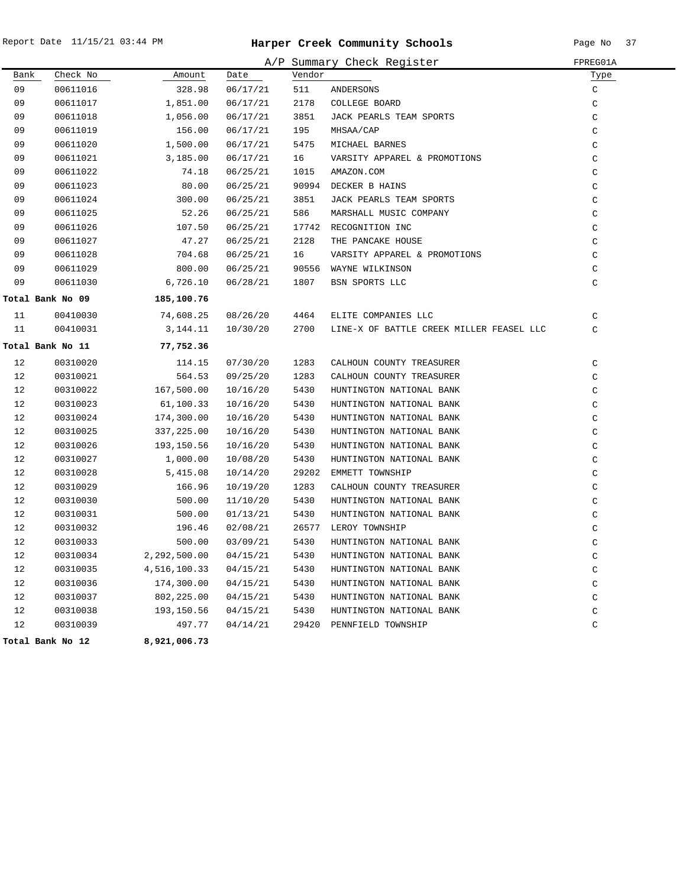# Harper Creek Community Schools

Report Date 11/15/21 03:44 PM

A/P Summary Check Register — FPREG01A

| Bank | Check No | Amount | Date | Vendor | | Type |
|---|---|---|---|---|---|---|
| 09 | 00611016 | 328.98 | 06/17/21 | 511 | ANDERSONS | C |
| 09 | 00611017 | 1,851.00 | 06/17/21 | 2178 | COLLEGE BOARD | C |
| 09 | 00611018 | 1,056.00 | 06/17/21 | 3851 | JACK PEARLS TEAM SPORTS | C |
| 09 | 00611019 | 156.00 | 06/17/21 | 195 | MHSAA/CAP | C |
| 09 | 00611020 | 1,500.00 | 06/17/21 | 5475 | MICHAEL BARNES | C |
| 09 | 00611021 | 3,185.00 | 06/17/21 | 16 | VARSITY APPAREL & PROMOTIONS | C |
| 09 | 00611022 | 74.18 | 06/25/21 | 1015 | AMAZON.COM | C |
| 09 | 00611023 | 80.00 | 06/25/21 | 90994 | DECKER B HAINS | C |
| 09 | 00611024 | 300.00 | 06/25/21 | 3851 | JACK PEARLS TEAM SPORTS | C |
| 09 | 00611025 | 52.26 | 06/25/21 | 586 | MARSHALL MUSIC COMPANY | C |
| 09 | 00611026 | 107.50 | 06/25/21 | 17742 | RECOGNITION INC | C |
| 09 | 00611027 | 47.27 | 06/25/21 | 2128 | THE PANCAKE HOUSE | C |
| 09 | 00611028 | 704.68 | 06/25/21 | 16 | VARSITY APPAREL & PROMOTIONS | C |
| 09 | 00611029 | 800.00 | 06/25/21 | 90556 | WAYNE WILKINSON | C |
| 09 | 00611030 | 6,726.10 | 06/28/21 | 1807 | BSN SPORTS LLC | C |
| **Total Bank No 09** | | **185,100.76** | | | | |
| 11 | 00410030 | 74,608.25 | 08/26/20 | 4464 | ELITE COMPANIES LLC | C |
| 11 | 00410031 | 3,144.11 | 10/30/20 | 2700 | LINE-X OF BATTLE CREEK MILLER FEASEL LLC | C |
| **Total Bank No 11** | | **77,752.36** | | | | |
| 12 | 00310020 | 114.15 | 07/30/20 | 1283 | CALHOUN COUNTY TREASURER | C |
| 12 | 00310021 | 564.53 | 09/25/20 | 1283 | CALHOUN COUNTY TREASURER | C |
| 12 | 00310022 | 167,500.00 | 10/16/20 | 5430 | HUNTINGTON NATIONAL BANK | C |
| 12 | 00310023 | 61,100.33 | 10/16/20 | 5430 | HUNTINGTON NATIONAL BANK | C |
| 12 | 00310024 | 174,300.00 | 10/16/20 | 5430 | HUNTINGTON NATIONAL BANK | C |
| 12 | 00310025 | 337,225.00 | 10/16/20 | 5430 | HUNTINGTON NATIONAL BANK | C |
| 12 | 00310026 | 193,150.56 | 10/16/20 | 5430 | HUNTINGTON NATIONAL BANK | C |
| 12 | 00310027 | 1,000.00 | 10/08/20 | 5430 | HUNTINGTON NATIONAL BANK | C |
| 12 | 00310028 | 5,415.08 | 10/14/20 | 29202 | EMMETT TOWNSHIP | C |
| 12 | 00310029 | 166.96 | 10/19/20 | 1283 | CALHOUN COUNTY TREASURER | C |
| 12 | 00310030 | 500.00 | 11/10/20 | 5430 | HUNTINGTON NATIONAL BANK | C |
| 12 | 00310031 | 500.00 | 01/13/21 | 5430 | HUNTINGTON NATIONAL BANK | C |
| 12 | 00310032 | 196.46 | 02/08/21 | 26577 | LEROY TOWNSHIP | C |
| 12 | 00310033 | 500.00 | 03/09/21 | 5430 | HUNTINGTON NATIONAL BANK | C |
| 12 | 00310034 | 2,292,500.00 | 04/15/21 | 5430 | HUNTINGTON NATIONAL BANK | C |
| 12 | 00310035 | 4,516,100.33 | 04/15/21 | 5430 | HUNTINGTON NATIONAL BANK | C |
| 12 | 00310036 | 174,300.00 | 04/15/21 | 5430 | HUNTINGTON NATIONAL BANK | C |
| 12 | 00310037 | 802,225.00 | 04/15/21 | 5430 | HUNTINGTON NATIONAL BANK | C |
| 12 | 00310038 | 193,150.56 | 04/15/21 | 5430 | HUNTINGTON NATIONAL BANK | C |
| 12 | 00310039 | 497.77 | 04/14/21 | 29420 | PENNFIELD TOWNSHIP | C |
| **Total Bank No 12** | | **8,921,006.73** | | | | |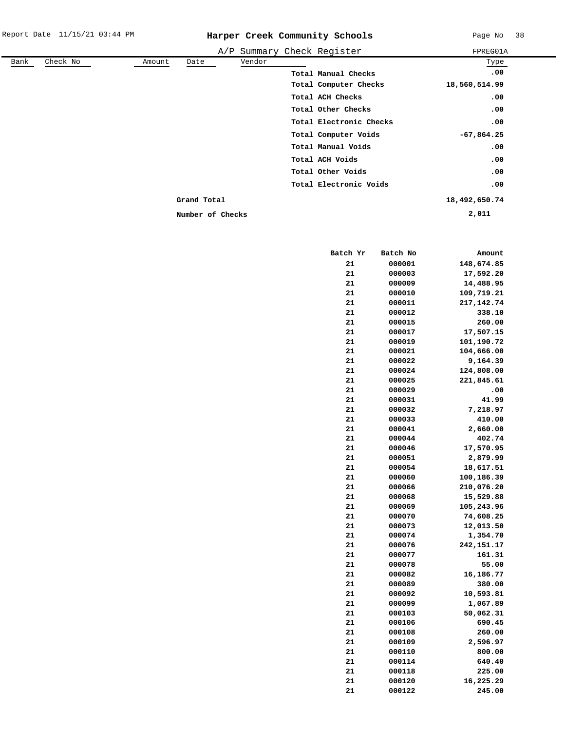# Harper Creek Community Schools

A/P Summary Check Register

FPREG01A

| Bank | Check No | Amount | Date | Vendor | Type |
|---|---|---|---|---|---|

| | |
|---|---|
| Total Manual Checks | .00 |
| Total Computer Checks | 18,560,514.99 |
| Total ACH Checks | .00 |
| Total Other Checks | .00 |
| Total Electronic Checks | .00 |
| Total Computer Voids | -67,864.25 |
| Total Manual Voids | .00 |
| Total ACH Voids | .00 |
| Total Other Voids | .00 |
| Total Electronic Voids | .00 |
| **Grand Total** | 18,492,650.74 |
| **Number of Checks** | 2,011 |

| Batch Yr | Batch No | Amount |
|---|---|---|
| 21 | 000001 | 148,674.85 |
| 21 | 000003 | 17,592.20 |
| 21 | 000009 | 14,488.95 |
| 21 | 000010 | 109,719.21 |
| 21 | 000011 | 217,142.74 |
| 21 | 000012 | 338.10 |
| 21 | 000015 | 260.00 |
| 21 | 000017 | 17,507.15 |
| 21 | 000019 | 101,190.72 |
| 21 | 000021 | 104,666.00 |
| 21 | 000022 | 9,164.39 |
| 21 | 000024 | 124,808.00 |
| 21 | 000025 | 221,845.61 |
| 21 | 000029 | .00 |
| 21 | 000031 | 41.99 |
| 21 | 000032 | 7,218.97 |
| 21 | 000033 | 410.00 |
| 21 | 000041 | 2,660.00 |
| 21 | 000044 | 402.74 |
| 21 | 000046 | 17,570.95 |
| 21 | 000051 | 2,879.99 |
| 21 | 000054 | 18,617.51 |
| 21 | 000060 | 100,186.39 |
| 21 | 000066 | 210,076.20 |
| 21 | 000068 | 15,529.88 |
| 21 | 000069 | 105,243.96 |
| 21 | 000070 | 74,608.25 |
| 21 | 000073 | 12,013.50 |
| 21 | 000074 | 1,354.70 |
| 21 | 000076 | 242,151.17 |
| 21 | 000077 | 161.31 |
| 21 | 000078 | 55.00 |
| 21 | 000082 | 16,186.77 |
| 21 | 000089 | 380.00 |
| 21 | 000092 | 10,593.81 |
| 21 | 000099 | 1,067.89 |
| 21 | 000103 | 50,062.31 |
| 21 | 000106 | 690.45 |
| 21 | 000108 | 260.00 |
| 21 | 000109 | 2,596.97 |
| 21 | 000110 | 800.00 |
| 21 | 000114 | 640.40 |
| 21 | 000118 | 225.00 |
| 21 | 000120 | 16,225.29 |
| 21 | 000122 | 245.00 |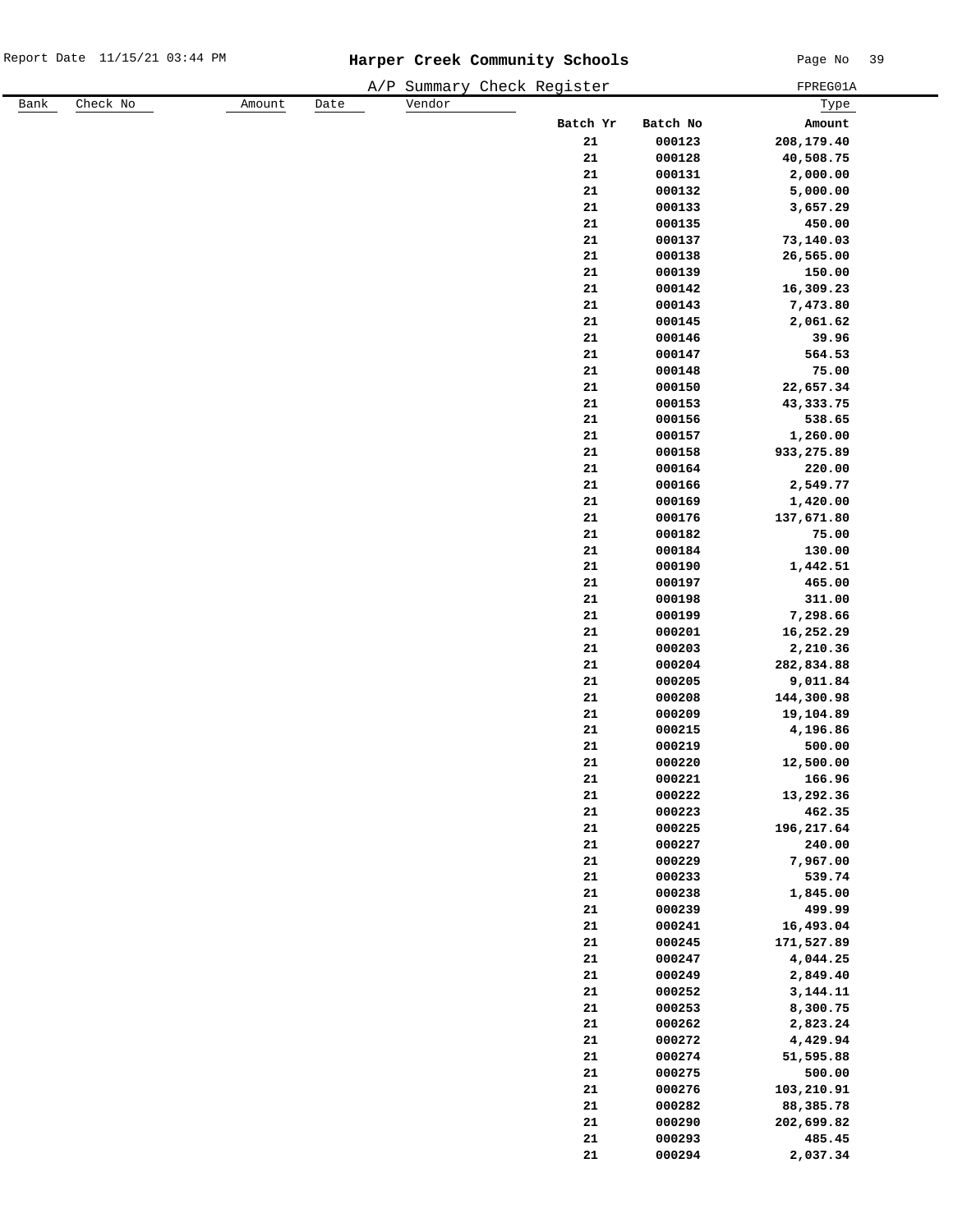# Harper Creek Community Schools

A/P Summary Check Register FPREG01A

| Bank | Check No | Amount | Date | Vendor | Type |
|---|---|---|---|---|---|

| Batch Yr | Batch No | Amount |
|---|---|---|
| 21 | 000123 | 208,179.40 |
| 21 | 000128 | 40,508.75 |
| 21 | 000131 | 2,000.00 |
| 21 | 000132 | 5,000.00 |
| 21 | 000133 | 3,657.29 |
| 21 | 000135 | 450.00 |
| 21 | 000137 | 73,140.03 |
| 21 | 000138 | 26,565.00 |
| 21 | 000139 | 150.00 |
| 21 | 000142 | 16,309.23 |
| 21 | 000143 | 7,473.80 |
| 21 | 000145 | 2,061.62 |
| 21 | 000146 | 39.96 |
| 21 | 000147 | 564.53 |
| 21 | 000148 | 75.00 |
| 21 | 000150 | 22,657.34 |
| 21 | 000153 | 43,333.75 |
| 21 | 000156 | 538.65 |
| 21 | 000157 | 1,260.00 |
| 21 | 000158 | 933,275.89 |
| 21 | 000164 | 220.00 |
| 21 | 000166 | 2,549.77 |
| 21 | 000169 | 1,420.00 |
| 21 | 000176 | 137,671.80 |
| 21 | 000182 | 75.00 |
| 21 | 000184 | 130.00 |
| 21 | 000190 | 1,442.51 |
| 21 | 000197 | 465.00 |
| 21 | 000198 | 311.00 |
| 21 | 000199 | 7,298.66 |
| 21 | 000201 | 16,252.29 |
| 21 | 000203 | 2,210.36 |
| 21 | 000204 | 282,834.88 |
| 21 | 000205 | 9,011.84 |
| 21 | 000208 | 144,300.98 |
| 21 | 000209 | 19,104.89 |
| 21 | 000215 | 4,196.86 |
| 21 | 000219 | 500.00 |
| 21 | 000220 | 12,500.00 |
| 21 | 000221 | 166.96 |
| 21 | 000222 | 13,292.36 |
| 21 | 000223 | 462.35 |
| 21 | 000225 | 196,217.64 |
| 21 | 000227 | 240.00 |
| 21 | 000229 | 7,967.00 |
| 21 | 000233 | 539.74 |
| 21 | 000238 | 1,845.00 |
| 21 | 000239 | 499.99 |
| 21 | 000241 | 16,493.04 |
| 21 | 000245 | 171,527.89 |
| 21 | 000247 | 4,044.25 |
| 21 | 000249 | 2,849.40 |
| 21 | 000252 | 3,144.11 |
| 21 | 000253 | 8,300.75 |
| 21 | 000262 | 2,823.24 |
| 21 | 000272 | 4,429.94 |
| 21 | 000274 | 51,595.88 |
| 21 | 000275 | 500.00 |
| 21 | 000276 | 103,210.91 |
| 21 | 000282 | 88,385.78 |
| 21 | 000290 | 202,699.82 |
| 21 | 000293 | 485.45 |
| 21 | 000294 | 2,037.34 |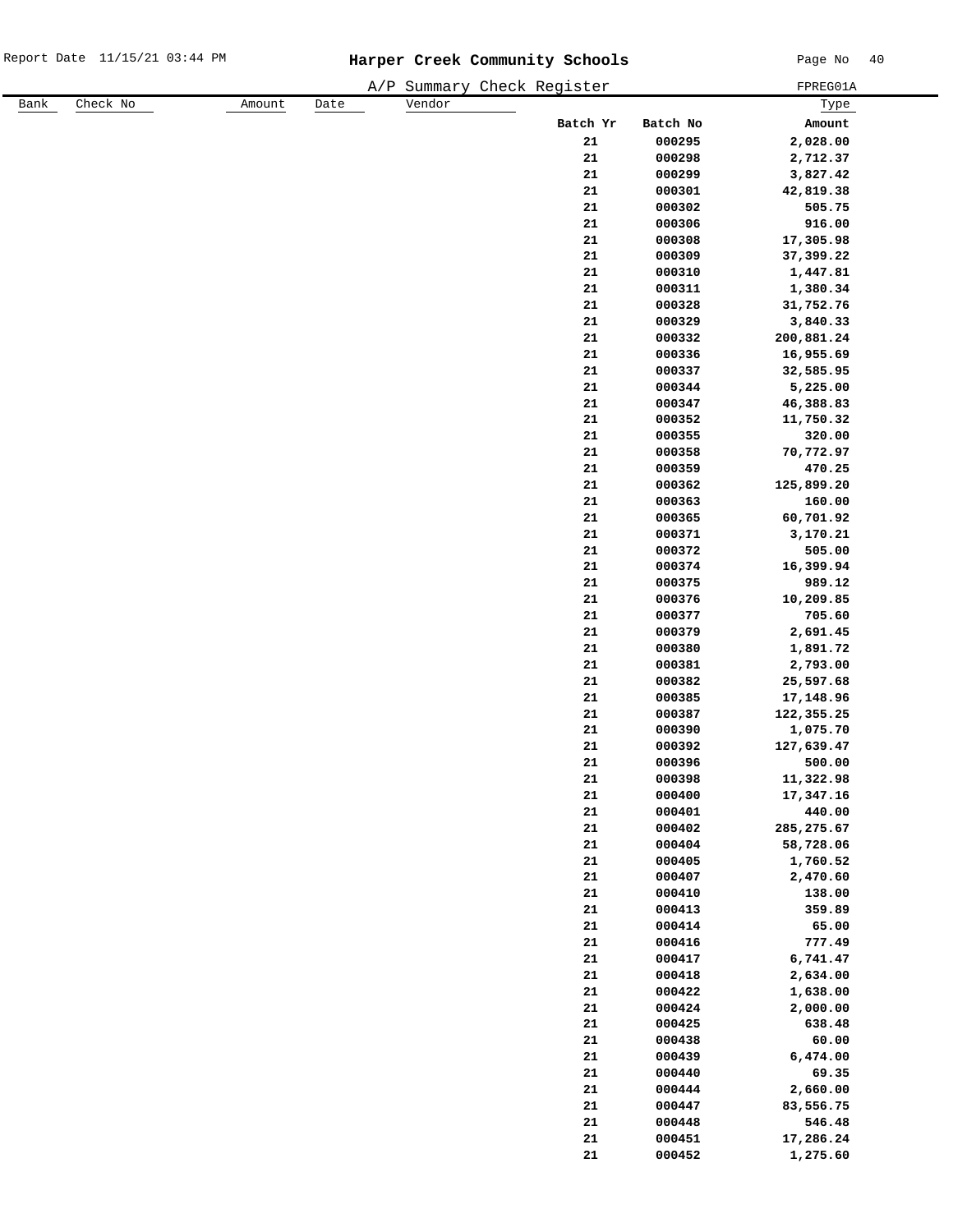# Harper Creek Community Schools

A/P Summary Check Register

| Bank | Check No | Amount | Date | Vendor | Batch Yr | Batch No | Type Amount |
|---|---|---|---|---|---|---|---|
| | | | | | 21 | 000295 | 2,028.00 |
| | | | | | 21 | 000298 | 2,712.37 |
| | | | | | 21 | 000299 | 3,827.42 |
| | | | | | 21 | 000301 | 42,819.38 |
| | | | | | 21 | 000302 | 505.75 |
| | | | | | 21 | 000306 | 916.00 |
| | | | | | 21 | 000308 | 17,305.98 |
| | | | | | 21 | 000309 | 37,399.22 |
| | | | | | 21 | 000310 | 1,447.81 |
| | | | | | 21 | 000311 | 1,380.34 |
| | | | | | 21 | 000328 | 31,752.76 |
| | | | | | 21 | 000329 | 3,840.33 |
| | | | | | 21 | 000332 | 200,881.24 |
| | | | | | 21 | 000336 | 16,955.69 |
| | | | | | 21 | 000337 | 32,585.95 |
| | | | | | 21 | 000344 | 5,225.00 |
| | | | | | 21 | 000347 | 46,388.83 |
| | | | | | 21 | 000352 | 11,750.32 |
| | | | | | 21 | 000355 | 320.00 |
| | | | | | 21 | 000358 | 70,772.97 |
| | | | | | 21 | 000359 | 470.25 |
| | | | | | 21 | 000362 | 125,899.20 |
| | | | | | 21 | 000363 | 160.00 |
| | | | | | 21 | 000365 | 60,701.92 |
| | | | | | 21 | 000371 | 3,170.21 |
| | | | | | 21 | 000372 | 505.00 |
| | | | | | 21 | 000374 | 16,399.94 |
| | | | | | 21 | 000375 | 989.12 |
| | | | | | 21 | 000376 | 10,209.85 |
| | | | | | 21 | 000377 | 705.60 |
| | | | | | 21 | 000379 | 2,691.45 |
| | | | | | 21 | 000380 | 1,891.72 |
| | | | | | 21 | 000381 | 2,793.00 |
| | | | | | 21 | 000382 | 25,597.68 |
| | | | | | 21 | 000385 | 17,148.96 |
| | | | | | 21 | 000387 | 122,355.25 |
| | | | | | 21 | 000390 | 1,075.70 |
| | | | | | 21 | 000392 | 127,639.47 |
| | | | | | 21 | 000396 | 500.00 |
| | | | | | 21 | 000398 | 11,322.98 |
| | | | | | 21 | 000400 | 17,347.16 |
| | | | | | 21 | 000401 | 440.00 |
| | | | | | 21 | 000402 | 285,275.67 |
| | | | | | 21 | 000404 | 58,728.06 |
| | | | | | 21 | 000405 | 1,760.52 |
| | | | | | 21 | 000407 | 2,470.60 |
| | | | | | 21 | 000410 | 138.00 |
| | | | | | 21 | 000413 | 359.89 |
| | | | | | 21 | 000414 | 65.00 |
| | | | | | 21 | 000416 | 777.49 |
| | | | | | 21 | 000417 | 6,741.47 |
| | | | | | 21 | 000418 | 2,634.00 |
| | | | | | 21 | 000422 | 1,638.00 |
| | | | | | 21 | 000424 | 2,000.00 |
| | | | | | 21 | 000425 | 638.48 |
| | | | | | 21 | 000438 | 60.00 |
| | | | | | 21 | 000439 | 6,474.00 |
| | | | | | 21 | 000440 | 69.35 |
| | | | | | 21 | 000444 | 2,660.00 |
| | | | | | 21 | 000447 | 83,556.75 |
| | | | | | 21 | 000448 | 546.48 |
| | | | | | 21 | 000451 | 17,286.24 |
| | | | | | 21 | 000452 | 1,275.60 |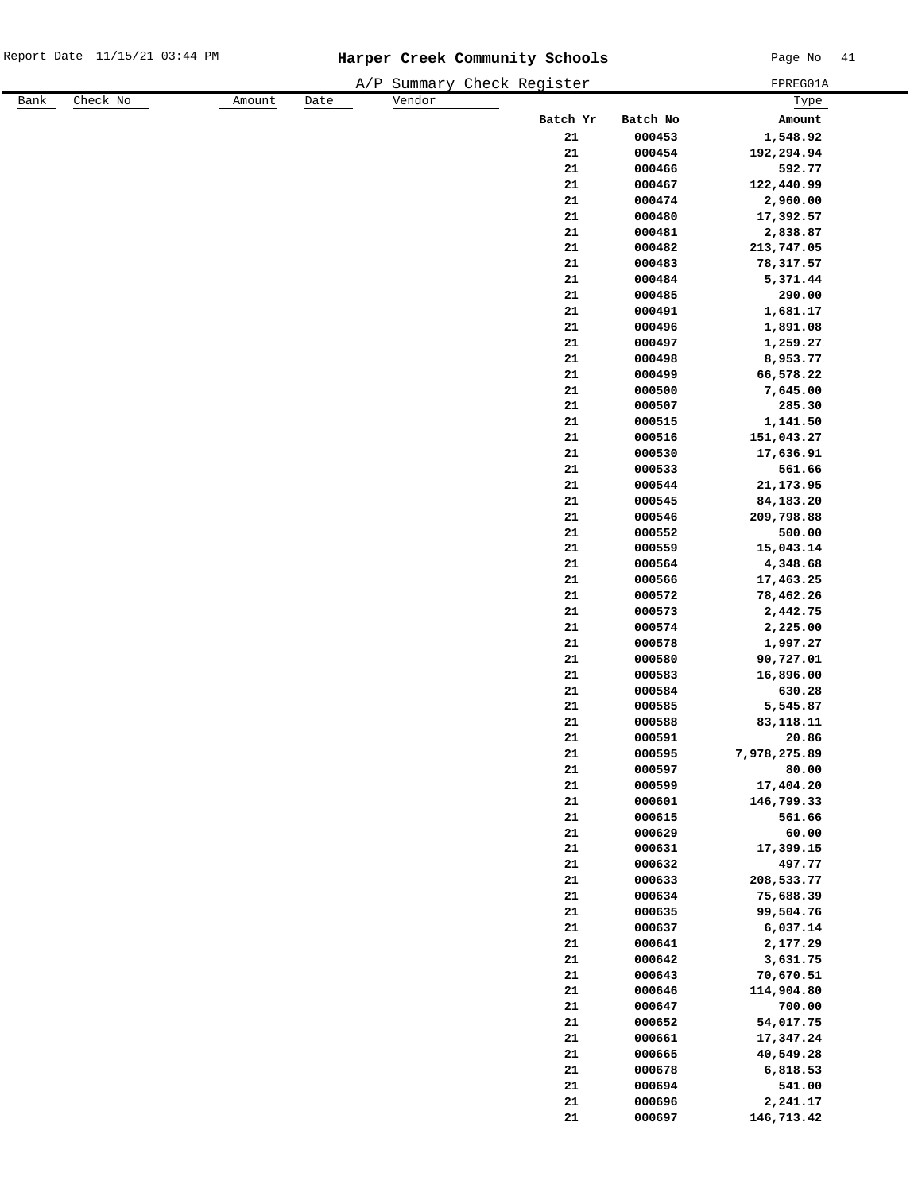# Harper Creek Community Schools

A/P Summary Check Register

| Bank | Check No | Amount | Date | Vendor | Batch Yr | Batch No | Type Amount |
|---|---|---|---|---|---|---|---|
| | | | | | 21 | 000453 | 1,548.92 |
| | | | | | 21 | 000454 | 192,294.94 |
| | | | | | 21 | 000466 | 592.77 |
| | | | | | 21 | 000467 | 122,440.99 |
| | | | | | 21 | 000474 | 2,960.00 |
| | | | | | 21 | 000480 | 17,392.57 |
| | | | | | 21 | 000481 | 2,838.87 |
| | | | | | 21 | 000482 | 213,747.05 |
| | | | | | 21 | 000483 | 78,317.57 |
| | | | | | 21 | 000484 | 5,371.44 |
| | | | | | 21 | 000485 | 290.00 |
| | | | | | 21 | 000491 | 1,681.17 |
| | | | | | 21 | 000496 | 1,891.08 |
| | | | | | 21 | 000497 | 1,259.27 |
| | | | | | 21 | 000498 | 8,953.77 |
| | | | | | 21 | 000499 | 66,578.22 |
| | | | | | 21 | 000500 | 7,645.00 |
| | | | | | 21 | 000507 | 285.30 |
| | | | | | 21 | 000515 | 1,141.50 |
| | | | | | 21 | 000516 | 151,043.27 |
| | | | | | 21 | 000530 | 17,636.91 |
| | | | | | 21 | 000533 | 561.66 |
| | | | | | 21 | 000544 | 21,173.95 |
| | | | | | 21 | 000545 | 84,183.20 |
| | | | | | 21 | 000546 | 209,798.88 |
| | | | | | 21 | 000552 | 500.00 |
| | | | | | 21 | 000559 | 15,043.14 |
| | | | | | 21 | 000564 | 4,348.68 |
| | | | | | 21 | 000566 | 17,463.25 |
| | | | | | 21 | 000572 | 78,462.26 |
| | | | | | 21 | 000573 | 2,442.75 |
| | | | | | 21 | 000574 | 2,225.00 |
| | | | | | 21 | 000578 | 1,997.27 |
| | | | | | 21 | 000580 | 90,727.01 |
| | | | | | 21 | 000583 | 16,896.00 |
| | | | | | 21 | 000584 | 630.28 |
| | | | | | 21 | 000585 | 5,545.87 |
| | | | | | 21 | 000588 | 83,118.11 |
| | | | | | 21 | 000591 | 20.86 |
| | | | | | 21 | 000595 | 7,978,275.89 |
| | | | | | 21 | 000597 | 80.00 |
| | | | | | 21 | 000599 | 17,404.20 |
| | | | | | 21 | 000601 | 146,799.33 |
| | | | | | 21 | 000615 | 561.66 |
| | | | | | 21 | 000629 | 60.00 |
| | | | | | 21 | 000631 | 17,399.15 |
| | | | | | 21 | 000632 | 497.77 |
| | | | | | 21 | 000633 | 208,533.77 |
| | | | | | 21 | 000634 | 75,688.39 |
| | | | | | 21 | 000635 | 99,504.76 |
| | | | | | 21 | 000637 | 6,037.14 |
| | | | | | 21 | 000641 | 2,177.29 |
| | | | | | 21 | 000642 | 3,631.75 |
| | | | | | 21 | 000643 | 70,670.51 |
| | | | | | 21 | 000646 | 114,904.80 |
| | | | | | 21 | 000647 | 700.00 |
| | | | | | 21 | 000652 | 54,017.75 |
| | | | | | 21 | 000661 | 17,347.24 |
| | | | | | 21 | 000665 | 40,549.28 |
| | | | | | 21 | 000678 | 6,818.53 |
| | | | | | 21 | 000694 | 541.00 |
| | | | | | 21 | 000696 | 2,241.17 |
| | | | | | 21 | 000697 | 146,713.42 |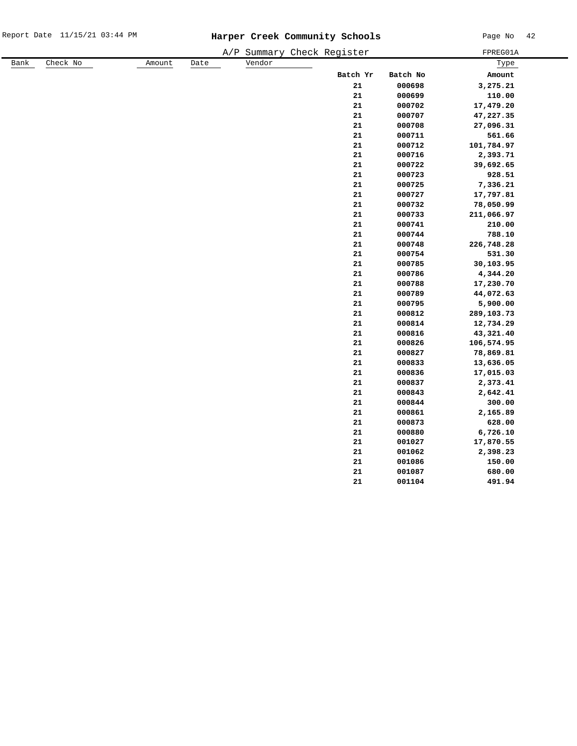Harper Creek Community Schools

A/P Summary Check Register

FPREG01A

| Bank | Check No | Amount | Date | Vendor | Type |
|---|---|---|---|---|---|

| Batch Yr | Batch No | Amount |
|---|---|---|
| 21 | 000698 | 3,275.21 |
| 21 | 000699 | 110.00 |
| 21 | 000702 | 17,479.20 |
| 21 | 000707 | 47,227.35 |
| 21 | 000708 | 27,096.31 |
| 21 | 000711 | 561.66 |
| 21 | 000712 | 101,784.97 |
| 21 | 000716 | 2,393.71 |
| 21 | 000722 | 39,692.65 |
| 21 | 000723 | 928.51 |
| 21 | 000725 | 7,336.21 |
| 21 | 000727 | 17,797.81 |
| 21 | 000732 | 78,050.99 |
| 21 | 000733 | 211,066.97 |
| 21 | 000741 | 210.00 |
| 21 | 000744 | 788.10 |
| 21 | 000748 | 226,748.28 |
| 21 | 000754 | 531.30 |
| 21 | 000785 | 30,103.95 |
| 21 | 000786 | 4,344.20 |
| 21 | 000788 | 17,230.70 |
| 21 | 000789 | 44,072.63 |
| 21 | 000795 | 5,900.00 |
| 21 | 000812 | 289,103.73 |
| 21 | 000814 | 12,734.29 |
| 21 | 000816 | 43,321.40 |
| 21 | 000826 | 106,574.95 |
| 21 | 000827 | 78,869.81 |
| 21 | 000833 | 13,636.05 |
| 21 | 000836 | 17,015.03 |
| 21 | 000837 | 2,373.41 |
| 21 | 000843 | 2,642.41 |
| 21 | 000844 | 300.00 |
| 21 | 000861 | 2,165.89 |
| 21 | 000873 | 628.00 |
| 21 | 000880 | 6,726.10 |
| 21 | 001027 | 17,870.55 |
| 21 | 001062 | 2,398.23 |
| 21 | 001086 | 150.00 |
| 21 | 001087 | 680.00 |
| 21 | 001104 | 491.94 |